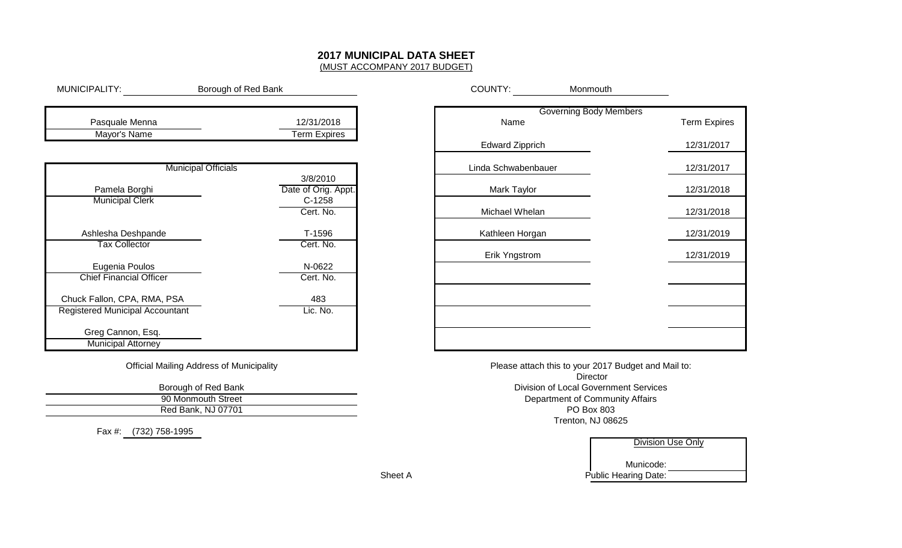# 2017 MUNICIPAL DATA SHEET

(MUST ACCOMPANY 2017 BUDGET)

MUNICIPALITY: Borough of Red Bank

COUNTY: Monmouth

| Mayor's Name | Term Expires |
|---|---|
| Pasquale Menna | 12/31/2018 |

**Municipal Officials**

| Name | Title | Detail | Label |
|---|---|---|---|
| Pamela Borghi | Municipal Clerk | 3/8/2010 | Date of Orig. Appt. |
| | | C-1258 | Cert. No. |
| Ashlesha Deshpande | Tax Collector | T-1596 | Cert. No. |
| Eugenia Poulos | Chief Financial Officer | N-0622 | Cert. No. |
| Chuck Fallon, CPA, RMA, PSA | Registered Municipal Accountant | 483 | Lic. No. |
| Greg Cannon, Esq. | Municipal Attorney | | |

**Governing Body Members**

| Name | Term Expires |
|---|---|
| Edward Zipprich | 12/31/2017 |
| Linda Schwabenbauer | 12/31/2017 |
| Mark Taylor | 12/31/2018 |
| Michael Whelan | 12/31/2018 |
| Kathleen Horgan | 12/31/2019 |
| Erik Yngstrom | 12/31/2019 |
| | |
| | |
| | |
| | |

Official Mailing Address of Municipality

Borough of Red Bank
90 Monmouth Street
Red Bank, NJ 07701

Fax #: (732) 758-1995

Please attach this to your 2017 Budget and Mail to:

Director
Division of Local Government Services
Department of Community Affairs
PO Box 803
Trenton, NJ 08625

**Division Use Only**

Municode:

Public Hearing Date:

Sheet A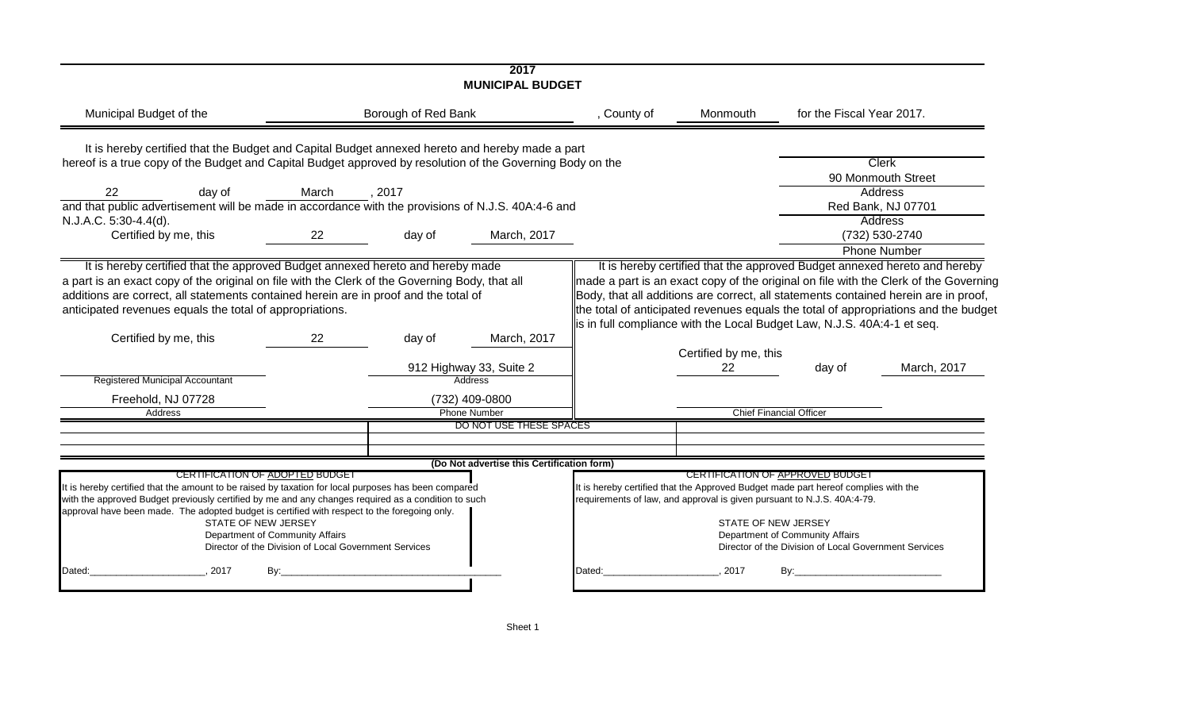# 2017
## MUNICIPAL BUDGET

Municipal Budget of the Borough of Red Bank, County of Monmouth for the Fiscal Year 2017.

It is hereby certified that the Budget and Capital Budget annexed hereto and hereby made a part hereof is a true copy of the Budget and Capital Budget approved by resolution of the Governing Body on the 22 day of March, 2017 and that public advertisement will be made in accordance with the provisions of N.J.S. 40A:4-6 and N.J.A.C. 5:30-4.4(d).

Certified by me, this 22 day of March, 2017

Clerk

90 Monmouth Street
Address

Red Bank, NJ 07701
Address

(732) 530-2740
Phone Number

It is hereby certified that the approved Budget annexed hereto and hereby made a part is an exact copy of the original on file with the Clerk of the Governing Body, that all additions are correct, all statements contained herein are in proof and the total of anticipated revenues equals the total of appropriations.

Certified by me, this 22 day of March, 2017

Registered Municipal Accountant

912 Highway 33, Suite 2
Address

Freehold, NJ 07728
Address

(732) 409-0800
Phone Number

It is hereby certified that the approved Budget annexed hereto and hereby made a part is an exact copy of the original on file with the Clerk of the Governing Body, that all additions are correct, all statements contained herein are in proof, the total of anticipated revenues equals the total of appropriations and the budget is in full compliance with the Local Budget Law, N.J.S. 40A:4-1 et seq.

Certified by me, this 22 day of March, 2017

Chief Financial Officer

DO NOT USE THESE SPACES

**(Do Not advertise this Certification form)**

CERTIFICATION OF ADOPTED BUDGET

It is hereby certified that the amount to be raised by taxation for local purposes has been compared with the approved Budget previously certified by me and any changes required as a condition to such approval have been made. The adopted budget is certified with respect to the foregoing only.

STATE OF NEW JERSEY
Department of Community Affairs
Director of the Division of Local Government Services

Dated:_____________________, 2017 By:_________________________________________

CERTIFICATION OF APPROVED BUDGET

It is hereby certified that the Approved Budget made part hereof complies with the requirements of law, and approval is given pursuant to N.J.S. 40A:4-79.

STATE OF NEW JERSEY
Department of Community Affairs
Director of the Division of Local Government Services

Dated:_____________________, 2017 By:___________________________

Sheet 1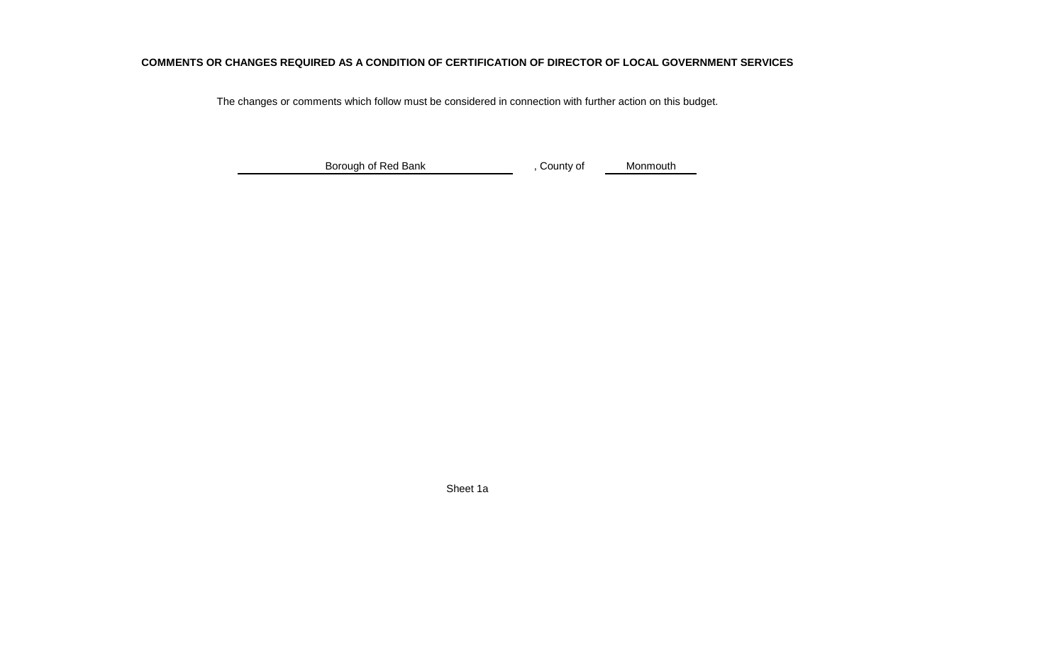**COMMENTS OR CHANGES REQUIRED AS A CONDITION OF CERTIFICATION OF DIRECTOR OF LOCAL GOVERNMENT SERVICES**

The changes or comments which follow must be considered in connection with further action on this budget.

Borough of Red Bank , County of Monmouth

Sheet 1a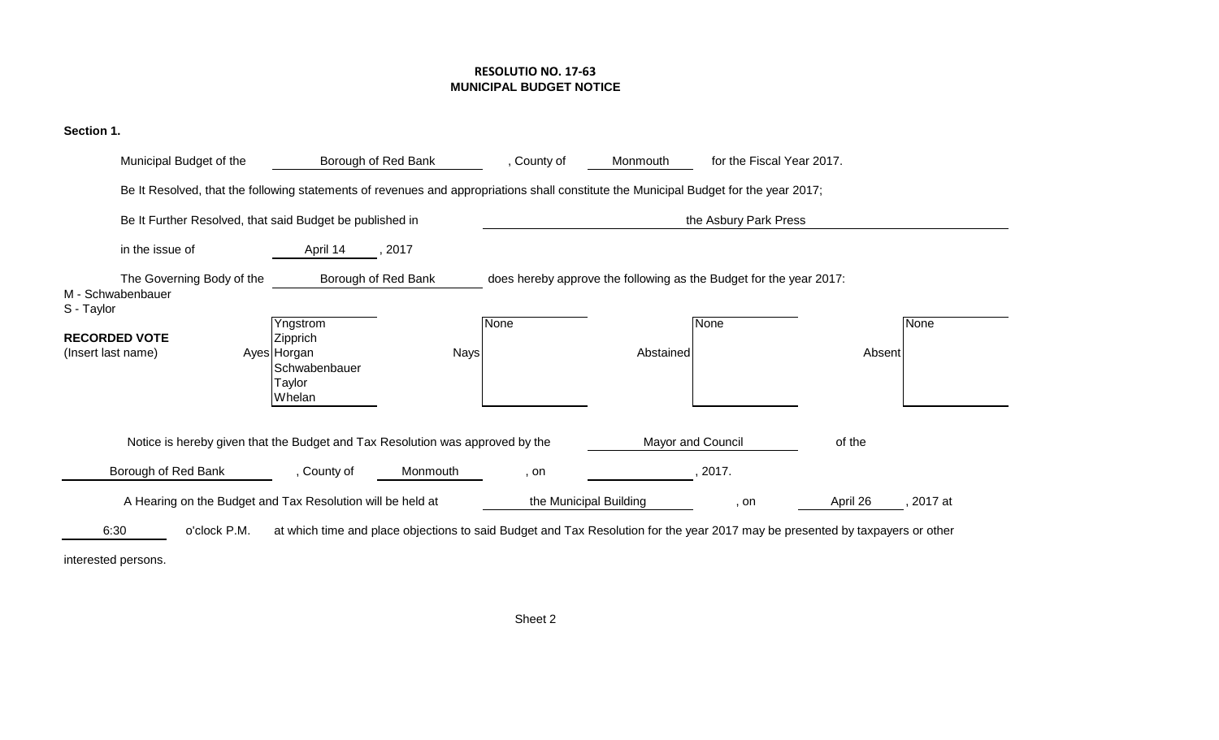## RESOLUTIO NO. 17-63
## MUNICIPAL BUDGET NOTICE

**Section 1.**

Municipal Budget of the Borough of Red Bank, County of Monmouth for the Fiscal Year 2017.

Be It Resolved, that the following statements of revenues and appropriations shall constitute the Municipal Budget for the year 2017;

Be It Further Resolved, that said Budget be published in the Asbury Park Press

in the issue of April 14, 2017

The Governing Body of the Borough of Red Bank does hereby approve the following as the Budget for the year 2017:

M - Schwabenbauer
S - Taylor

**RECORDED VOTE**
(Insert last name)

| | Ayes | Nays | Abstained | Absent |
|---|---|---|---|---|
| | Yngstrom<br>Zipprich<br>Horgan<br>Schwabenbauer<br>Taylor<br>Whelan | None | None | None |

Notice is hereby given that the Budget and Tax Resolution was approved by the Mayor and Council of the Borough of Red Bank, County of Monmouth, on \_\_\_\_\_\_\_\_\_\_, 2017.

A Hearing on the Budget and Tax Resolution will be held at the Municipal Building, on April 26, 2017 at 6:30 o'clock P.M. at which time and place objections to said Budget and Tax Resolution for the year 2017 may be presented by taxpayers or other interested persons.

Sheet 2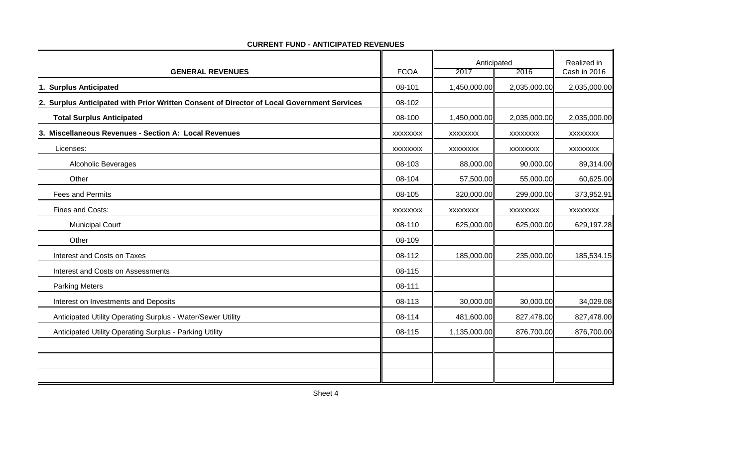**CURRENT FUND - ANTICIPATED REVENUES**

| GENERAL REVENUES | FCOA | Anticipated 2017 | Anticipated 2016 | Realized in Cash in 2016 |
|---|---|---|---|---|
| 1. Surplus Anticipated | 08-101 | 1,450,000.00 | 2,035,000.00 | 2,035,000.00 |
| 2. Surplus Anticipated with Prior Written Consent of Director of Local Government Services | 08-102 | | | |
| Total Surplus Anticipated | 08-100 | 1,450,000.00 | 2,035,000.00 | 2,035,000.00 |
| 3. Miscellaneous Revenues - Section A: Local Revenues | xxxxxxxx | xxxxxxxx | xxxxxxxx | xxxxxxxx |
| Licenses: | xxxxxxxx | xxxxxxxx | xxxxxxxx | xxxxxxxx |
| Alcoholic Beverages | 08-103 | 88,000.00 | 90,000.00 | 89,314.00 |
| Other | 08-104 | 57,500.00 | 55,000.00 | 60,625.00 |
| Fees and Permits | 08-105 | 320,000.00 | 299,000.00 | 373,952.91 |
| Fines and Costs: | xxxxxxxx | xxxxxxxx | xxxxxxxx | xxxxxxxx |
| Municipal Court | 08-110 | 625,000.00 | 625,000.00 | 629,197.28 |
| Other | 08-109 | | | |
| Interest and Costs on Taxes | 08-112 | 185,000.00 | 235,000.00 | 185,534.15 |
| Interest and Costs on Assessments | 08-115 | | | |
| Parking Meters | 08-111 | | | |
| Interest on Investments and Deposits | 08-113 | 30,000.00 | 30,000.00 | 34,029.08 |
| Anticipated Utility Operating Surplus - Water/Sewer Utility | 08-114 | 481,600.00 | 827,478.00 | 827,478.00 |
| Anticipated Utility Operating Surplus - Parking Utility | 08-115 | 1,135,000.00 | 876,700.00 | 876,700.00 |
| | | | | |
| | | | | |
| | | | | |

Sheet 4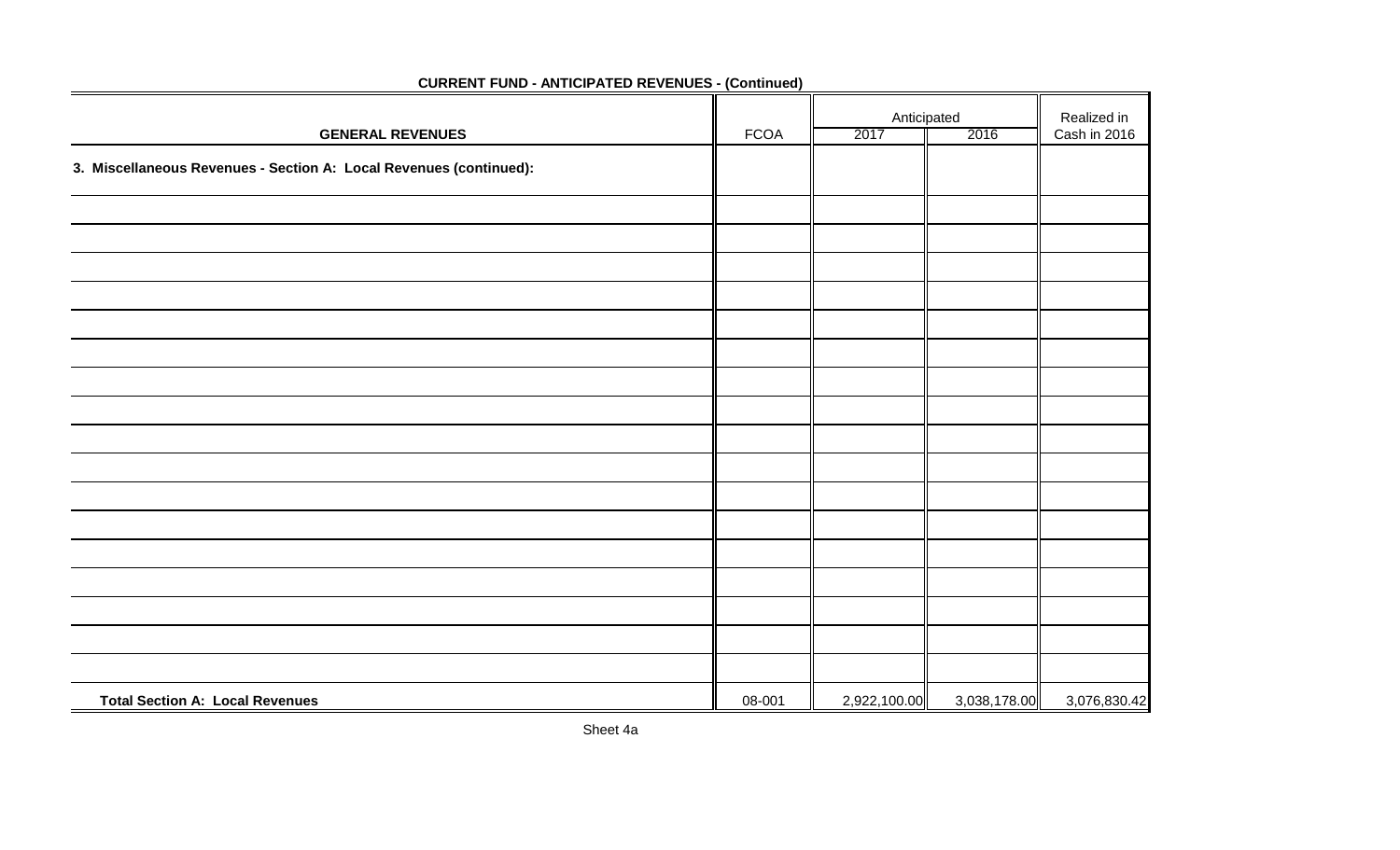## CURRENT FUND - ANTICIPATED REVENUES - (Continued)

| GENERAL REVENUES | FCOA | Anticipated 2017 | Anticipated 2016 | Realized in Cash in 2016 |
|---|---|---|---|---|
| **3. Miscellaneous Revenues - Section A: Local Revenues (continued):** | | | | |
| | | | | |
| | | | | |
| | | | | |
| | | | | |
| | | | | |
| | | | | |
| | | | | |
| | | | | |
| | | | | |
| | | | | |
| | | | | |
| | | | | |
| | | | | |
| | | | | |
| | | | | |
| | | | | |
| | | | | |
| | | | | |
| **Total Section A: Local Revenues** | 08-001 | 2,922,100.00 | 3,038,178.00 | 3,076,830.42 |

Sheet 4a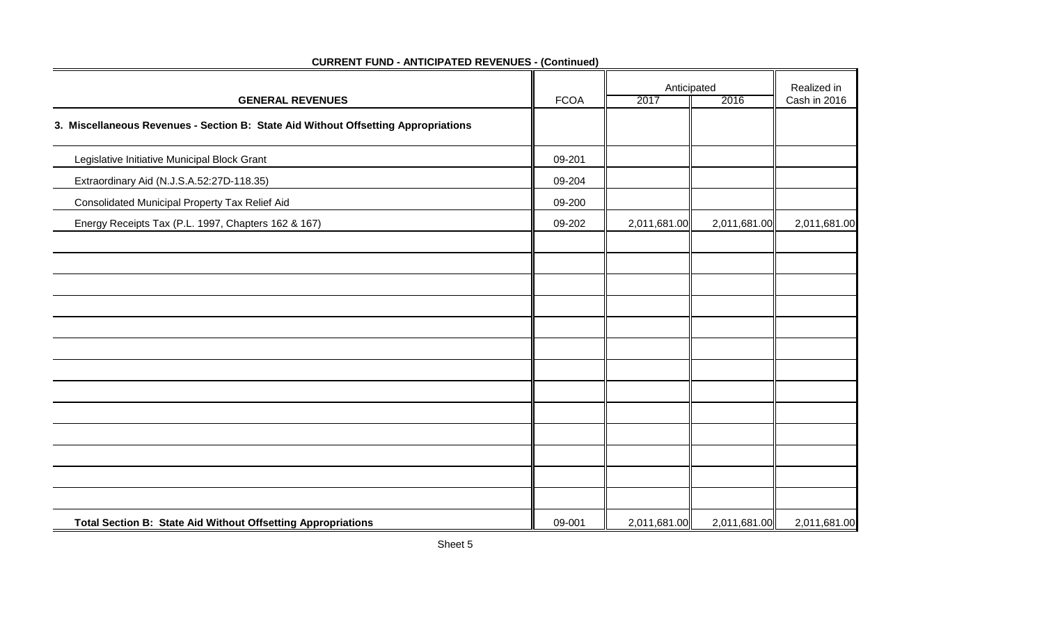**CURRENT FUND - ANTICIPATED REVENUES - (Continued)**

| GENERAL REVENUES | FCOA | Anticipated 2017 | Anticipated 2016 | Realized in Cash in 2016 |
|---|---|---|---|---|
| **3. Miscellaneous Revenues - Section B: State Aid Without Offsetting Appropriations** | | | | |
| Legislative Initiative Municipal Block Grant | 09-201 | | | |
| Extraordinary Aid (N.J.S.A.52:27D-118.35) | 09-204 | | | |
| Consolidated Municipal Property Tax Relief Aid | 09-200 | | | |
| Energy Receipts Tax (P.L. 1997, Chapters 162 & 167) | 09-202 | 2,011,681.00 | 2,011,681.00 | 2,011,681.00 |
| | | | | |
| | | | | |
| | | | | |
| | | | | |
| | | | | |
| | | | | |
| | | | | |
| | | | | |
| | | | | |
| | | | | |
| | | | | |
| | | | | |
| | | | | |
| **Total Section B: State Aid Without Offsetting Appropriations** | 09-001 | 2,011,681.00 | 2,011,681.00 | 2,011,681.00 |

Sheet 5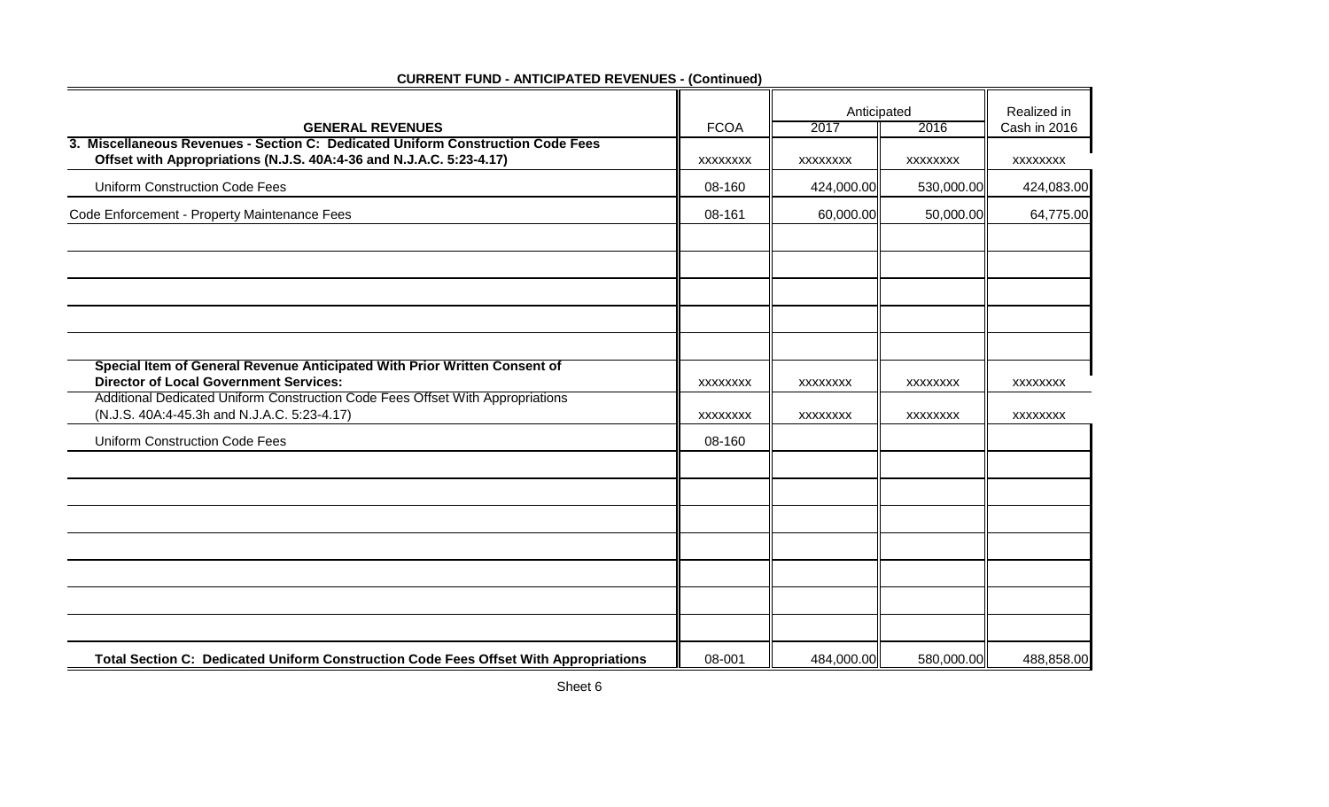**CURRENT FUND - ANTICIPATED REVENUES - (Continued)**

| GENERAL REVENUES | FCOA | Anticipated 2017 | Anticipated 2016 | Realized in Cash in 2016 |
|---|---|---|---|---|
| **3. Miscellaneous Revenues - Section C: Dedicated Uniform Construction Code Fees Offset with Appropriations (N.J.S. 40A:4-36 and N.J.A.C. 5:23-4.17)** | xxxxxxxx | xxxxxxxx | xxxxxxxx | xxxxxxxx |
| Uniform Construction Code Fees | 08-160 | 424,000.00 | 530,000.00 | 424,083.00 |
| Code Enforcement - Property Maintenance Fees | 08-161 | 60,000.00 | 50,000.00 | 64,775.00 |
| | | | | |
| | | | | |
| | | | | |
| | | | | |
| | | | | |
| **Special Item of General Revenue Anticipated With Prior Written Consent of Director of Local Government Services:** | xxxxxxxx | xxxxxxxx | xxxxxxxx | xxxxxxxx |
| Additional Dedicated Uniform Construction Code Fees Offset With Appropriations (N.J.S. 40A:4-45.3h and N.J.A.C. 5:23-4.17) | xxxxxxxx | xxxxxxxx | xxxxxxxx | xxxxxxxx |
| Uniform Construction Code Fees | 08-160 | | | |
| | | | | |
| | | | | |
| | | | | |
| | | | | |
| | | | | |
| | | | | |
| | | | | |
| **Total Section C: Dedicated Uniform Construction Code Fees Offset With Appropriations** | 08-001 | 484,000.00 | 580,000.00 | 488,858.00 |

Sheet 6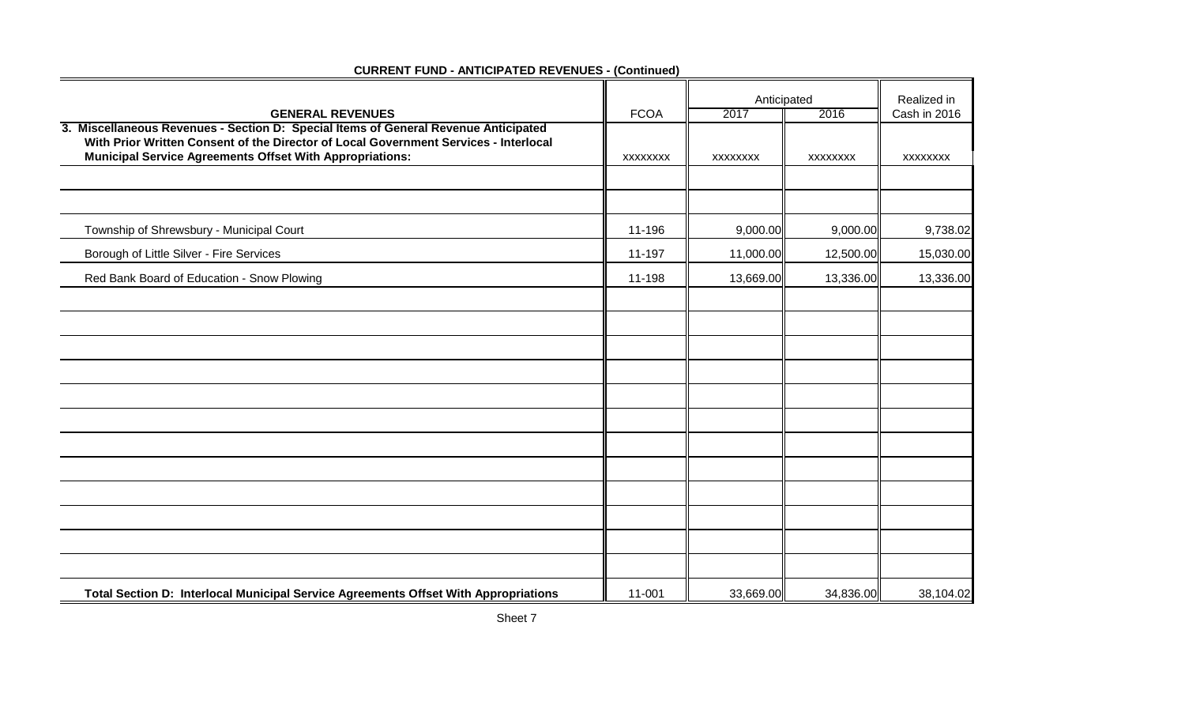## CURRENT FUND - ANTICIPATED REVENUES - (Continued)

| GENERAL REVENUES | FCOA | Anticipated 2017 | Anticipated 2016 | Realized in Cash in 2016 |
|---|---|---|---|---|
| **3. Miscellaneous Revenues - Section D: Special Items of General Revenue Anticipated With Prior Written Consent of the Director of Local Government Services - Interlocal Municipal Service Agreements Offset With Appropriations:** | XXXXXXXX | XXXXXXXX | XXXXXXXX | XXXXXXXX |
| | | | | |
| | | | | |
| Township of Shrewsbury - Municipal Court | 11-196 | 9,000.00 | 9,000.00 | 9,738.02 |
| Borough of Little Silver - Fire Services | 11-197 | 11,000.00 | 12,500.00 | 15,030.00 |
| Red Bank Board of Education - Snow Plowing | 11-198 | 13,669.00 | 13,336.00 | 13,336.00 |
| | | | | |
| | | | | |
| | | | | |
| | | | | |
| | | | | |
| | | | | |
| | | | | |
| | | | | |
| | | | | |
| | | | | |
| | | | | |
| | | | | |
| **Total Section D: Interlocal Municipal Service Agreements Offset With Appropriations** | 11-001 | 33,669.00 | 34,836.00 | 38,104.02 |

Sheet 7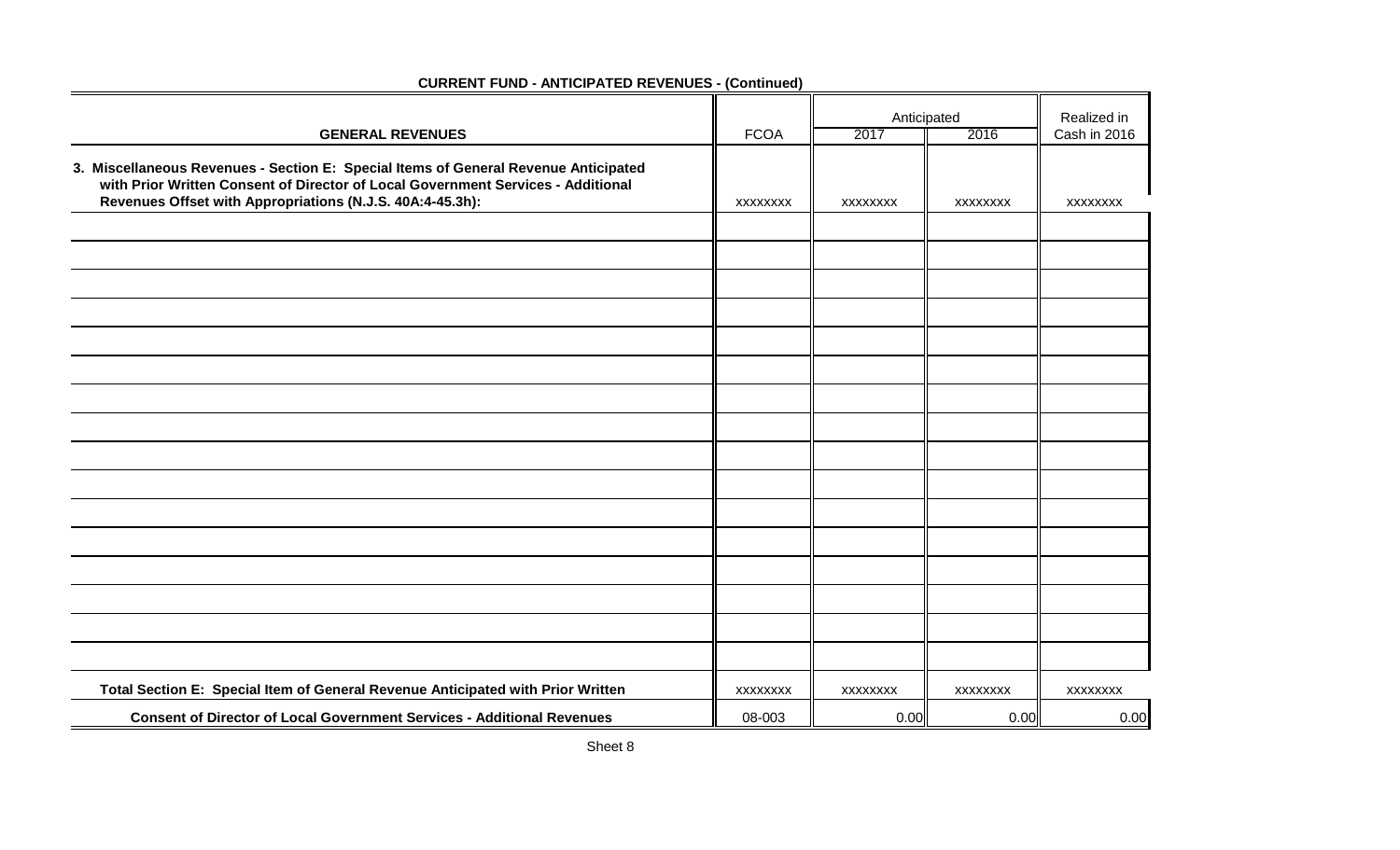## CURRENT FUND - ANTICIPATED REVENUES - (Continued)

| GENERAL REVENUES | FCOA | Anticipated 2017 | Anticipated 2016 | Realized in Cash in 2016 |
|---|---|---|---|---|
| **3. Miscellaneous Revenues - Section E: Special Items of General Revenue Anticipated with Prior Written Consent of Director of Local Government Services - Additional Revenues Offset with Appropriations (N.J.S. 40A:4-45.3h):** | xxxxxxxx | xxxxxxxx | xxxxxxxx | xxxxxxxx |
| | | | | |
| | | | | |
| | | | | |
| | | | | |
| | | | | |
| | | | | |
| | | | | |
| | | | | |
| | | | | |
| | | | | |
| | | | | |
| | | | | |
| | | | | |
| | | | | |
| | | | | |
| | | | | |
| **Total Section E: Special Item of General Revenue Anticipated with Prior Written** | xxxxxxxx | xxxxxxxx | xxxxxxxx | xxxxxxxx |
| **Consent of Director of Local Government Services - Additional Revenues** | 08-003 | 0.00 | 0.00 | 0.00 |

Sheet 8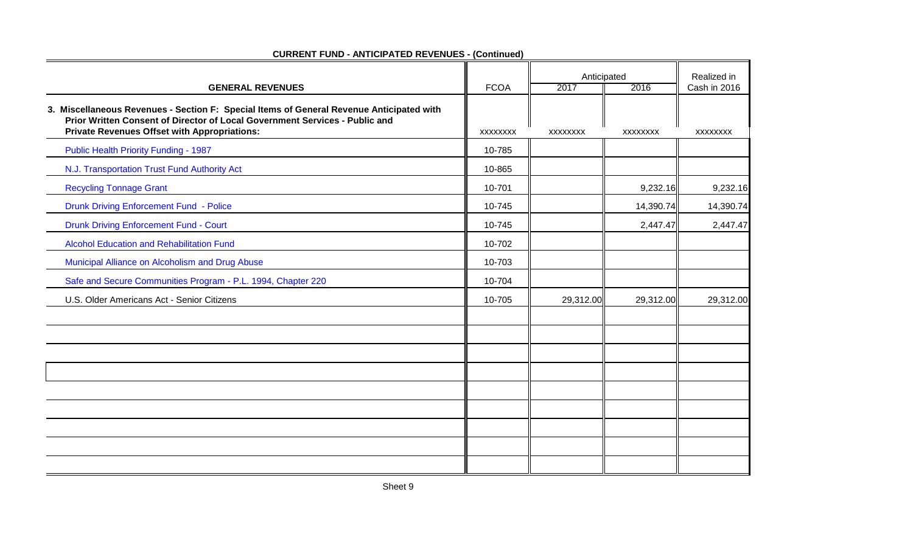**CURRENT FUND - ANTICIPATED REVENUES - (Continued)**

| GENERAL REVENUES | FCOA | Anticipated 2017 | Anticipated 2016 | Realized in Cash in 2016 |
|---|---|---|---|---|
| **3. Miscellaneous Revenues - Section F: Special Items of General Revenue Anticipated with Prior Written Consent of Director of Local Government Services - Public and Private Revenues Offset with Appropriations:** | xxxxxxxx | xxxxxxxx | xxxxxxxx | xxxxxxxx |
| Public Health Priority Funding - 1987 | 10-785 | | | |
| N.J. Transportation Trust Fund Authority Act | 10-865 | | | |
| Recycling Tonnage Grant | 10-701 | | 9,232.16 | 9,232.16 |
| Drunk Driving Enforcement Fund - Police | 10-745 | | 14,390.74 | 14,390.74 |
| Drunk Driving Enforcement Fund - Court | 10-745 | | 2,447.47 | 2,447.47 |
| Alcohol Education and Rehabilitation Fund | 10-702 | | | |
| Municipal Alliance on Alcoholism and Drug Abuse | 10-703 | | | |
| Safe and Secure Communities Program - P.L. 1994, Chapter 220 | 10-704 | | | |
| U.S. Older Americans Act - Senior Citizens | 10-705 | 29,312.00 | 29,312.00 | 29,312.00 |
| | | | | |
| | | | | |
| | | | | |
| | | | | |
| | | | | |
| | | | | |
| | | | | |
| | | | | |
| | | | | |

Sheet 9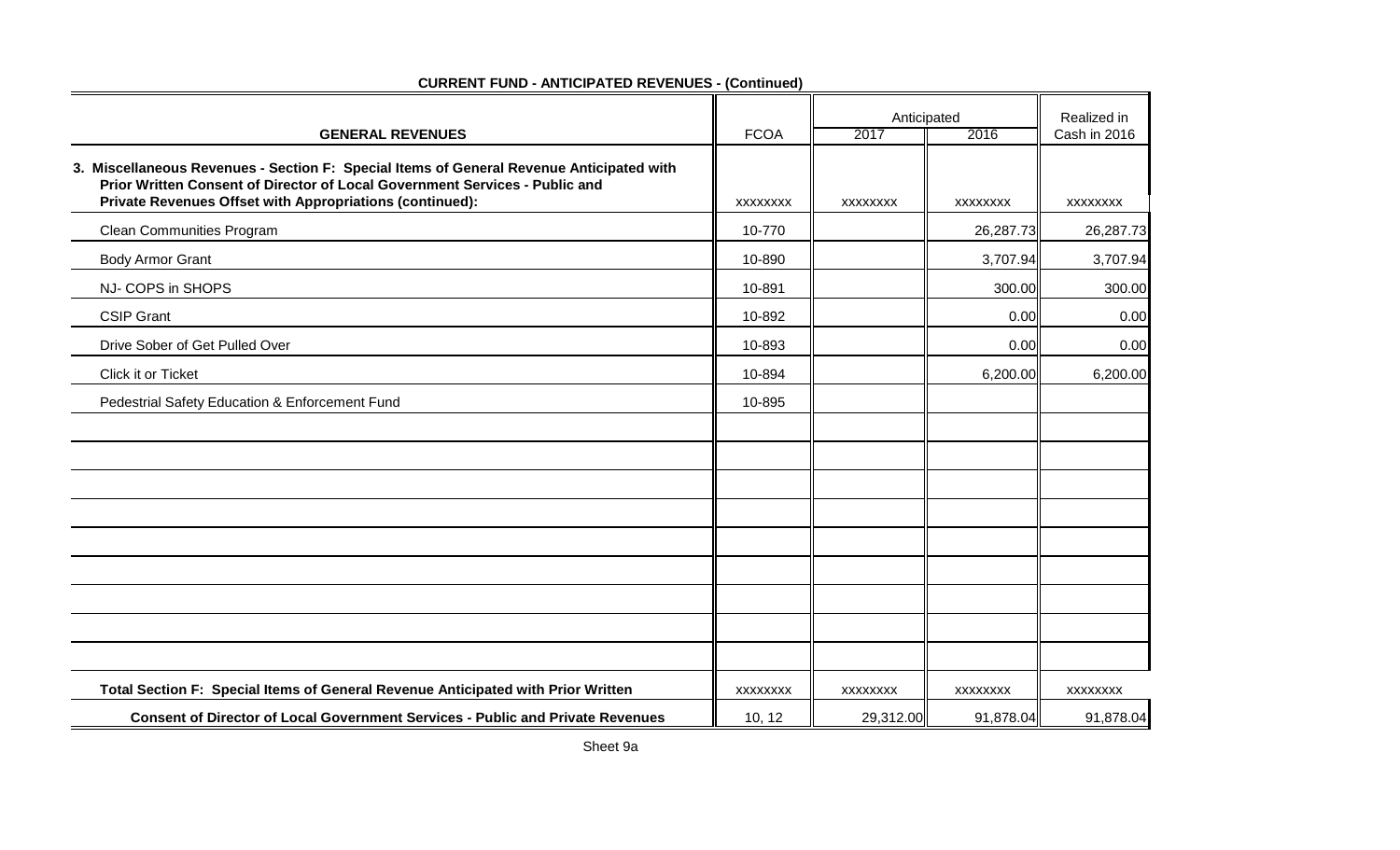**CURRENT FUND - ANTICIPATED REVENUES - (Continued)**

| GENERAL REVENUES | FCOA | Anticipated 2017 | Anticipated 2016 | Realized in Cash in 2016 |
|---|---|---|---|---|
| **3. Miscellaneous Revenues - Section F: Special Items of General Revenue Anticipated with Prior Written Consent of Director of Local Government Services - Public and Private Revenues Offset with Appropriations (continued):** | XXXXXXXX | XXXXXXXX | XXXXXXXX | XXXXXXXX |
| Clean Communities Program | 10-770 | | 26,287.73 | 26,287.73 |
| Body Armor Grant | 10-890 | | 3,707.94 | 3,707.94 |
| NJ- COPS in SHOPS | 10-891 | | 300.00 | 300.00 |
| CSIP Grant | 10-892 | | 0.00 | 0.00 |
| Drive Sober of Get Pulled Over | 10-893 | | 0.00 | 0.00 |
| Click it or Ticket | 10-894 | | 6,200.00 | 6,200.00 |
| Pedestrial Safety Education & Enforcement Fund | 10-895 | | | |
| | | | | |
| | | | | |
| | | | | |
| | | | | |
| | | | | |
| | | | | |
| | | | | |
| | | | | |
| | | | | |
| **Total Section F: Special Items of General Revenue Anticipated with Prior Written** | XXXXXXXX | XXXXXXXX | XXXXXXXX | XXXXXXXX |
| **Consent of Director of Local Government Services - Public and Private Revenues** | 10, 12 | 29,312.00 | 91,878.04 | 91,878.04 |

Sheet 9a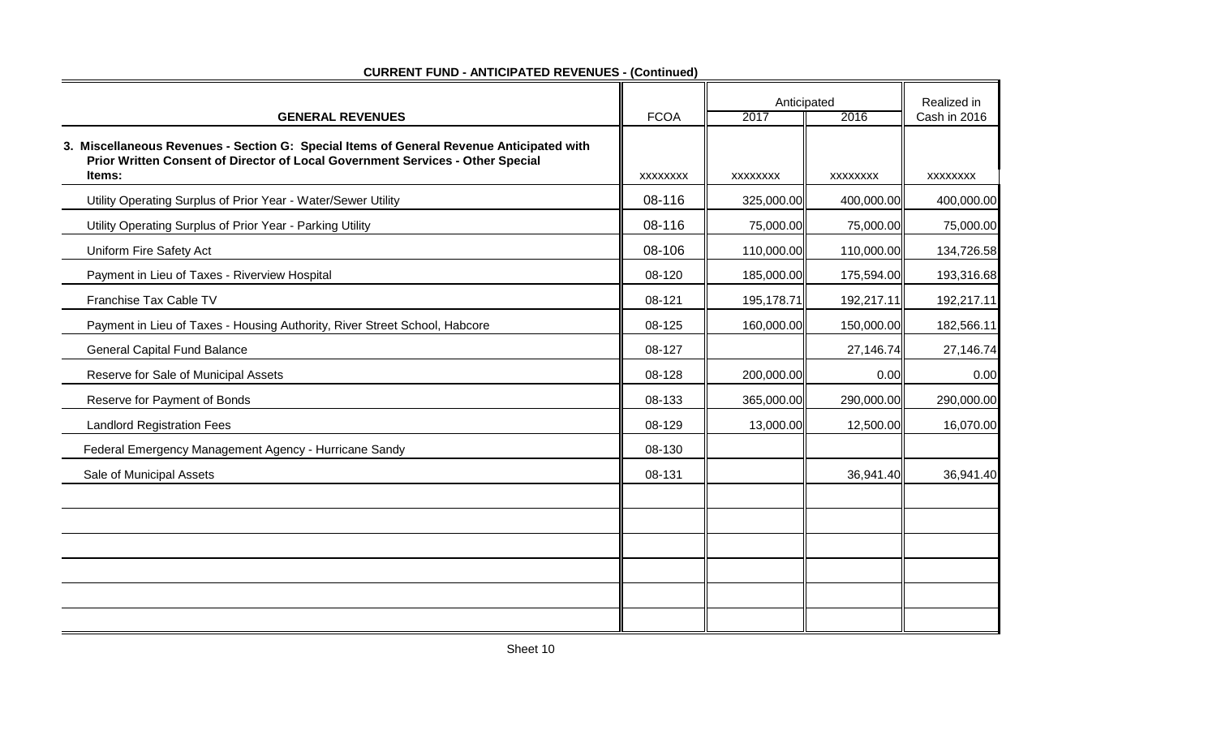**CURRENT FUND - ANTICIPATED REVENUES - (Continued)**

| GENERAL REVENUES | FCOA | Anticipated 2017 | Anticipated 2016 | Realized in Cash in 2016 |
|---|---|---|---|---|
| **3. Miscellaneous Revenues - Section G: Special Items of General Revenue Anticipated with Prior Written Consent of Director of Local Government Services - Other Special Items:** | XXXXXXXX | XXXXXXXX | XXXXXXXX | XXXXXXXX |
| Utility Operating Surplus of Prior Year - Water/Sewer Utility | 08-116 | 325,000.00 | 400,000.00 | 400,000.00 |
| Utility Operating Surplus of Prior Year - Parking Utility | 08-116 | 75,000.00 | 75,000.00 | 75,000.00 |
| Uniform Fire Safety Act | 08-106 | 110,000.00 | 110,000.00 | 134,726.58 |
| Payment in Lieu of Taxes - Riverview Hospital | 08-120 | 185,000.00 | 175,594.00 | 193,316.68 |
| Franchise Tax Cable TV | 08-121 | 195,178.71 | 192,217.11 | 192,217.11 |
| Payment in Lieu of Taxes - Housing Authority, River Street School, Habcore | 08-125 | 160,000.00 | 150,000.00 | 182,566.11 |
| General Capital Fund Balance | 08-127 | | 27,146.74 | 27,146.74 |
| Reserve for Sale of Municipal Assets | 08-128 | 200,000.00 | 0.00 | 0.00 |
| Reserve for Payment of Bonds | 08-133 | 365,000.00 | 290,000.00 | 290,000.00 |
| Landlord Registration Fees | 08-129 | 13,000.00 | 12,500.00 | 16,070.00 |
| Federal Emergency Management Agency - Hurricane Sandy | 08-130 | | | |
| Sale of Municipal Assets | 08-131 | | 36,941.40 | 36,941.40 |
| | | | | |
| | | | | |
| | | | | |
| | | | | |
| | | | | |
| | | | | |

Sheet 10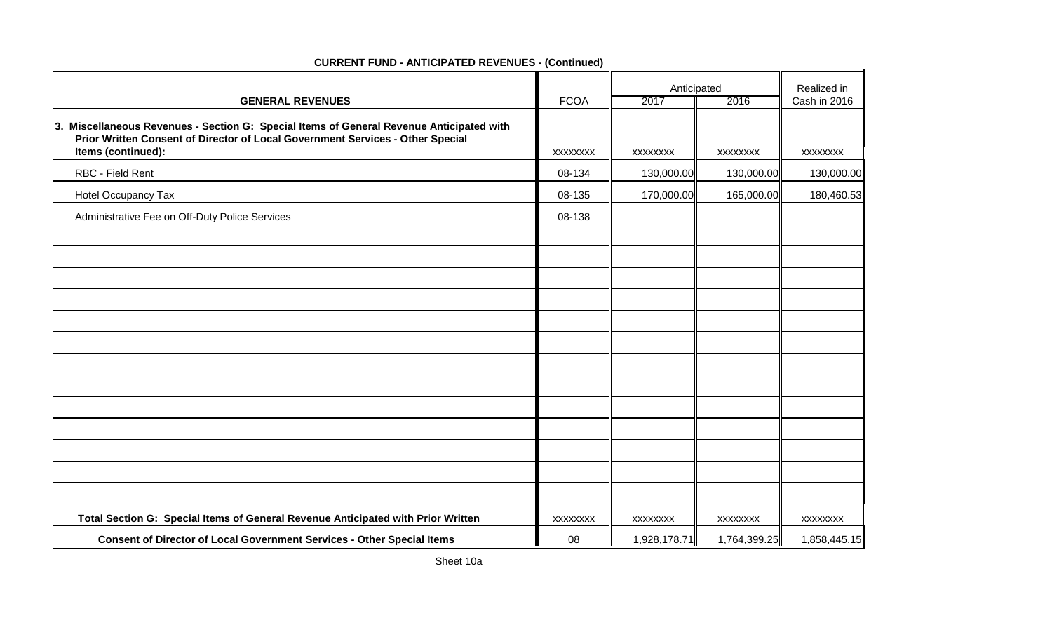**CURRENT FUND - ANTICIPATED REVENUES - (Continued)**

| GENERAL REVENUES | FCOA | Anticipated | | Realized in |
|---|---|---|---|---|
| | | 2017 | 2016 | Cash in 2016 |
| **3. Miscellaneous Revenues - Section G: Special Items of General Revenue Anticipated with Prior Written Consent of Director of Local Government Services - Other Special Items (continued):** | XXXXXXXX | XXXXXXXX | XXXXXXXX | XXXXXXXX |
| RBC - Field Rent | 08-134 | 130,000.00 | 130,000.00 | 130,000.00 |
| Hotel Occupancy Tax | 08-135 | 170,000.00 | 165,000.00 | 180,460.53 |
| Administrative Fee on Off-Duty Police Services | 08-138 | | | |
| | | | | |
| | | | | |
| | | | | |
| | | | | |
| | | | | |
| | | | | |
| | | | | |
| | | | | |
| | | | | |
| | | | | |
| | | | | |
| | | | | |
| | | | | |
| **Total Section G: Special Items of General Revenue Anticipated with Prior Written** | XXXXXXXX | XXXXXXXX | XXXXXXXX | XXXXXXXX |
| **Consent of Director of Local Government Services - Other Special Items** | 08 | 1,928,178.71 | 1,764,399.25 | 1,858,445.15 |

Sheet 10a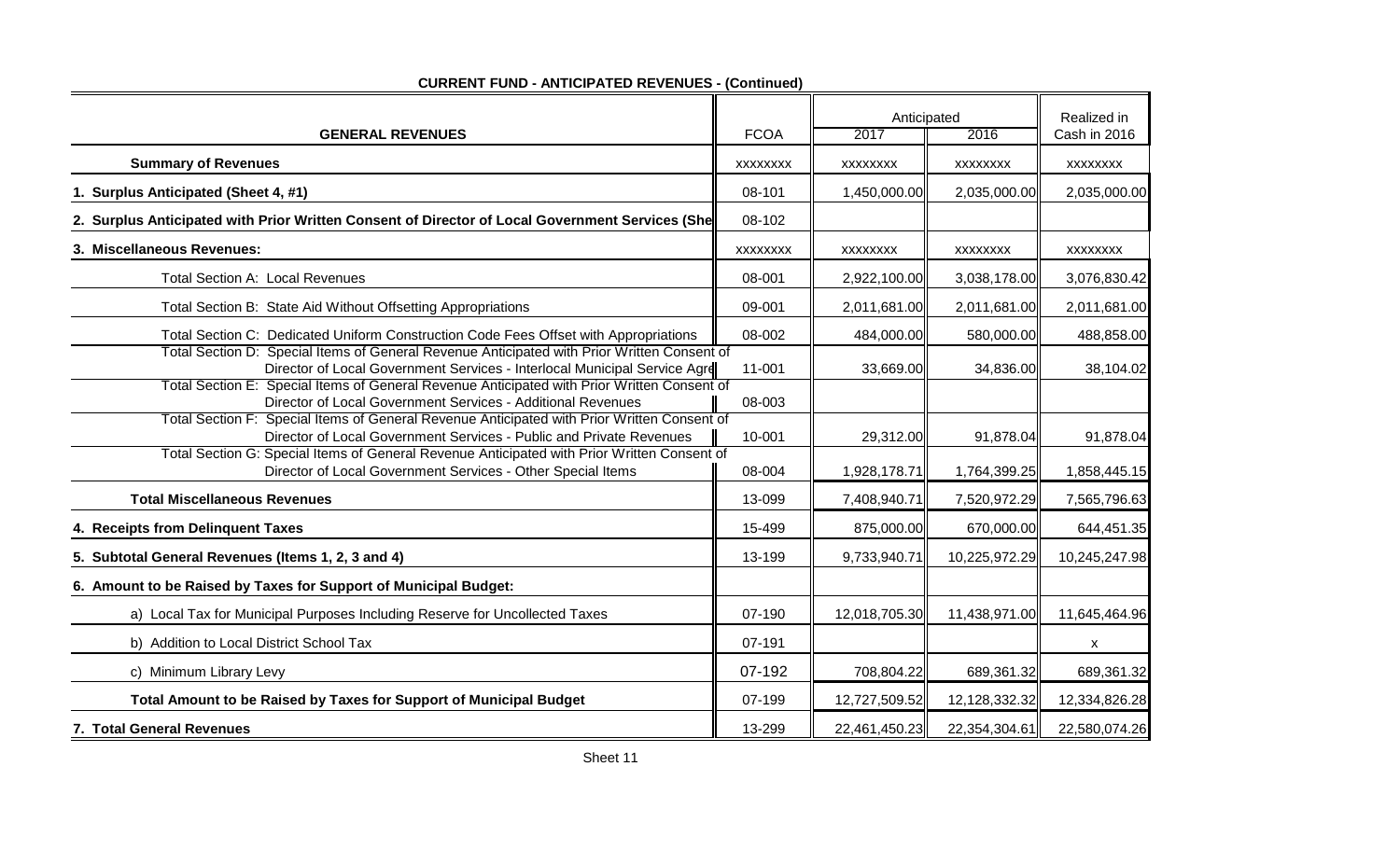**CURRENT FUND - ANTICIPATED REVENUES - (Continued)**

| GENERAL REVENUES | FCOA | Anticipated 2017 | Anticipated 2016 | Realized in Cash in 2016 |
|---|---|---|---|---|
| **Summary of Revenues** | xxxxxxxx | xxxxxxxx | xxxxxxxx | xxxxxxxx |
| **1. Surplus Anticipated (Sheet 4, #1)** | 08-101 | 1,450,000.00 | 2,035,000.00 | 2,035,000.00 |
| **2. Surplus Anticipated with Prior Written Consent of Director of Local Government Services (She** | 08-102 | | | |
| **3. Miscellaneous Revenues:** | xxxxxxxx | xxxxxxxx | xxxxxxxx | xxxxxxxx |
| Total Section A: Local Revenues | 08-001 | 2,922,100.00 | 3,038,178.00 | 3,076,830.42 |
| Total Section B: State Aid Without Offsetting Appropriations | 09-001 | 2,011,681.00 | 2,011,681.00 | 2,011,681.00 |
| Total Section C: Dedicated Uniform Construction Code Fees Offset with Appropriations | 08-002 | 484,000.00 | 580,000.00 | 488,858.00 |
| Total Section D: Special Items of General Revenue Anticipated with Prior Written Consent of Director of Local Government Services - Interlocal Municipal Service Agre | 11-001 | 33,669.00 | 34,836.00 | 38,104.02 |
| Total Section E: Special Items of General Revenue Anticipated with Prior Written Consent of Director of Local Government Services - Additional Revenues | 08-003 | | | |
| Total Section F: Special Items of General Revenue Anticipated with Prior Written Consent of Director of Local Government Services - Public and Private Revenues | 10-001 | 29,312.00 | 91,878.04 | 91,878.04 |
| Total Section G: Special Items of General Revenue Anticipated with Prior Written Consent of Director of Local Government Services - Other Special Items | 08-004 | 1,928,178.71 | 1,764,399.25 | 1,858,445.15 |
| **Total Miscellaneous Revenues** | 13-099 | 7,408,940.71 | 7,520,972.29 | 7,565,796.63 |
| **4. Receipts from Delinquent Taxes** | 15-499 | 875,000.00 | 670,000.00 | 644,451.35 |
| **5. Subtotal General Revenues (Items 1, 2, 3 and 4)** | 13-199 | 9,733,940.71 | 10,225,972.29 | 10,245,247.98 |
| **6. Amount to be Raised by Taxes for Support of Municipal Budget:** | | | | |
| a) Local Tax for Municipal Purposes Including Reserve for Uncollected Taxes | 07-190 | 12,018,705.30 | 11,438,971.00 | 11,645,464.96 |
| b) Addition to Local District School Tax | 07-191 | | | x |
| c) Minimum Library Levy | 07-192 | 708,804.22 | 689,361.32 | 689,361.32 |
| **Total Amount to be Raised by Taxes for Support of Municipal Budget** | 07-199 | 12,727,509.52 | 12,128,332.32 | 12,334,826.28 |
| **7. Total General Revenues** | 13-299 | 22,461,450.23 | 22,354,304.61 | 22,580,074.26 |

Sheet 11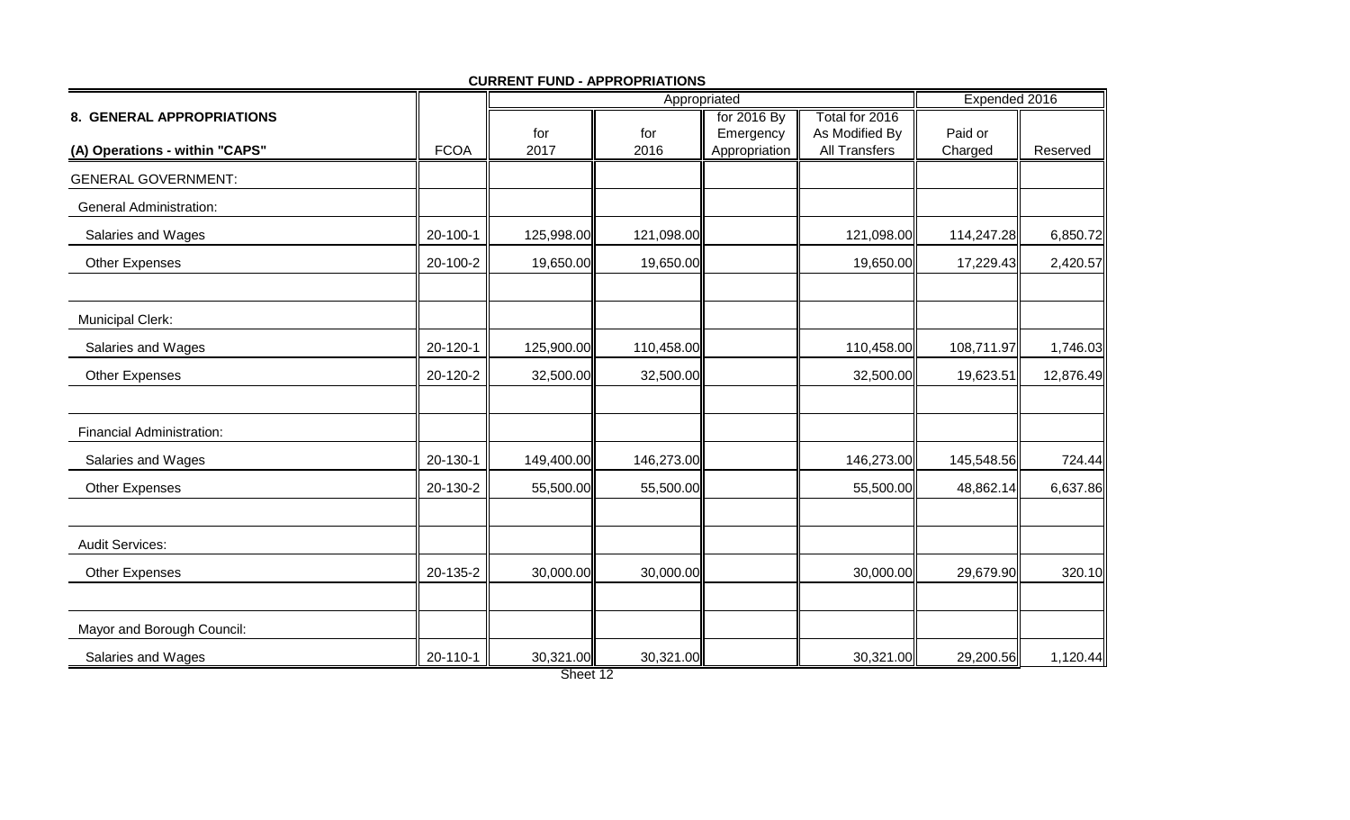**CURRENT FUND - APPROPRIATIONS**

| 8. GENERAL APPROPRIATIONS | | Appropriated | | | | Expended 2016 | |
|---|---|---|---|---|---|---|---|
| (A) Operations - within "CAPS" | FCOA | for 2017 | for 2016 | for 2016 By Emergency Appropriation | Total for 2016 As Modified By All Transfers | Paid or Charged | Reserved |
| GENERAL GOVERNMENT: | | | | | | | |
| General Administration: | | | | | | | |
| Salaries and Wages | 20-100-1 | 125,998.00 | 121,098.00 | | 121,098.00 | 114,247.28 | 6,850.72 |
| Other Expenses | 20-100-2 | 19,650.00 | 19,650.00 | | 19,650.00 | 17,229.43 | 2,420.57 |
| | | | | | | | |
| Municipal Clerk: | | | | | | | |
| Salaries and Wages | 20-120-1 | 125,900.00 | 110,458.00 | | 110,458.00 | 108,711.97 | 1,746.03 |
| Other Expenses | 20-120-2 | 32,500.00 | 32,500.00 | | 32,500.00 | 19,623.51 | 12,876.49 |
| | | | | | | | |
| Financial Administration: | | | | | | | |
| Salaries and Wages | 20-130-1 | 149,400.00 | 146,273.00 | | 146,273.00 | 145,548.56 | 724.44 |
| Other Expenses | 20-130-2 | 55,500.00 | 55,500.00 | | 55,500.00 | 48,862.14 | 6,637.86 |
| | | | | | | | |
| Audit Services: | | | | | | | |
| Other Expenses | 20-135-2 | 30,000.00 | 30,000.00 | | 30,000.00 | 29,679.90 | 320.10 |
| | | | | | | | |
| Mayor and Borough Council: | | | | | | | |
| Salaries and Wages | 20-110-1 | 30,321.00 | 30,321.00 | | 30,321.00 | 29,200.56 | 1,120.44 |

Sheet 12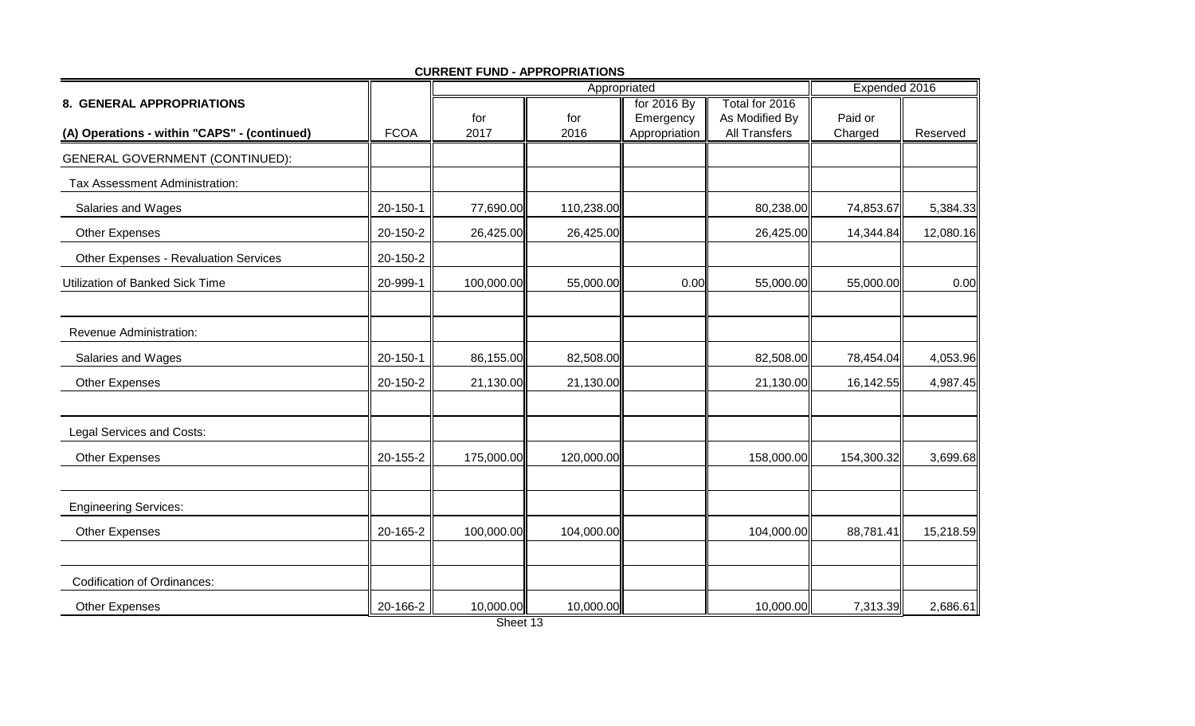## CURRENT FUND - APPROPRIATIONS

| 8. GENERAL APPROPRIATIONS | | Appropriated | | | | Expended 2016 | |
|---|---|---|---|---|---|---|---|
| (A) Operations - within "CAPS" - (continued) | FCOA | for 2017 | for 2016 | for 2016 By Emergency Appropriation | Total for 2016 As Modified By All Transfers | Paid or Charged | Reserved |
| GENERAL GOVERNMENT (CONTINUED): | | | | | | | |
| Tax Assessment Administration: | | | | | | | |
| Salaries and Wages | 20-150-1 | 77,690.00 | 110,238.00 | | 80,238.00 | 74,853.67 | 5,384.33 |
| Other Expenses | 20-150-2 | 26,425.00 | 26,425.00 | | 26,425.00 | 14,344.84 | 12,080.16 |
| Other Expenses - Revaluation Services | 20-150-2 | | | | | | |
| Utilization of Banked Sick Time | 20-999-1 | 100,000.00 | 55,000.00 | 0.00 | 55,000.00 | 55,000.00 | 0.00 |
| | | | | | | | |
| Revenue Administration: | | | | | | | |
| Salaries and Wages | 20-150-1 | 86,155.00 | 82,508.00 | | 82,508.00 | 78,454.04 | 4,053.96 |
| Other Expenses | 20-150-2 | 21,130.00 | 21,130.00 | | 21,130.00 | 16,142.55 | 4,987.45 |
| | | | | | | | |
| Legal Services and Costs: | | | | | | | |
| Other Expenses | 20-155-2 | 175,000.00 | 120,000.00 | | 158,000.00 | 154,300.32 | 3,699.68 |
| | | | | | | | |
| Engineering Services: | | | | | | | |
| Other Expenses | 20-165-2 | 100,000.00 | 104,000.00 | | 104,000.00 | 88,781.41 | 15,218.59 |
| | | | | | | | |
| Codification of Ordinances: | | | | | | | |
| Other Expenses | 20-166-2 | 10,000.00 | 10,000.00 | | 10,000.00 | 7,313.39 | 2,686.61 |

Sheet 13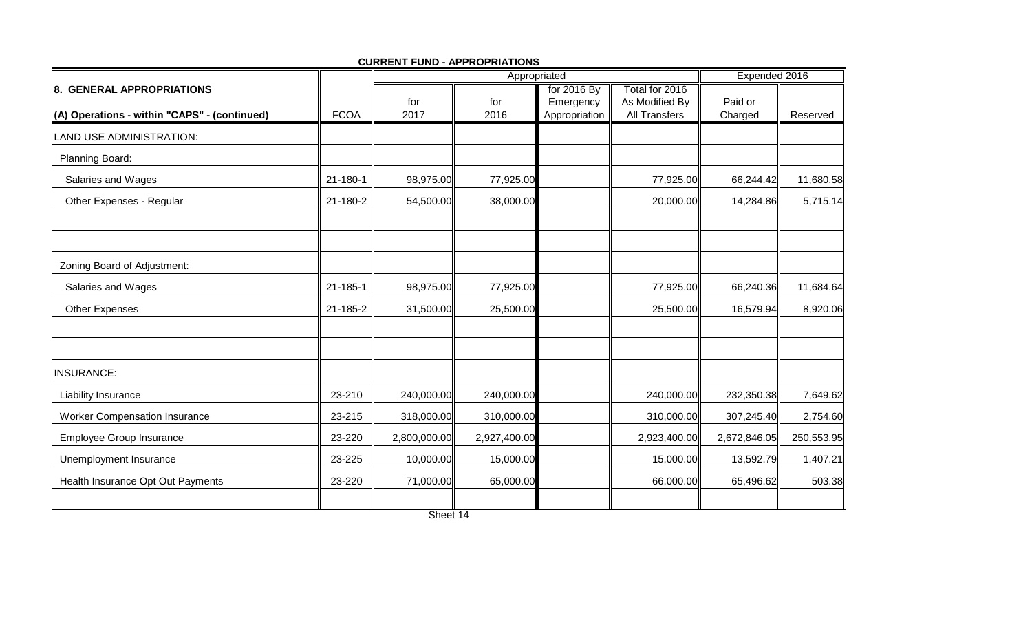**CURRENT FUND - APPROPRIATIONS**

| 8. GENERAL APPROPRIATIONS | | Appropriated | | | | Expended 2016 | |
|---|---|---|---|---|---|---|---|
| (A) Operations - within "CAPS" - (continued) | FCOA | for 2017 | for 2016 | for 2016 By Emergency Appropriation | Total for 2016 As Modified By All Transfers | Paid or Charged | Reserved |
| LAND USE ADMINISTRATION: | | | | | | | |
| Planning Board: | | | | | | | |
| Salaries and Wages | 21-180-1 | 98,975.00 | 77,925.00 | | 77,925.00 | 66,244.42 | 11,680.58 |
| Other Expenses - Regular | 21-180-2 | 54,500.00 | 38,000.00 | | 20,000.00 | 14,284.86 | 5,715.14 |
| | | | | | | | |
| | | | | | | | |
| Zoning Board of Adjustment: | | | | | | | |
| Salaries and Wages | 21-185-1 | 98,975.00 | 77,925.00 | | 77,925.00 | 66,240.36 | 11,684.64 |
| Other Expenses | 21-185-2 | 31,500.00 | 25,500.00 | | 25,500.00 | 16,579.94 | 8,920.06 |
| | | | | | | | |
| | | | | | | | |
| INSURANCE: | | | | | | | |
| Liability Insurance | 23-210 | 240,000.00 | 240,000.00 | | 240,000.00 | 232,350.38 | 7,649.62 |
| Worker Compensation Insurance | 23-215 | 318,000.00 | 310,000.00 | | 310,000.00 | 307,245.40 | 2,754.60 |
| Employee Group Insurance | 23-220 | 2,800,000.00 | 2,927,400.00 | | 2,923,400.00 | 2,672,846.05 | 250,553.95 |
| Unemployment Insurance | 23-225 | 10,000.00 | 15,000.00 | | 15,000.00 | 13,592.79 | 1,407.21 |
| Health Insurance Opt Out Payments | 23-220 | 71,000.00 | 65,000.00 | | 66,000.00 | 65,496.62 | 503.38 |
| | | | | | | | |

Sheet 14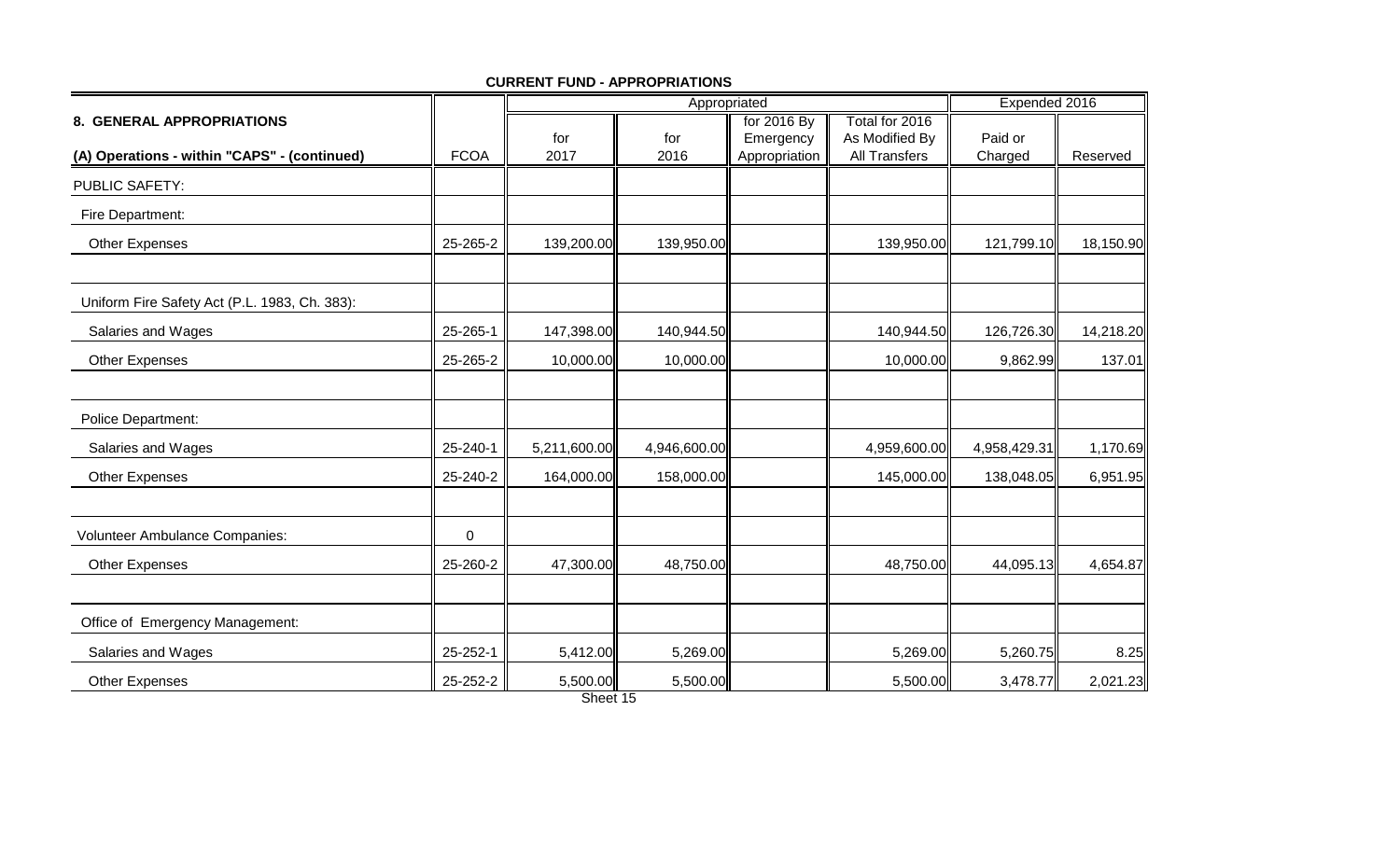**CURRENT FUND - APPROPRIATIONS**

| 8. GENERAL APPROPRIATIONS | | Appropriated | | | | Expended 2016 | |
|---|---|---|---|---|---|---|---|
| (A) Operations - within "CAPS" - (continued) | FCOA | for 2017 | for 2016 | for 2016 By Emergency Appropriation | Total for 2016 As Modified By All Transfers | Paid or Charged | Reserved |
| PUBLIC SAFETY: | | | | | | | |
| Fire Department: | | | | | | | |
| Other Expenses | 25-265-2 | 139,200.00 | 139,950.00 | | 139,950.00 | 121,799.10 | 18,150.90 |
| | | | | | | | |
| Uniform Fire Safety Act (P.L. 1983, Ch. 383): | | | | | | | |
| Salaries and Wages | 25-265-1 | 147,398.00 | 140,944.50 | | 140,944.50 | 126,726.30 | 14,218.20 |
| Other Expenses | 25-265-2 | 10,000.00 | 10,000.00 | | 10,000.00 | 9,862.99 | 137.01 |
| | | | | | | | |
| Police Department: | | | | | | | |
| Salaries and Wages | 25-240-1 | 5,211,600.00 | 4,946,600.00 | | 4,959,600.00 | 4,958,429.31 | 1,170.69 |
| Other Expenses | 25-240-2 | 164,000.00 | 158,000.00 | | 145,000.00 | 138,048.05 | 6,951.95 |
| | | | | | | | |
| Volunteer Ambulance Companies: | 0 | | | | | | |
| Other Expenses | 25-260-2 | 47,300.00 | 48,750.00 | | 48,750.00 | 44,095.13 | 4,654.87 |
| | | | | | | | |
| Office of Emergency Management: | | | | | | | |
| Salaries and Wages | 25-252-1 | 5,412.00 | 5,269.00 | | 5,269.00 | 5,260.75 | 8.25 |
| Other Expenses | 25-252-2 | 5,500.00 | 5,500.00 | | 5,500.00 | 3,478.77 | 2,021.23 |

Sheet 15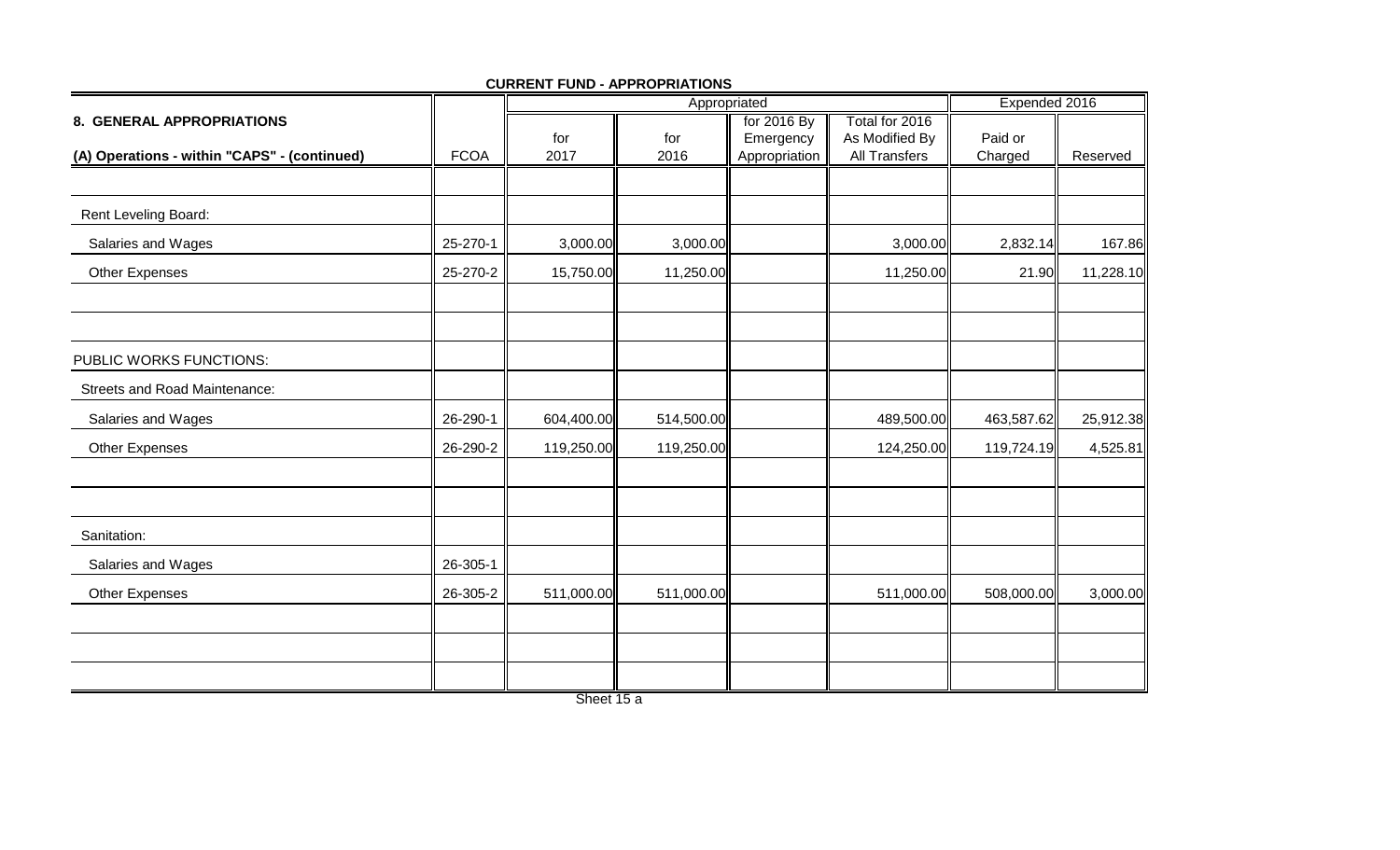**CURRENT FUND - APPROPRIATIONS**

| 8. GENERAL APPROPRIATIONS | | Appropriated | | | | Expended 2016 | |
|---|---|---|---|---|---|---|---|
| (A) Operations - within "CAPS" - (continued) | FCOA | for 2017 | for 2016 | for 2016 By Emergency Appropriation | Total for 2016 As Modified By All Transfers | Paid or Charged | Reserved |
| | | | | | | | |
| Rent Leveling Board: | | | | | | | |
| Salaries and Wages | 25-270-1 | 3,000.00 | 3,000.00 | | 3,000.00 | 2,832.14 | 167.86 |
| Other Expenses | 25-270-2 | 15,750.00 | 11,250.00 | | 11,250.00 | 21.90 | 11,228.10 |
| | | | | | | | |
| | | | | | | | |
| PUBLIC WORKS FUNCTIONS: | | | | | | | |
| Streets and Road Maintenance: | | | | | | | |
| Salaries and Wages | 26-290-1 | 604,400.00 | 514,500.00 | | 489,500.00 | 463,587.62 | 25,912.38 |
| Other Expenses | 26-290-2 | 119,250.00 | 119,250.00 | | 124,250.00 | 119,724.19 | 4,525.81 |
| | | | | | | | |
| | | | | | | | |
| Sanitation: | | | | | | | |
| Salaries and Wages | 26-305-1 | | | | | | |
| Other Expenses | 26-305-2 | 511,000.00 | 511,000.00 | | 511,000.00 | 508,000.00 | 3,000.00 |
| | | | | | | | |
| | | | | | | | |
| | | | | | | | |

Sheet 15 a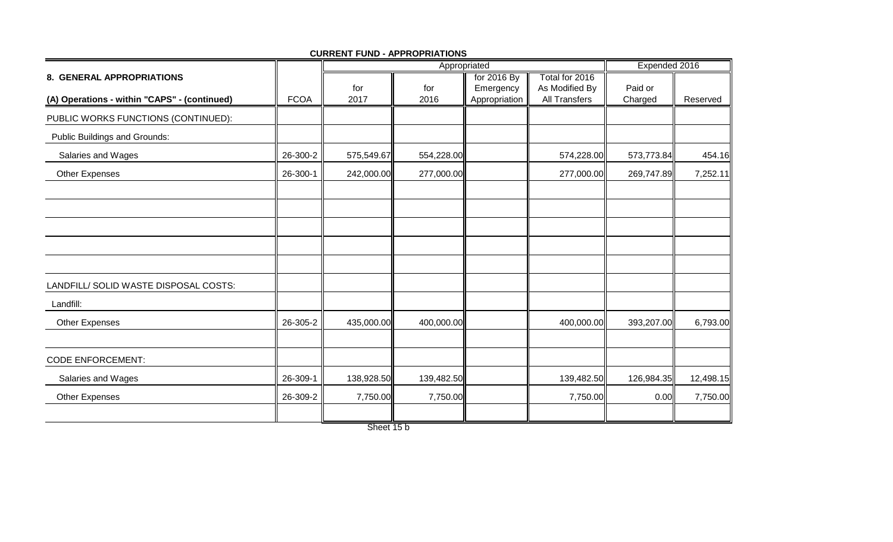**CURRENT FUND - APPROPRIATIONS**

| 8. GENERAL APPROPRIATIONS | | Appropriated | | | | Expended 2016 | |
|---|---|---|---|---|---|---|---|
| (A) Operations - within "CAPS" - (continued) | FCOA | for 2017 | for 2016 | for 2016 By Emergency Appropriation | Total for 2016 As Modified By All Transfers | Paid or Charged | Reserved |
| PUBLIC WORKS FUNCTIONS (CONTINUED): | | | | | | | |
| Public Buildings and Grounds: | | | | | | | |
| Salaries and Wages | 26-300-2 | 575,549.67 | 554,228.00 | | 574,228.00 | 573,773.84 | 454.16 |
| Other Expenses | 26-300-1 | 242,000.00 | 277,000.00 | | 277,000.00 | 269,747.89 | 7,252.11 |
| | | | | | | | |
| | | | | | | | |
| | | | | | | | |
| | | | | | | | |
| | | | | | | | |
| LANDFILL/ SOLID WASTE DISPOSAL COSTS: | | | | | | | |
| Landfill: | | | | | | | |
| Other Expenses | 26-305-2 | 435,000.00 | 400,000.00 | | 400,000.00 | 393,207.00 | 6,793.00 |
| | | | | | | | |
| CODE ENFORCEMENT: | | | | | | | |
| Salaries and Wages | 26-309-1 | 138,928.50 | 139,482.50 | | 139,482.50 | 126,984.35 | 12,498.15 |
| Other Expenses | 26-309-2 | 7,750.00 | 7,750.00 | | 7,750.00 | 0.00 | 7,750.00 |
| | | | | | | | |

Sheet 15 b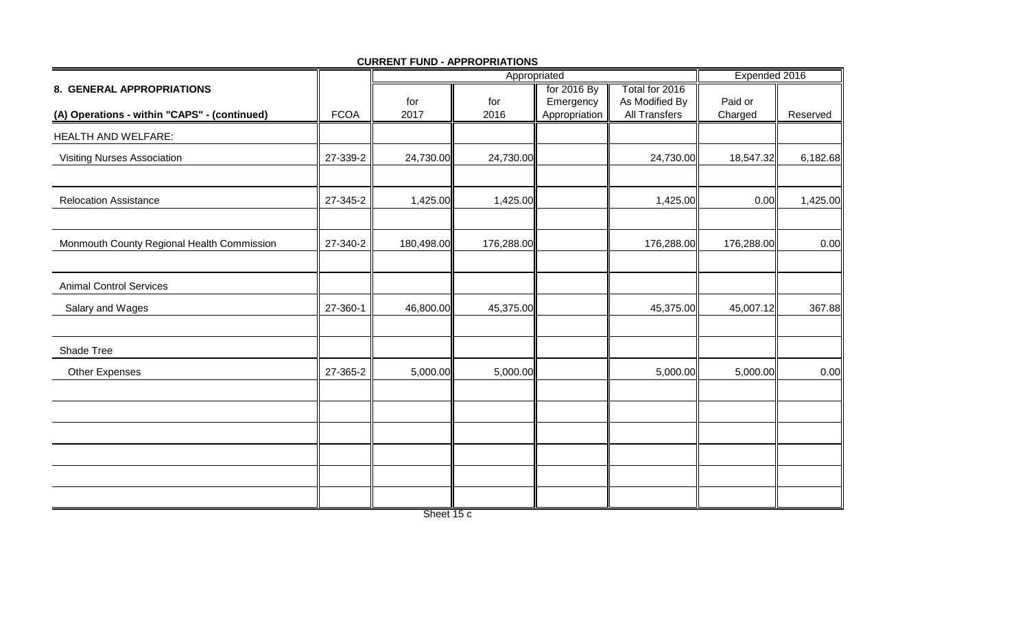**CURRENT FUND - APPROPRIATIONS**

| 8. GENERAL APPROPRIATIONS | | Appropriated | | | | Expended 2016 | |
|---|---|---|---|---|---|---|---|
| (A) Operations - within "CAPS" - (continued) | FCOA | for 2017 | for 2016 | for 2016 By Emergency Appropriation | Total for 2016 As Modified By All Transfers | Paid or Charged | Reserved |
| HEALTH AND WELFARE: | | | | | | | |
| Visiting Nurses Association | 27-339-2 | 24,730.00 | 24,730.00 | | 24,730.00 | 18,547.32 | 6,182.68 |
| | | | | | | | |
| Relocation Assistance | 27-345-2 | 1,425.00 | 1,425.00 | | 1,425.00 | 0.00 | 1,425.00 |
| | | | | | | | |
| Monmouth County Regional Health Commission | 27-340-2 | 180,498.00 | 176,288.00 | | 176,288.00 | 176,288.00 | 0.00 |
| | | | | | | | |
| Animal Control Services | | | | | | | |
| Salary and Wages | 27-360-1 | 46,800.00 | 45,375.00 | | 45,375.00 | 45,007.12 | 367.88 |
| | | | | | | | |
| Shade Tree | | | | | | | |
| Other Expenses | 27-365-2 | 5,000.00 | 5,000.00 | | 5,000.00 | 5,000.00 | 0.00 |

Sheet 15 c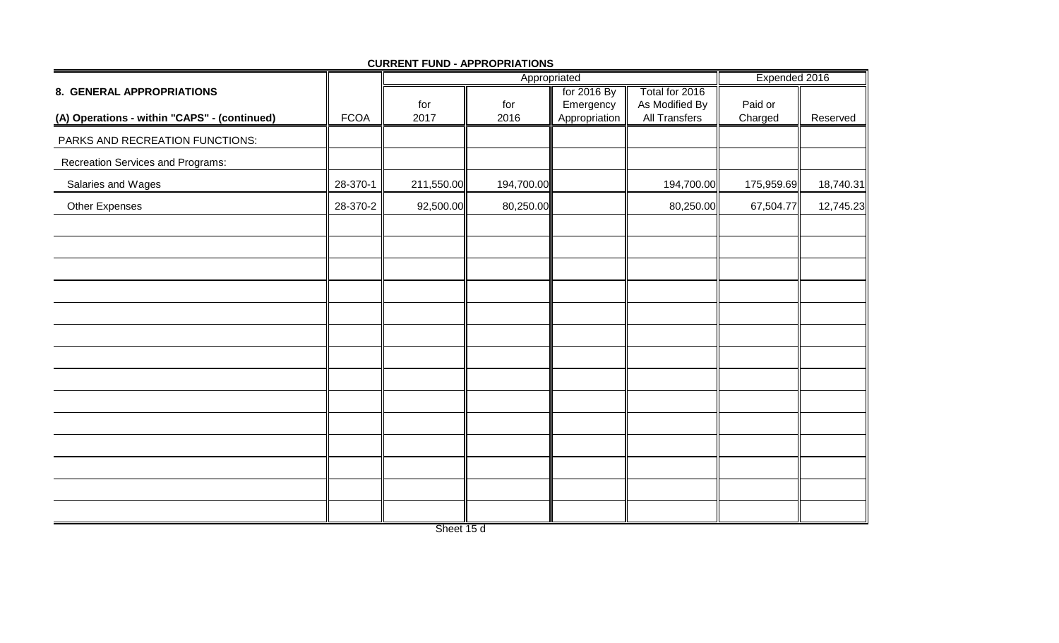**CURRENT FUND - APPROPRIATIONS**

| 8. GENERAL APPROPRIATIONS | | Appropriated | | | | Expended 2016 | |
|---|---|---|---|---|---|---|---|
| (A) Operations - within "CAPS" - (continued) | FCOA | for 2017 | for 2016 | for 2016 By Emergency Appropriation | Total for 2016 As Modified By All Transfers | Paid or Charged | Reserved |
| PARKS AND RECREATION FUNCTIONS: | | | | | | | |
| Recreation Services and Programs: | | | | | | | |
| Salaries and Wages | 28-370-1 | 211,550.00 | 194,700.00 | | 194,700.00 | 175,959.69 | 18,740.31 |
| Other Expenses | 28-370-2 | 92,500.00 | 80,250.00 | | 80,250.00 | 67,504.77 | 12,745.23 |
| | | | | | | | |
| | | | | | | | |
| | | | | | | | |
| | | | | | | | |
| | | | | | | | |
| | | | | | | | |
| | | | | | | | |
| | | | | | | | |
| | | | | | | | |
| | | | | | | | |
| | | | | | | | |
| | | | | | | | |
| | | | | | | | |
| | | | | | | | |

Sheet 15 d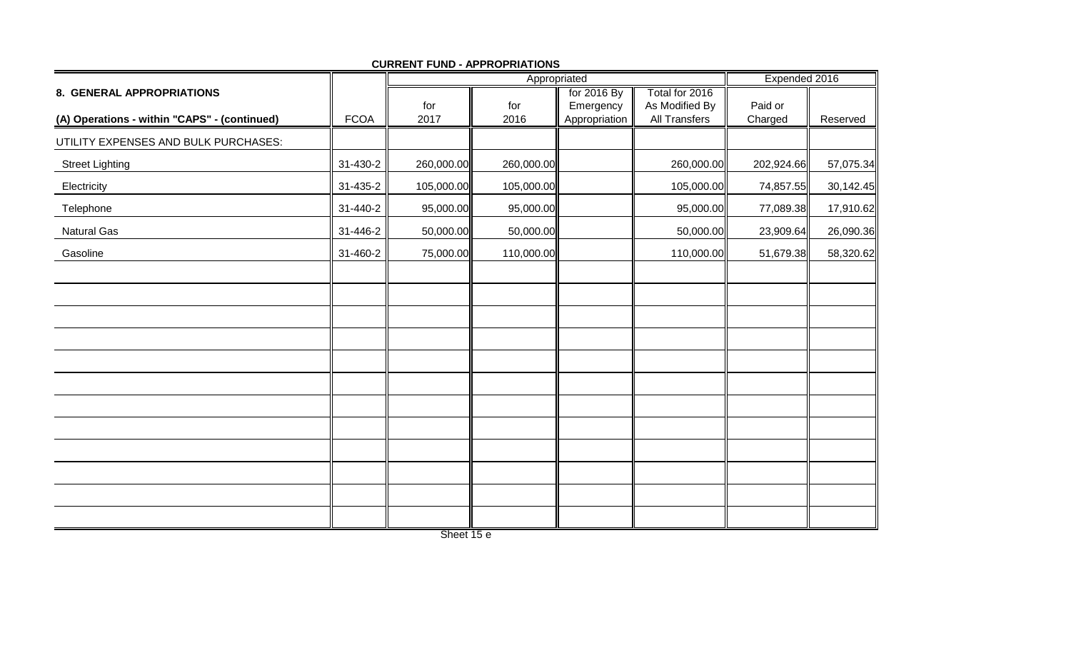**CURRENT FUND - APPROPRIATIONS**

| 8. GENERAL APPROPRIATIONS | | Appropriated | | | | Expended 2016 | |
|---|---|---|---|---|---|---|---|
| (A) Operations - within "CAPS" - (continued) | FCOA | for 2017 | for 2016 | for 2016 By Emergency Appropriation | Total for 2016 As Modified By All Transfers | Paid or Charged | Reserved |
| UTILITY EXPENSES AND BULK PURCHASES: | | | | | | | |
| Street Lighting | 31-430-2 | 260,000.00 | 260,000.00 | | 260,000.00 | 202,924.66 | 57,075.34 |
| Electricity | 31-435-2 | 105,000.00 | 105,000.00 | | 105,000.00 | 74,857.55 | 30,142.45 |
| Telephone | 31-440-2 | 95,000.00 | 95,000.00 | | 95,000.00 | 77,089.38 | 17,910.62 |
| Natural Gas | 31-446-2 | 50,000.00 | 50,000.00 | | 50,000.00 | 23,909.64 | 26,090.36 |
| Gasoline | 31-460-2 | 75,000.00 | 110,000.00 | | 110,000.00 | 51,679.38 | 58,320.62 |

Sheet 15 e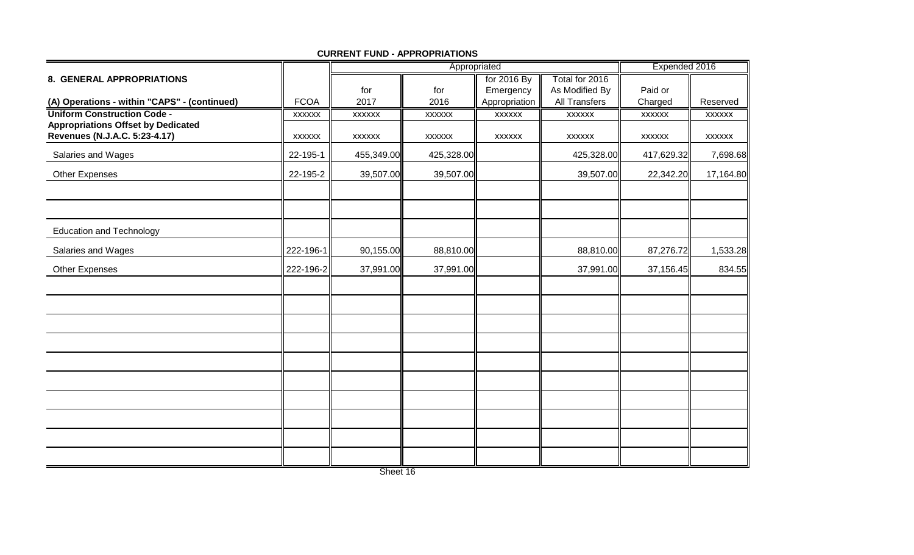**CURRENT FUND - APPROPRIATIONS**

| 8. GENERAL APPROPRIATIONS | | Appropriated | | | | Expended 2016 | |
|---|---|---|---|---|---|---|---|
| (A) Operations - within "CAPS" - (continued) | FCOA | for 2017 | for 2016 | for 2016 By Emergency Appropriation | Total for 2016 As Modified By All Transfers | Paid or Charged | Reserved |
| **Uniform Construction Code -** | xxxxxx | xxxxxx | xxxxxx | xxxxxx | xxxxxx | xxxxxx | xxxxxx |
| **Appropriations Offset by Dedicated Revenues (N.J.A.C. 5:23-4.17)** | xxxxxx | xxxxxx | xxxxxx | xxxxxx | xxxxxx | xxxxxx | xxxxxx |
| Salaries and Wages | 22-195-1 | 455,349.00 | 425,328.00 | | 425,328.00 | 417,629.32 | 7,698.68 |
| Other Expenses | 22-195-2 | 39,507.00 | 39,507.00 | | 39,507.00 | 22,342.20 | 17,164.80 |
| | | | | | | | |
| | | | | | | | |
| Education and Technology | | | | | | | |
| Salaries and Wages | 222-196-1 | 90,155.00 | 88,810.00 | | 88,810.00 | 87,276.72 | 1,533.28 |
| Other Expenses | 222-196-2 | 37,991.00 | 37,991.00 | | 37,991.00 | 37,156.45 | 834.55 |
| | | | | | | | |
| | | | | | | | |
| | | | | | | | |
| | | | | | | | |
| | | | | | | | |
| | | | | | | | |
| | | | | | | | |
| | | | | | | | |
| | | | | | | | |
| | | | | | | | |

Sheet 16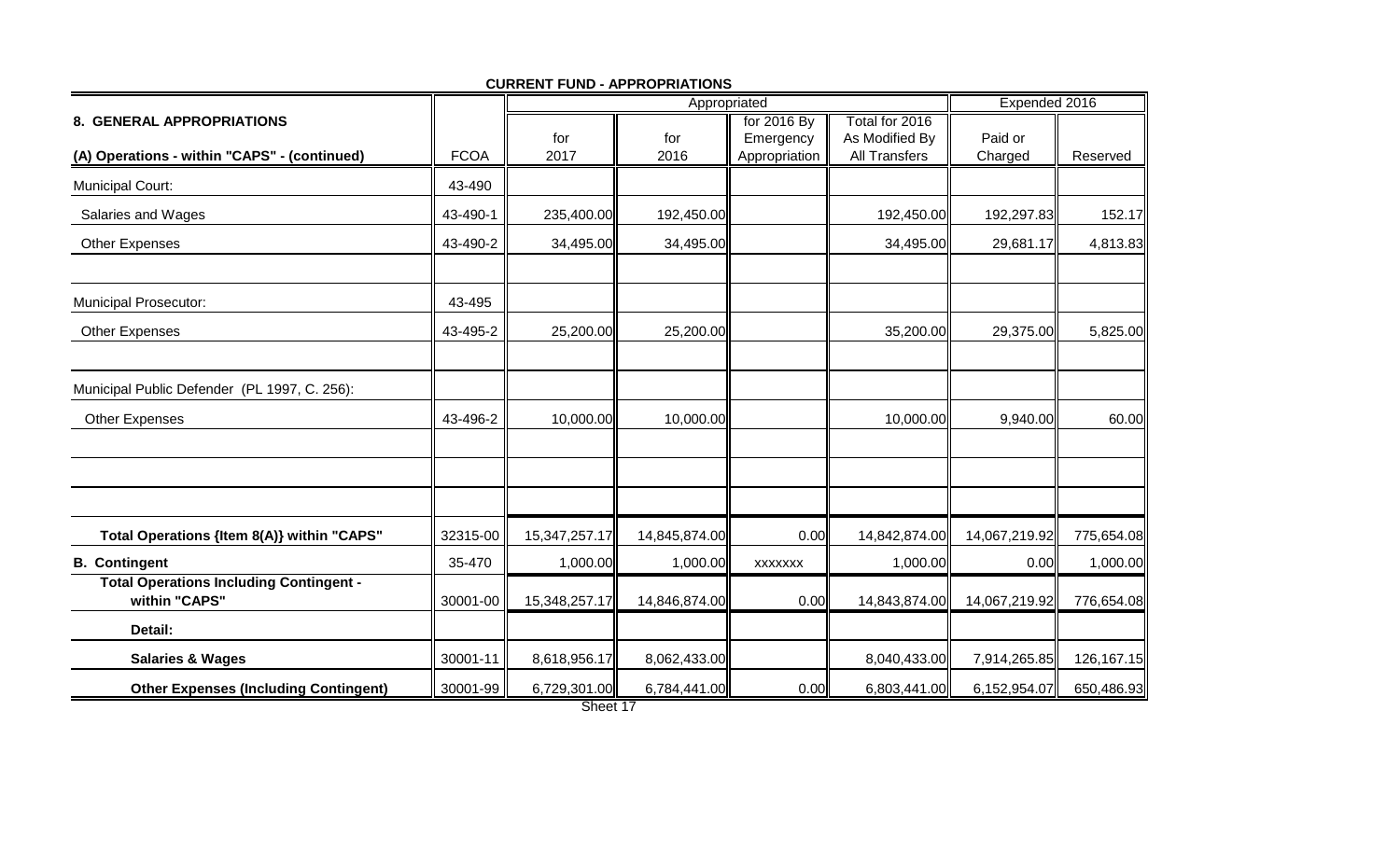**CURRENT FUND - APPROPRIATIONS**

| 8. GENERAL APPROPRIATIONS | | Appropriated | | | | Expended 2016 | |
|---|---|---|---|---|---|---|---|
| (A) Operations - within "CAPS" - (continued) | FCOA | for 2017 | for 2016 | for 2016 By Emergency Appropriation | Total for 2016 As Modified By All Transfers | Paid or Charged | Reserved |
| Municipal Court: | 43-490 | | | | | | |
| Salaries and Wages | 43-490-1 | 235,400.00 | 192,450.00 | | 192,450.00 | 192,297.83 | 152.17 |
| Other Expenses | 43-490-2 | 34,495.00 | 34,495.00 | | 34,495.00 | 29,681.17 | 4,813.83 |
| | | | | | | | |
| Municipal Prosecutor: | 43-495 | | | | | | |
| Other Expenses | 43-495-2 | 25,200.00 | 25,200.00 | | 35,200.00 | 29,375.00 | 5,825.00 |
| | | | | | | | |
| Municipal Public Defender (PL 1997, C. 256): | | | | | | | |
| Other Expenses | 43-496-2 | 10,000.00 | 10,000.00 | | 10,000.00 | 9,940.00 | 60.00 |
| | | | | | | | |
| | | | | | | | |
| | | | | | | | |
| **Total Operations {Item 8(A)} within "CAPS"** | 32315-00 | 15,347,257.17 | 14,845,874.00 | 0.00 | 14,842,874.00 | 14,067,219.92 | 775,654.08 |
| **B. Contingent** | 35-470 | 1,000.00 | 1,000.00 | xxxxxxx | 1,000.00 | 0.00 | 1,000.00 |
| **Total Operations Including Contingent - within "CAPS"** | 30001-00 | 15,348,257.17 | 14,846,874.00 | 0.00 | 14,843,874.00 | 14,067,219.92 | 776,654.08 |
| **Detail:** | | | | | | | |
| **Salaries & Wages** | 30001-11 | 8,618,956.17 | 8,062,433.00 | | 8,040,433.00 | 7,914,265.85 | 126,167.15 |
| **Other Expenses (Including Contingent)** | 30001-99 | 6,729,301.00 | 6,784,441.00 | 0.00 | 6,803,441.00 | 6,152,954.07 | 650,486.93 |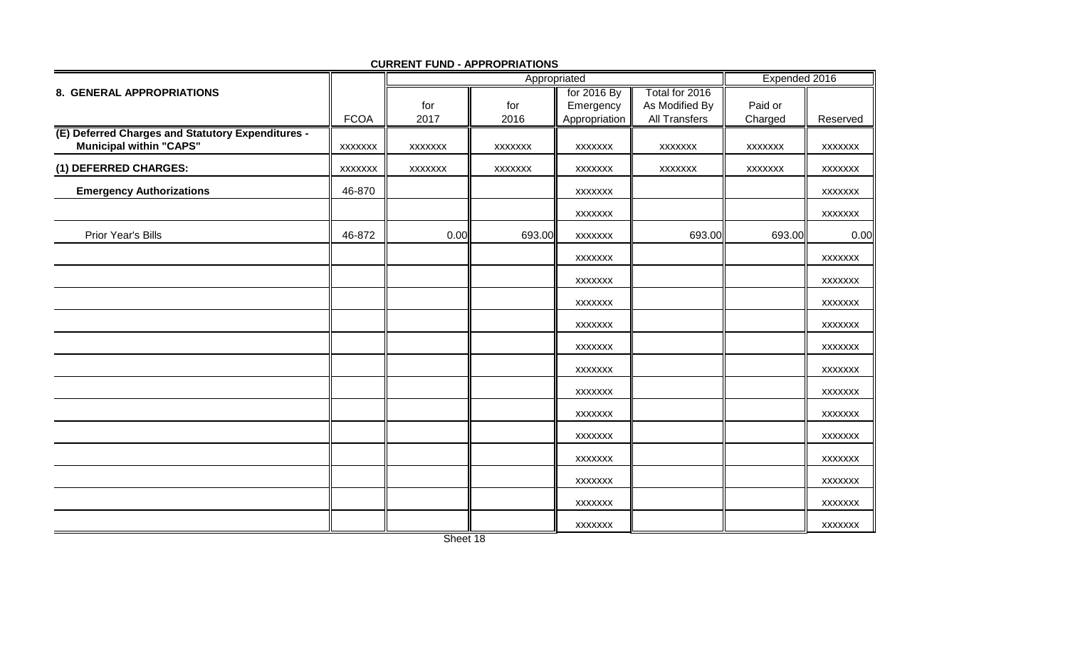**CURRENT FUND - APPROPRIATIONS**

| 8. GENERAL APPROPRIATIONS | FCOA | Appropriated for 2017 | Appropriated for 2016 | for 2016 By Emergency Appropriation | Total for 2016 As Modified By All Transfers | Expended 2016 Paid or Charged | Expended 2016 Reserved |
|---|---|---|---|---|---|---|---|
| **(E) Deferred Charges and Statutory Expenditures - Municipal within "CAPS"** | XXXXXXX | XXXXXXX | XXXXXXX | XXXXXXX | XXXXXXX | XXXXXXX | XXXXXXX |
| **(1) DEFERRED CHARGES:** | XXXXXXX | XXXXXXX | XXXXXXX | XXXXXXX | XXXXXXX | XXXXXXX | XXXXXXX |
| **Emergency Authorizations** | 46-870 | | | XXXXXXX | | | XXXXXXX |
| | | | | XXXXXXX | | | XXXXXXX |
| Prior Year's Bills | 46-872 | 0.00 | 693.00 | XXXXXXX | 693.00 | 693.00 | 0.00 |
| | | | | XXXXXXX | | | XXXXXXX |
| | | | | XXXXXXX | | | XXXXXXX |
| | | | | XXXXXXX | | | XXXXXXX |
| | | | | XXXXXXX | | | XXXXXXX |
| | | | | XXXXXXX | | | XXXXXXX |
| | | | | XXXXXXX | | | XXXXXXX |
| | | | | XXXXXXX | | | XXXXXXX |
| | | | | XXXXXXX | | | XXXXXXX |
| | | | | XXXXXXX | | | XXXXXXX |
| | | | | XXXXXXX | | | XXXXXXX |
| | | | | XXXXXXX | | | XXXXXXX |
| | | | | XXXXXXX | | | XXXXXXX |
| | | | | XXXXXXX | | | XXXXXXX |

Sheet 18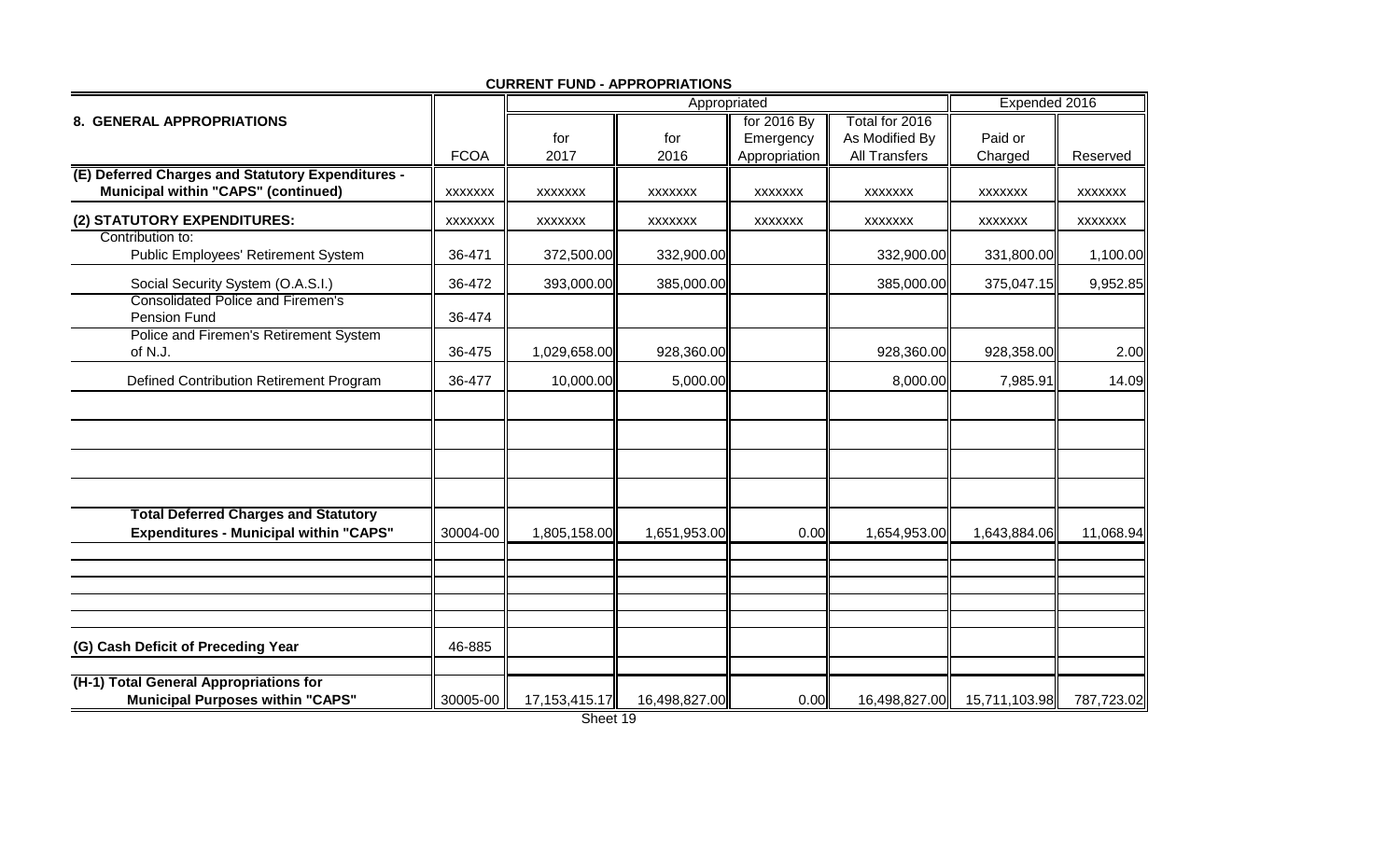**CURRENT FUND - APPROPRIATIONS**

| 8. GENERAL APPROPRIATIONS | FCOA | Appropriated for 2017 | for 2016 | for 2016 By Emergency Appropriation | Total for 2016 As Modified By All Transfers | Expended 2016 Paid or Charged | Reserved |
|---|---|---|---|---|---|---|---|
| **(E) Deferred Charges and Statutory Expenditures - Municipal within "CAPS" (continued)** | XXXXXXX | XXXXXXX | XXXXXXX | XXXXXXX | XXXXXXX | XXXXXXX | XXXXXXX |
| **(2) STATUTORY EXPENDITURES:** | XXXXXXX | XXXXXXX | XXXXXXX | XXXXXXX | XXXXXXX | XXXXXXX | XXXXXXX |
| Contribution to: | | | | | | | |
| Public Employees' Retirement System | 36-471 | 372,500.00 | 332,900.00 | | 332,900.00 | 331,800.00 | 1,100.00 |
| Social Security System (O.A.S.I.) | 36-472 | 393,000.00 | 385,000.00 | | 385,000.00 | 375,047.15 | 9,952.85 |
| Consolidated Police and Firemen's Pension Fund | 36-474 | | | | | | |
| Police and Firemen's Retirement System of N.J. | 36-475 | 1,029,658.00 | 928,360.00 | | 928,360.00 | 928,358.00 | 2.00 |
| Defined Contribution Retirement Program | 36-477 | 10,000.00 | 5,000.00 | | 8,000.00 | 7,985.91 | 14.09 |
| **Total Deferred Charges and Statutory Expenditures - Municipal within "CAPS"** | 30004-00 | 1,805,158.00 | 1,651,953.00 | 0.00 | 1,654,953.00 | 1,643,884.06 | 11,068.94 |
| **(G) Cash Deficit of Preceding Year** | 46-885 | | | | | | |
| **(H-1) Total General Appropriations for Municipal Purposes within "CAPS"** | 30005-00 | 17,153,415.17 | 16,498,827.00 | 0.00 | 16,498,827.00 | 15,711,103.98 | 787,723.02 |

Sheet 19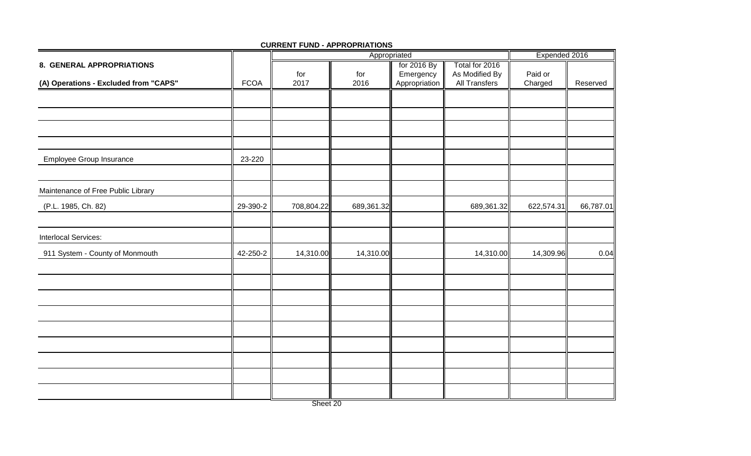**CURRENT FUND - APPROPRIATIONS**

| 8. GENERAL APPROPRIATIONS | | Appropriated | | | | Expended 2016 | |
|---|---|---|---|---|---|---|---|
| (A) Operations - Excluded from "CAPS" | FCOA | for 2017 | for 2016 | for 2016 By Emergency Appropriation | Total for 2016 As Modified By All Transfers | Paid or Charged | Reserved |
| | | | | | | | |
| | | | | | | | |
| | | | | | | | |
| | | | | | | | |
| Employee Group Insurance | 23-220 | | | | | | |
| | | | | | | | |
| Maintenance of Free Public Library | | | | | | | |
| (P.L. 1985, Ch. 82) | 29-390-2 | 708,804.22 | 689,361.32 | | 689,361.32 | 622,574.31 | 66,787.01 |
| | | | | | | | |
| Interlocal Services: | | | | | | | |
| 911 System - County of Monmouth | 42-250-2 | 14,310.00 | 14,310.00 | | 14,310.00 | 14,309.96 | 0.04 |
| | | | | | | | |
| | | | | | | | |
| | | | | | | | |
| | | | | | | | |
| | | | | | | | |
| | | | | | | | |
| | | | | | | | |
| | | | | | | | |
| | | | | | | | |

Sheet 20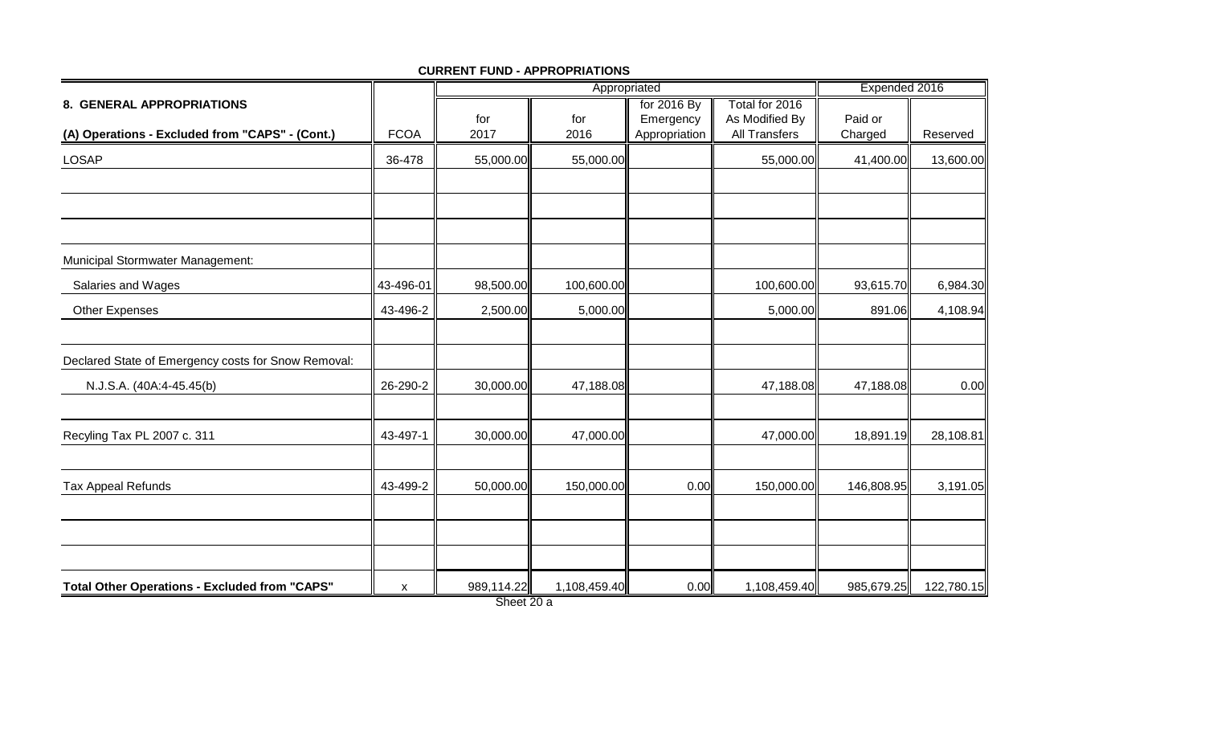**CURRENT FUND - APPROPRIATIONS**

| 8. GENERAL APPROPRIATIONS | | Appropriated | | | | Expended 2016 | |
|---|---|---|---|---|---|---|---|
| (A) Operations - Excluded from "CAPS" - (Cont.) | FCOA | for 2017 | for 2016 | for 2016 By Emergency Appropriation | Total for 2016 As Modified By All Transfers | Paid or Charged | Reserved |
| LOSAP | 36-478 | 55,000.00 | 55,000.00 | | 55,000.00 | 41,400.00 | 13,600.00 |
| | | | | | | | |
| | | | | | | | |
| | | | | | | | |
| Municipal Stormwater Management: | | | | | | | |
| Salaries and Wages | 43-496-01 | 98,500.00 | 100,600.00 | | 100,600.00 | 93,615.70 | 6,984.30 |
| Other Expenses | 43-496-2 | 2,500.00 | 5,000.00 | | 5,000.00 | 891.06 | 4,108.94 |
| | | | | | | | |
| Declared State of Emergency costs for Snow Removal: | | | | | | | |
| N.J.S.A. (40A:4-45.45(b) | 26-290-2 | 30,000.00 | 47,188.08 | | 47,188.08 | 47,188.08 | 0.00 |
| | | | | | | | |
| Recyling Tax PL 2007 c. 311 | 43-497-1 | 30,000.00 | 47,000.00 | | 47,000.00 | 18,891.19 | 28,108.81 |
| | | | | | | | |
| Tax Appeal Refunds | 43-499-2 | 50,000.00 | 150,000.00 | 0.00 | 150,000.00 | 146,808.95 | 3,191.05 |
| | | | | | | | |
| | | | | | | | |
| | | | | | | | |
| **Total Other Operations - Excluded from "CAPS"** | x | 989,114.22 | 1,108,459.40 | 0.00 | 1,108,459.40 | 985,679.25 | 122,780.15 |

Sheet 20 a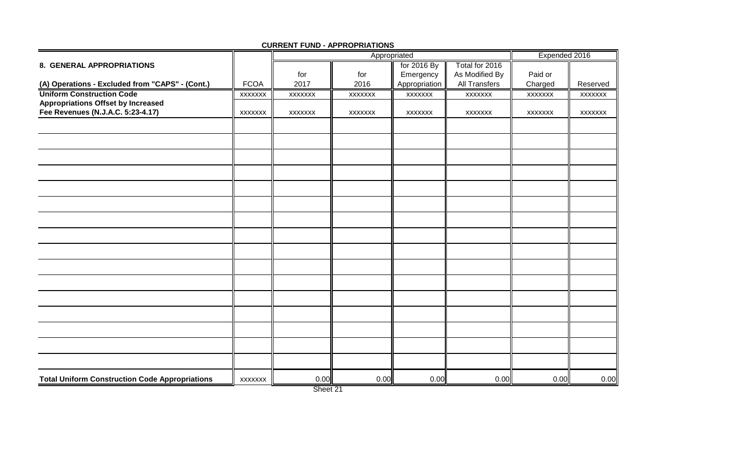**CURRENT FUND - APPROPRIATIONS**

| 8. GENERAL APPROPRIATIONS | | Appropriated | | | | Expended 2016 | |
|---|---|---|---|---|---|---|---|
| (A) Operations - Excluded from "CAPS" - (Cont.) | FCOA | for 2017 | for 2016 | for 2016 By Emergency Appropriation | Total for 2016 As Modified By All Transfers | Paid or Charged | Reserved |
| **Uniform Construction Code** | XXXXXXX | XXXXXXX | XXXXXXX | XXXXXXX | XXXXXXX | XXXXXXX | XXXXXXX |
| **Appropriations Offset by Increased Fee Revenues (N.J.A.C. 5:23-4.17)** | XXXXXXX | XXXXXXX | XXXXXXX | XXXXXXX | XXXXXXX | XXXXXXX | XXXXXXX |
| | | | | | | | |
| | | | | | | | |
| | | | | | | | |
| | | | | | | | |
| | | | | | | | |
| | | | | | | | |
| | | | | | | | |
| | | | | | | | |
| | | | | | | | |
| | | | | | | | |
| | | | | | | | |
| | | | | | | | |
| | | | | | | | |
| | | | | | | | |
| | | | | | | | |
| | | | | | | | |
| **Total Uniform Construction Code Appropriations** | XXXXXXX | 0.00 | 0.00 | 0.00 | 0.00 | 0.00 | 0.00 |

Sheet 21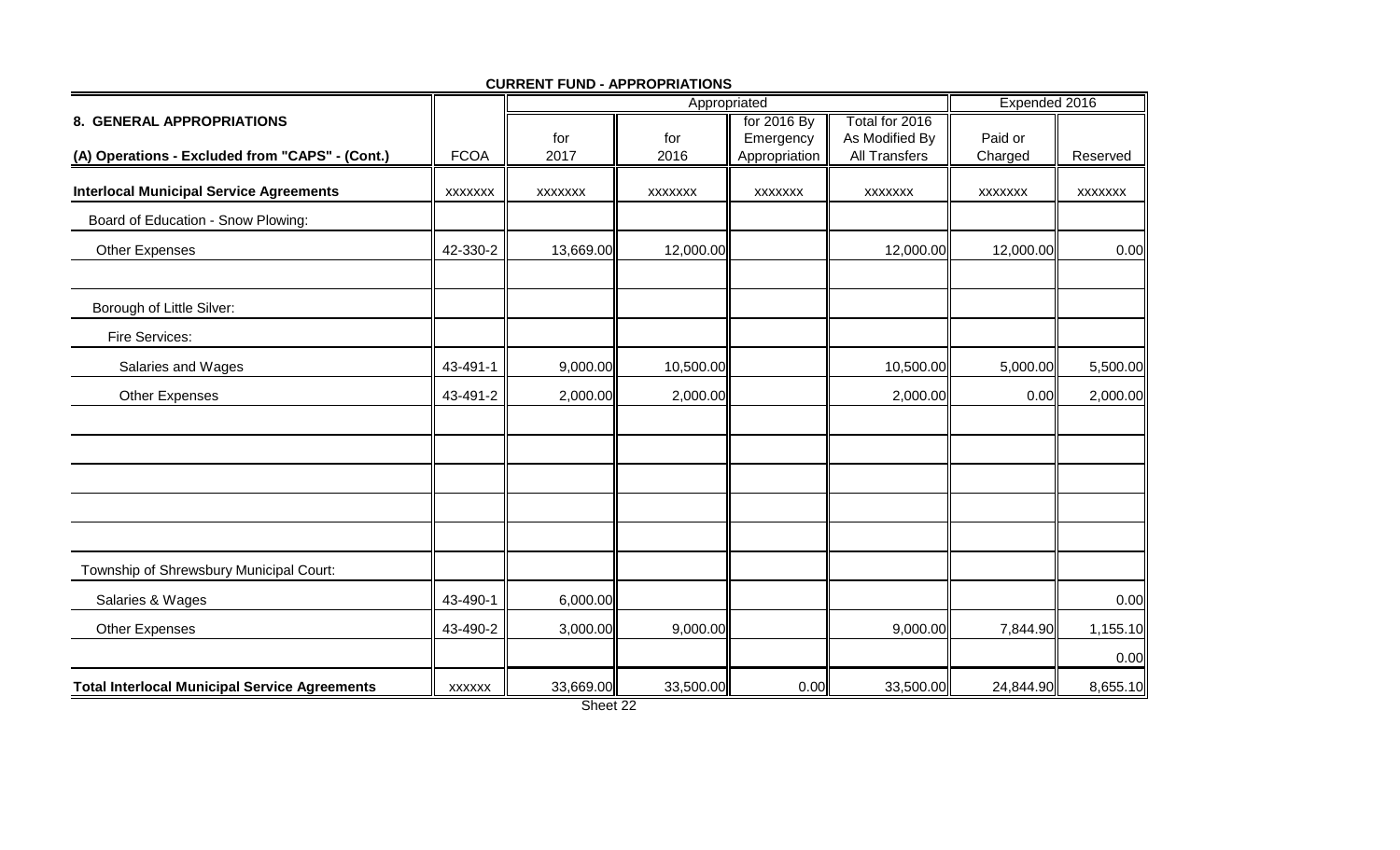**CURRENT FUND - APPROPRIATIONS**

| 8. GENERAL APPROPRIATIONS | | Appropriated | | | | Expended 2016 | |
|---|---|---|---|---|---|---|---|
| (A) Operations - Excluded from "CAPS" - (Cont.) | FCOA | for 2017 | for 2016 | for 2016 By Emergency Appropriation | Total for 2016 As Modified By All Transfers | Paid or Charged | Reserved |
| **Interlocal Municipal Service Agreements** | XXXXXXX | XXXXXXX | XXXXXXX | XXXXXXX | XXXXXXX | XXXXXXX | XXXXXXX |
| Board of Education - Snow Plowing: | | | | | | | |
| Other Expenses | 42-330-2 | 13,669.00 | 12,000.00 | | 12,000.00 | 12,000.00 | 0.00 |
| | | | | | | | |
| Borough of Little Silver: | | | | | | | |
| Fire Services: | | | | | | | |
| Salaries and Wages | 43-491-1 | 9,000.00 | 10,500.00 | | 10,500.00 | 5,000.00 | 5,500.00 |
| Other Expenses | 43-491-2 | 2,000.00 | 2,000.00 | | 2,000.00 | 0.00 | 2,000.00 |
| | | | | | | | |
| | | | | | | | |
| | | | | | | | |
| | | | | | | | |
| | | | | | | | |
| Township of Shrewsbury Municipal Court: | | | | | | | |
| Salaries & Wages | 43-490-1 | 6,000.00 | | | | | 0.00 |
| Other Expenses | 43-490-2 | 3,000.00 | 9,000.00 | | 9,000.00 | 7,844.90 | 1,155.10 |
| | | | | | | | 0.00 |
| **Total Interlocal Municipal Service Agreements** | XXXXXX | 33,669.00 | 33,500.00 | 0.00 | 33,500.00 | 24,844.90 | 8,655.10 |

Sheet 22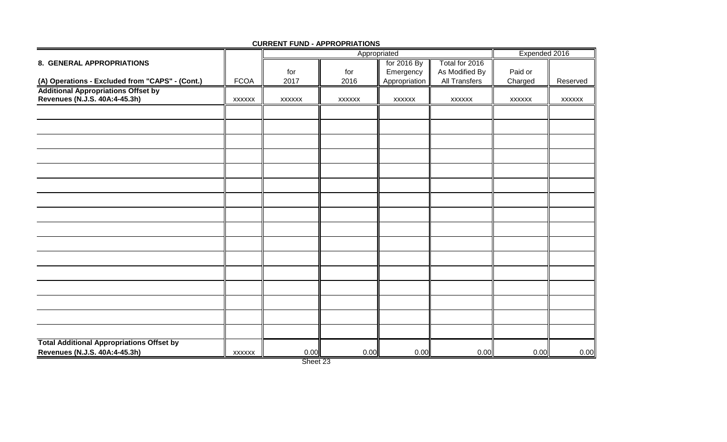**CURRENT FUND - APPROPRIATIONS**

| 8. GENERAL APPROPRIATIONS | | Appropriated | | | | Expended 2016 | |
|---|---|---|---|---|---|---|---|
| (A) Operations - Excluded from "CAPS" - (Cont.) | FCOA | for 2017 | for 2016 | for 2016 By Emergency Appropriation | Total for 2016 As Modified By All Transfers | Paid or Charged | Reserved |
| **Additional Appropriations Offset by Revenues (N.J.S. 40A:4-45.3h)** | xxxxxx | xxxxxx | xxxxxx | xxxxxx | xxxxxx | xxxxxx | xxxxxx |
| | | | | | | | |
| | | | | | | | |
| | | | | | | | |
| | | | | | | | |
| | | | | | | | |
| | | | | | | | |
| | | | | | | | |
| | | | | | | | |
| | | | | | | | |
| | | | | | | | |
| | | | | | | | |
| | | | | | | | |
| | | | | | | | |
| | | | | | | | |
| | | | | | | | |
| | | | | | | | |
| **Total Additional Appropriations Offset by Revenues (N.J.S. 40A:4-45.3h)** | xxxxxx | 0.00 | 0.00 | 0.00 | 0.00 | 0.00 | 0.00 |

Sheet 23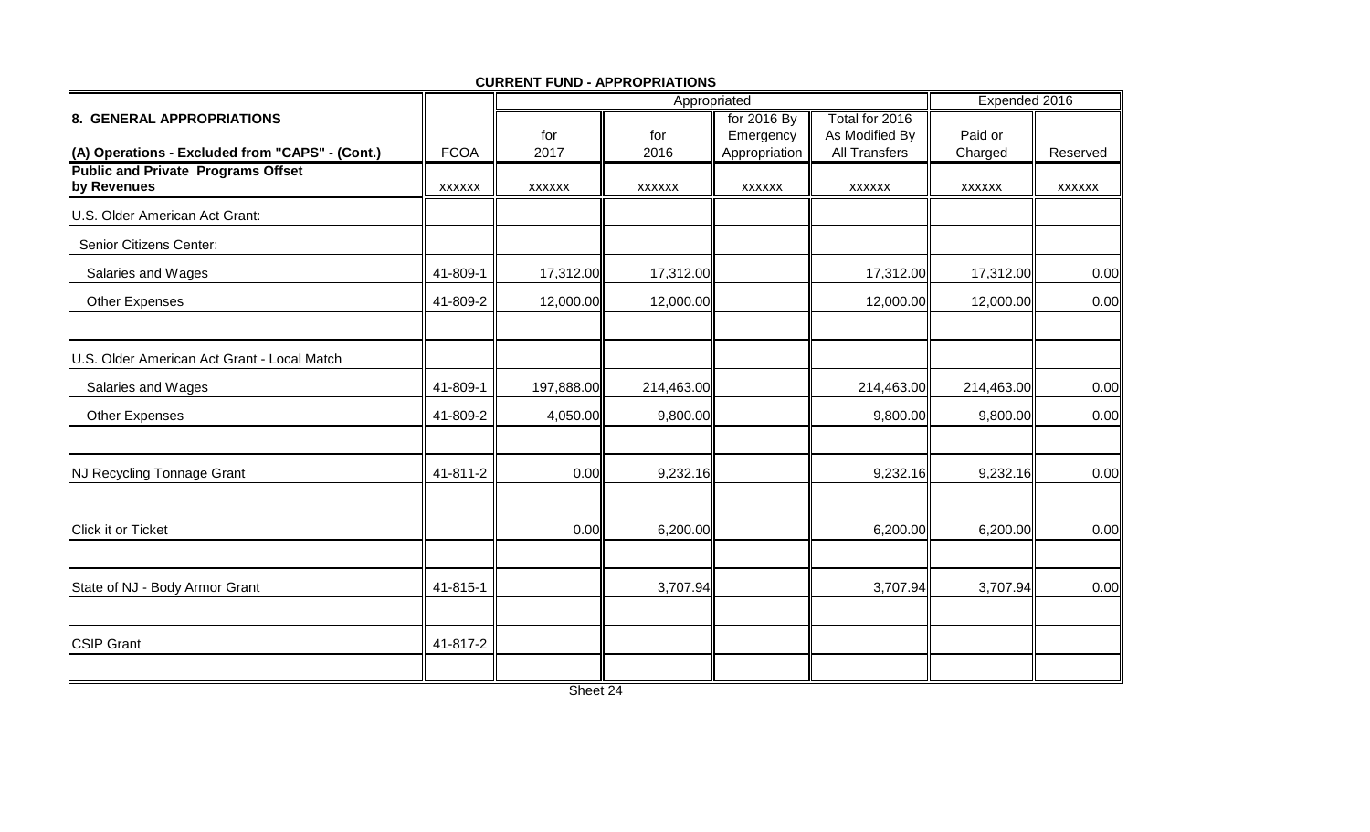**CURRENT FUND - APPROPRIATIONS**

| 8. GENERAL APPROPRIATIONS | | Appropriated | | | | Expended 2016 | |
|---|---|---|---|---|---|---|---|
| (A) Operations - Excluded from "CAPS" - (Cont.) | FCOA | for 2017 | for 2016 | for 2016 By Emergency Appropriation | Total for 2016 As Modified By All Transfers | Paid or Charged | Reserved |
| **Public and Private Programs Offset by Revenues** | XXXXXX | XXXXXX | XXXXXX | XXXXXX | XXXXXX | XXXXXX | XXXXXX |
| U.S. Older American Act Grant: | | | | | | | |
| Senior Citizens Center: | | | | | | | |
| Salaries and Wages | 41-809-1 | 17,312.00 | 17,312.00 | | 17,312.00 | 17,312.00 | 0.00 |
| Other Expenses | 41-809-2 | 12,000.00 | 12,000.00 | | 12,000.00 | 12,000.00 | 0.00 |
| | | | | | | | |
| U.S. Older American Act Grant - Local Match | | | | | | | |
| Salaries and Wages | 41-809-1 | 197,888.00 | 214,463.00 | | 214,463.00 | 214,463.00 | 0.00 |
| Other Expenses | 41-809-2 | 4,050.00 | 9,800.00 | | 9,800.00 | 9,800.00 | 0.00 |
| | | | | | | | |
| NJ Recycling Tonnage Grant | 41-811-2 | 0.00 | 9,232.16 | | 9,232.16 | 9,232.16 | 0.00 |
| | | | | | | | |
| Click it or Ticket | | 0.00 | 6,200.00 | | 6,200.00 | 6,200.00 | 0.00 |
| | | | | | | | |
| State of NJ - Body Armor Grant | 41-815-1 | | 3,707.94 | | 3,707.94 | 3,707.94 | 0.00 |
| | | | | | | | |
| CSIP Grant | 41-817-2 | | | | | | |
| | | | | | | | |

Sheet 24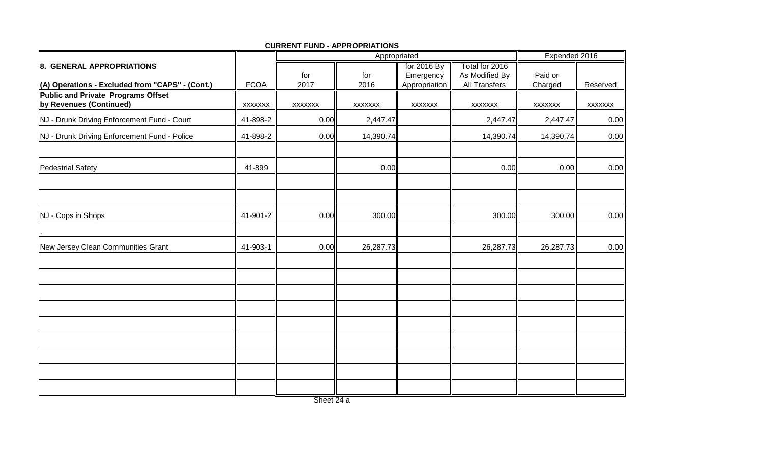**CURRENT FUND - APPROPRIATIONS**

| 8. GENERAL APPROPRIATIONS | | Appropriated | | | | Expended 2016 | |
|---|---|---|---|---|---|---|---|
| (A) Operations - Excluded from "CAPS" - (Cont.) | FCOA | for 2017 | for 2016 | for 2016 By Emergency Appropriation | Total for 2016 As Modified By All Transfers | Paid or Charged | Reserved |
| **Public and Private Programs Offset by Revenues (Continued)** | xxxxxxx | xxxxxxx | xxxxxxx | xxxxxxx | xxxxxxx | xxxxxxx | xxxxxxx |
| NJ - Drunk Driving Enforcement Fund - Court | 41-898-2 | 0.00 | 2,447.47 | | 2,447.47 | 2,447.47 | 0.00 |
| NJ - Drunk Driving Enforcement Fund - Police | 41-898-2 | 0.00 | 14,390.74 | | 14,390.74 | 14,390.74 | 0.00 |
| | | | | | | | |
| Pedestrial Safety | 41-899 | | 0.00 | | 0.00 | 0.00 | 0.00 |
| | | | | | | | |
| | | | | | | | |
| NJ - Cops in Shops | 41-901-2 | 0.00 | 300.00 | | 300.00 | 300.00 | 0.00 |
| . | | | | | | | |
| New Jersey Clean Communities Grant | 41-903-1 | 0.00 | 26,287.73 | | 26,287.73 | 26,287.73 | 0.00 |

Sheet 24 a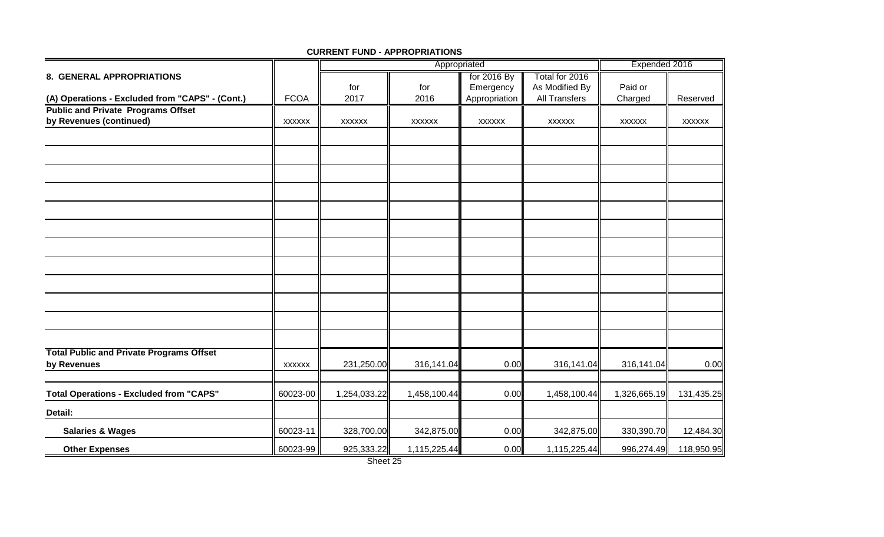**CURRENT FUND - APPROPRIATIONS**

| 8. GENERAL APPROPRIATIONS | | Appropriated | | | | Expended 2016 | |
|---|---|---|---|---|---|---|---|
| (A) Operations - Excluded from "CAPS" - (Cont.) | FCOA | for 2017 | for 2016 | for 2016 By Emergency Appropriation | Total for 2016 As Modified By All Transfers | Paid or Charged | Reserved |
| **Public and Private Programs Offset by Revenues (continued)** | xxxxxx | xxxxxx | xxxxxx | xxxxxx | xxxxxx | xxxxxx | xxxxxx |
| | | | | | | | |
| | | | | | | | |
| | | | | | | | |
| | | | | | | | |
| | | | | | | | |
| | | | | | | | |
| | | | | | | | |
| | | | | | | | |
| | | | | | | | |
| | | | | | | | |
| | | | | | | | |
| | | | | | | | |
| **Total Public and Private Programs Offset by Revenues** | xxxxxx | 231,250.00 | 316,141.04 | 0.00 | 316,141.04 | 316,141.04 | 0.00 |
| **Total Operations - Excluded from "CAPS"** | 60023-00 | 1,254,033.22 | 1,458,100.44 | 0.00 | 1,458,100.44 | 1,326,665.19 | 131,435.25 |
| **Detail:** | | | | | | | |
| **Salaries & Wages** | 60023-11 | 328,700.00 | 342,875.00 | 0.00 | 342,875.00 | 330,390.70 | 12,484.30 |
| **Other Expenses** | 60023-99 | 925,333.22 | 1,115,225.44 | 0.00 | 1,115,225.44 | 996,274.49 | 118,950.95 |

Sheet 25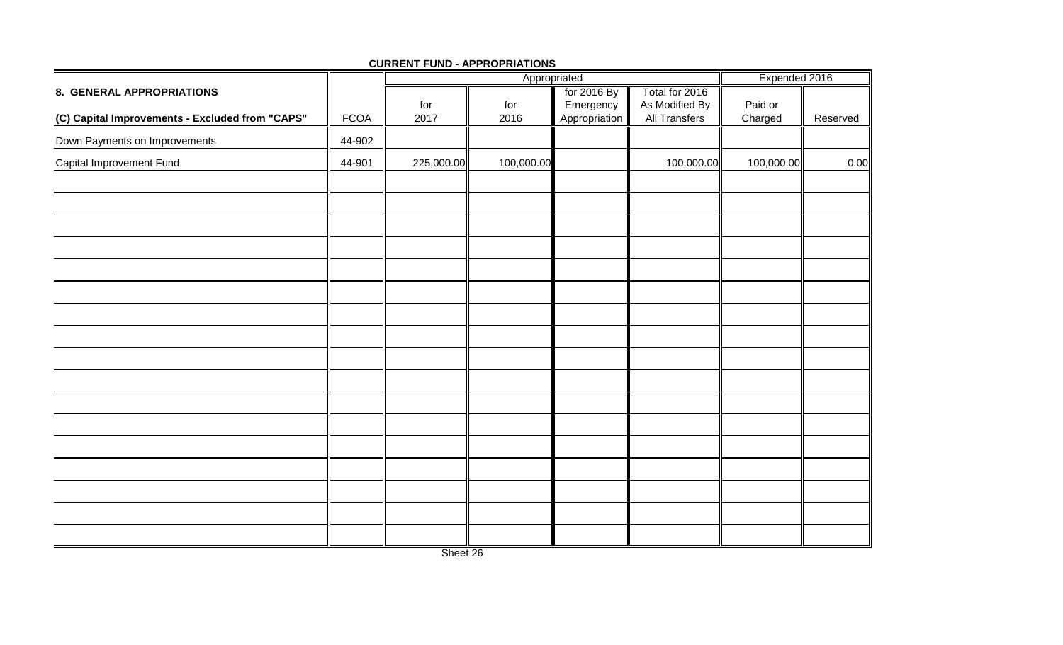**CURRENT FUND - APPROPRIATIONS**

| 8. GENERAL APPROPRIATIONS | | Appropriated | | | | Expended 2016 | |
|---|---|---|---|---|---|---|---|
| (C) Capital Improvements - Excluded from "CAPS" | FCOA | for 2017 | for 2016 | for 2016 By Emergency Appropriation | Total for 2016 As Modified By All Transfers | Paid or Charged | Reserved |
| Down Payments on Improvements | 44-902 | | | | | | |
| Capital Improvement Fund | 44-901 | 225,000.00 | 100,000.00 | | 100,000.00 | 100,000.00 | 0.00 |

Sheet 26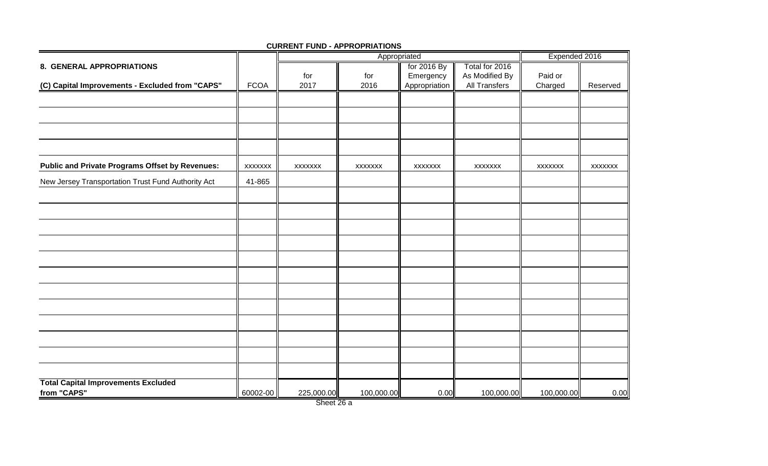**CURRENT FUND - APPROPRIATIONS**

| 8. GENERAL APPROPRIATIONS (C) Capital Improvements - Excluded from "CAPS" | FCOA | Appropriated | | | | Expended 2016 | |
|---|---|---|---|---|---|---|---|
| | | for 2017 | for 2016 | for 2016 By Emergency Appropriation | Total for 2016 As Modified By All Transfers | Paid or Charged | Reserved |
| | | | | | | | |
| | | | | | | | |
| | | | | | | | |
| | | | | | | | |
| **Public and Private Programs Offset by Revenues:** | xxxxxxx | xxxxxxx | xxxxxxx | xxxxxxx | xxxxxxx | xxxxxxx | xxxxxxx |
| New Jersey Transportation Trust Fund Authority Act | 41-865 | | | | | | |
| | | | | | | | |
| | | | | | | | |
| | | | | | | | |
| | | | | | | | |
| | | | | | | | |
| | | | | | | | |
| | | | | | | | |
| | | | | | | | |
| | | | | | | | |
| | | | | | | | |
| | | | | | | | |
| | | | | | | | |
| **Total Capital Improvements Excluded from "CAPS"** | 60002-00 | 225,000.00 | 100,000.00 | 0.00 | 100,000.00 | 100,000.00 | 0.00 |

Sheet 26 a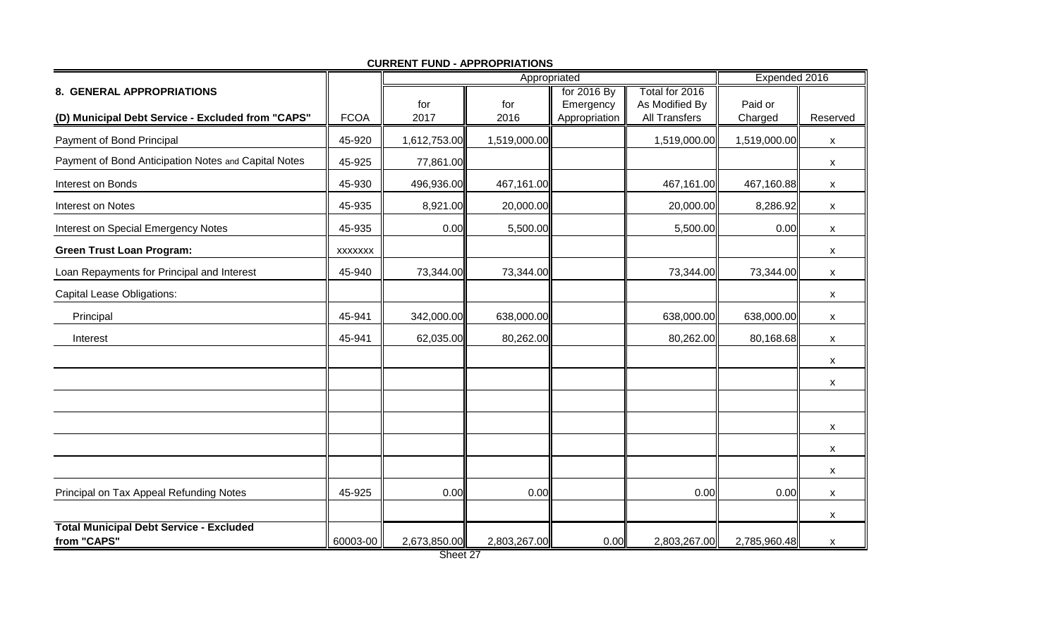**CURRENT FUND - APPROPRIATIONS**

| 8. GENERAL APPROPRIATIONS | | Appropriated | | | | Expended 2016 | |
|---|---|---|---|---|---|---|---|
| (D) Municipal Debt Service - Excluded from "CAPS" | FCOA | for 2017 | for 2016 | for 2016 By Emergency Appropriation | Total for 2016 As Modified By All Transfers | Paid or Charged | Reserved |
| Payment of Bond Principal | 45-920 | 1,612,753.00 | 1,519,000.00 | | 1,519,000.00 | 1,519,000.00 | x |
| Payment of Bond Anticipation Notes and Capital Notes | 45-925 | 77,861.00 | | | | | x |
| Interest on Bonds | 45-930 | 496,936.00 | 467,161.00 | | 467,161.00 | 467,160.88 | x |
| Interest on Notes | 45-935 | 8,921.00 | 20,000.00 | | 20,000.00 | 8,286.92 | x |
| Interest on Special Emergency Notes | 45-935 | 0.00 | 5,500.00 | | 5,500.00 | 0.00 | x |
| **Green Trust Loan Program:** | xxxxxxx | | | | | | x |
| Loan Repayments for Principal and Interest | 45-940 | 73,344.00 | 73,344.00 | | 73,344.00 | 73,344.00 | x |
| Capital Lease Obligations: | | | | | | | x |
| Principal | 45-941 | 342,000.00 | 638,000.00 | | 638,000.00 | 638,000.00 | x |
| Interest | 45-941 | 62,035.00 | 80,262.00 | | 80,262.00 | 80,168.68 | x |
| | | | | | | | x |
| | | | | | | | x |
| | | | | | | | |
| | | | | | | | x |
| | | | | | | | x |
| | | | | | | | x |
| Principal on Tax Appeal Refunding Notes | 45-925 | 0.00 | 0.00 | | 0.00 | 0.00 | x |
| | | | | | | | x |
| **Total Municipal Debt Service - Excluded from "CAPS"** | 60003-00 | 2,673,850.00 | 2,803,267.00 | 0.00 | 2,803,267.00 | 2,785,960.48 | x |

Sheet 27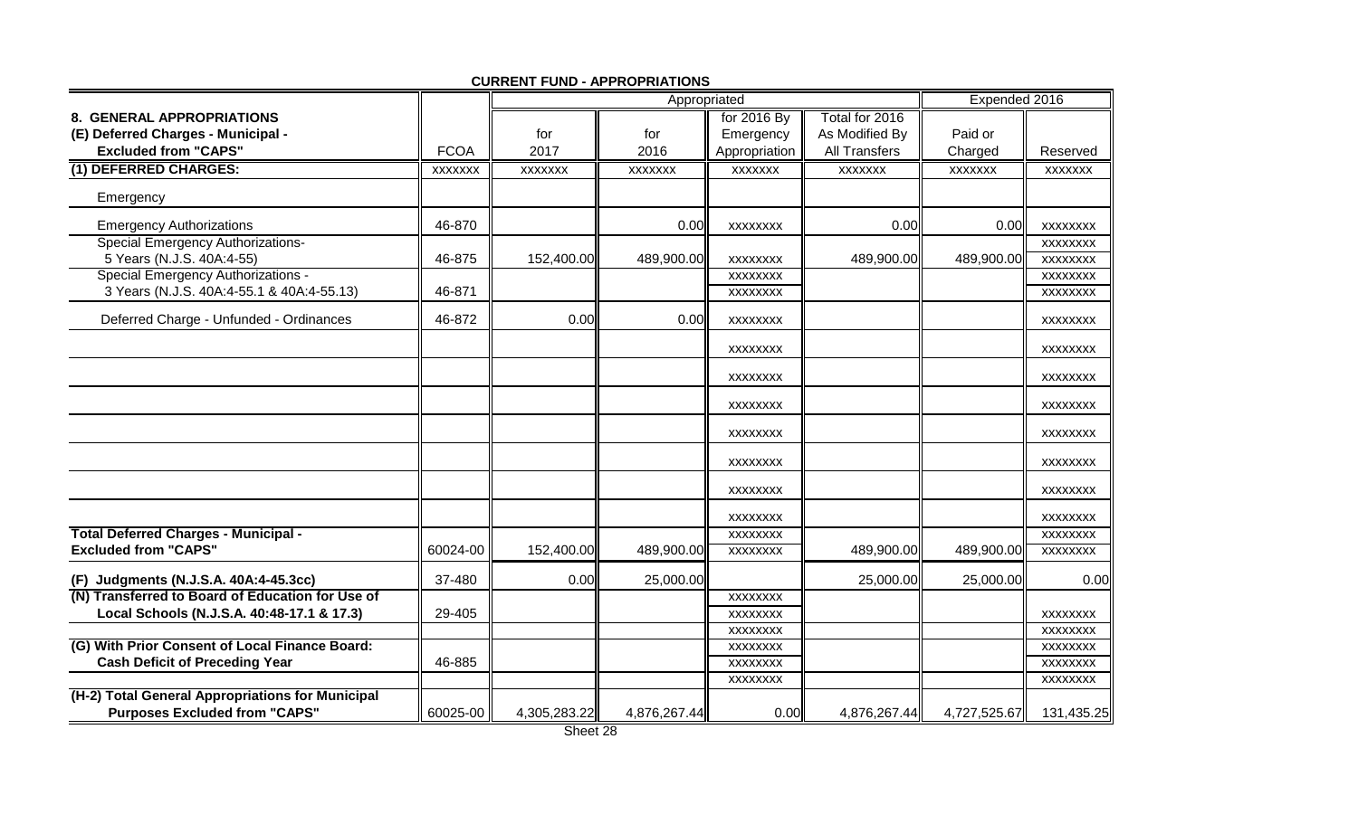**CURRENT FUND - APPROPRIATIONS**

| 8. GENERAL APPROPRIATIONS (E) Deferred Charges - Municipal - Excluded from "CAPS" | FCOA | Appropriated for 2017 | Appropriated for 2016 | Appropriated for 2016 By Emergency Appropriation | Appropriated Total for 2016 As Modified By All Transfers | Expended 2016 Paid or Charged | Expended 2016 Reserved |
|---|---|---|---|---|---|---|---|
| **(1) DEFERRED CHARGES:** | XXXXXXX | XXXXXXX | XXXXXXX | XXXXXXX | XXXXXXX | XXXXXXX | XXXXXXX |
| Emergency | | | | | | | |
| Emergency Authorizations | 46-870 | | 0.00 | XXXXXXXX | 0.00 | 0.00 | XXXXXXXX |
| Special Emergency Authorizations- 5 Years (N.J.S. 40A:4-55) | 46-875 | 152,400.00 | 489,900.00 | XXXXXXXX | 489,900.00 | 489,900.00 | XXXXXXXX |
| Special Emergency Authorizations - 3 Years (N.J.S. 40A:4-55.1 & 40A:4-55.13) | 46-871 | | | XXXXXXXX | | | XXXXXXXX |
| Deferred Charge - Unfunded - Ordinances | 46-872 | 0.00 | 0.00 | XXXXXXXX | | | XXXXXXXX |
| | | | | XXXXXXXX | | | XXXXXXXX |
| | | | | XXXXXXXX | | | XXXXXXXX |
| | | | | XXXXXXXX | | | XXXXXXXX |
| | | | | XXXXXXXX | | | XXXXXXXX |
| | | | | XXXXXXXX | | | XXXXXXXX |
| | | | | XXXXXXXX | | | XXXXXXXX |
| | | | | XXXXXXXX | | | XXXXXXXX |
| **Total Deferred Charges - Municipal - Excluded from "CAPS"** | 60024-00 | 152,400.00 | 489,900.00 | XXXXXXXX | 489,900.00 | 489,900.00 | XXXXXXXX |
| **(F) Judgments (N.J.S.A. 40A:4-45.3cc)** | 37-480 | 0.00 | 25,000.00 | | 25,000.00 | 25,000.00 | 0.00 |
| **(N) Transferred to Board of Education for Use of Local Schools (N.J.S.A. 40:48-17.1 & 17.3)** | 29-405 | | | XXXXXXXX | | | XXXXXXXX |
| | | | | XXXXXXXX | | | XXXXXXXX |
| **(G) With Prior Consent of Local Finance Board: Cash Deficit of Preceding Year** | 46-885 | | | XXXXXXXX | | | XXXXXXXX |
| | | | | XXXXXXXX | | | XXXXXXXX |
| **(H-2) Total General Appropriations for Municipal Purposes Excluded from "CAPS"** | 60025-00 | 4,305,283.22 | 4,876,267.44 | 0.00 | 4,876,267.44 | 4,727,525.67 | 131,435.25 |

Sheet 28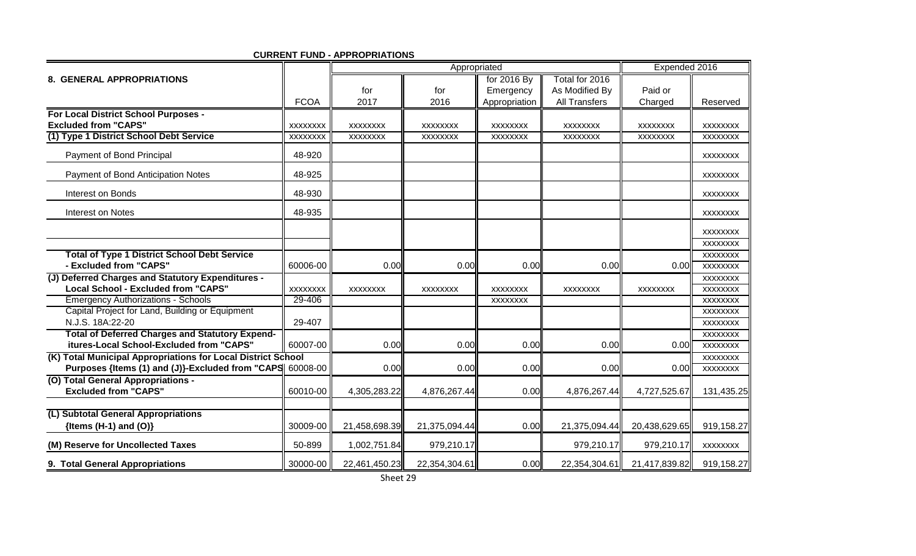**CURRENT FUND - APPROPRIATIONS**

| 8. GENERAL APPROPRIATIONS | FCOA | Appropriated | | | | Expended 2016 | |
|---|---|---|---|---|---|---|---|
| | | for 2017 | for 2016 | for 2016 By Emergency Appropriation | Total for 2016 As Modified By All Transfers | Paid or Charged | Reserved |
| **For Local District School Purposes - Excluded from "CAPS"** | XXXXXXXX | XXXXXXXX | XXXXXXXX | XXXXXXXX | XXXXXXXX | XXXXXXXX | XXXXXXXX |
| **(1) Type 1 District School Debt Service** | XXXXXXXX | XXXXXXXX | XXXXXXXX | XXXXXXXX | XXXXXXXX | XXXXXXXX | XXXXXXXX |
| Payment of Bond Principal | 48-920 | | | | | | XXXXXXXX |
| Payment of Bond Anticipation Notes | 48-925 | | | | | | XXXXXXXX |
| Interest on Bonds | 48-930 | | | | | | XXXXXXXX |
| Interest on Notes | 48-935 | | | | | | XXXXXXXX |
| | | | | | | | XXXXXXXX |
| | | | | | | | XXXXXXXX |
| **Total of Type 1 District School Debt Service - Excluded from "CAPS"** | 60006-00 | 0.00 | 0.00 | 0.00 | 0.00 | 0.00 | XXXXXXXX |
| **(J) Deferred Charges and Statutory Expenditures - Local School - Excluded from "CAPS"** | XXXXXXXX | XXXXXXXX | XXXXXXXX | XXXXXXXX | XXXXXXXX | XXXXXXXX | XXXXXXXX |
| Emergency Authorizations - Schools | 29-406 | | | XXXXXXXX | | | XXXXXXXX |
| Capital Project for Land, Building or Equipment N.J.S. 18A:22-20 | 29-407 | | | | | | XXXXXXXX |
| **Total of Deferred Charges and Statutory Expenditures-Local School-Excluded from "CAPS"** | 60007-00 | 0.00 | 0.00 | 0.00 | 0.00 | 0.00 | XXXXXXXX |
| **(K) Total Municipal Appropriations for Local District School Purposes {Items (1) and (J)}-Excluded from "CAPS"** | 60008-00 | 0.00 | 0.00 | 0.00 | 0.00 | 0.00 | XXXXXXXX |
| **(O) Total General Appropriations - Excluded from "CAPS"** | 60010-00 | 4,305,283.22 | 4,876,267.44 | 0.00 | 4,876,267.44 | 4,727,525.67 | 131,435.25 |
| **(L) Subtotal General Appropriations {Items (H-1) and (O)}** | 30009-00 | 21,458,698.39 | 21,375,094.44 | 0.00 | 21,375,094.44 | 20,438,629.65 | 919,158.27 |
| **(M) Reserve for Uncollected Taxes** | 50-899 | 1,002,751.84 | 979,210.17 | | 979,210.17 | 979,210.17 | XXXXXXXX |
| **9. Total General Appropriations** | 30000-00 | 22,461,450.23 | 22,354,304.61 | 0.00 | 22,354,304.61 | 21,417,839.82 | 919,158.27 |

Sheet 29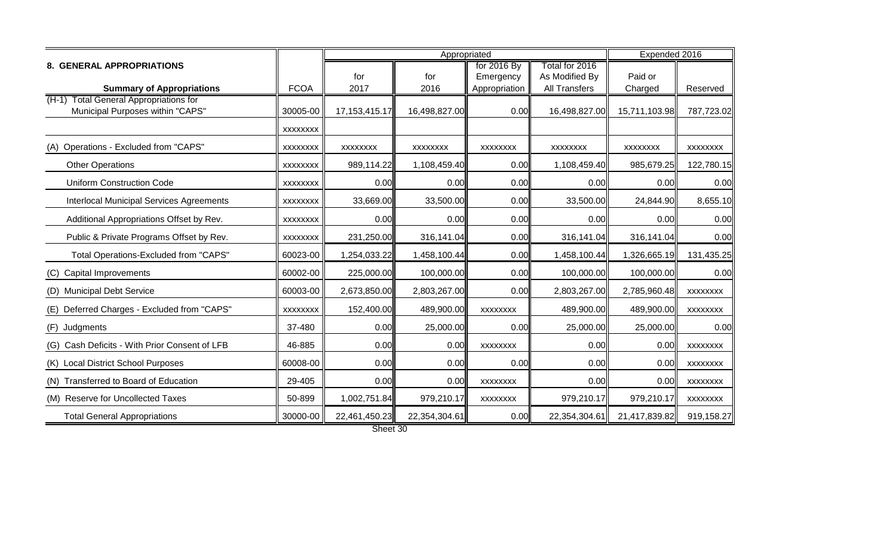| 8. GENERAL APPROPRIATIONS | | Appropriated | | | | Expended 2016 | |
|---|---|---|---|---|---|---|---|
| **Summary of Appropriations** | FCOA | for 2017 | for 2016 | for 2016 By Emergency Appropriation | Total for 2016 As Modified By All Transfers | Paid or Charged | Reserved |
| (H-1) Total General Appropriations for Municipal Purposes within "CAPS" | 30005-00 | 17,153,415.17 | 16,498,827.00 | 0.00 | 16,498,827.00 | 15,711,103.98 | 787,723.02 |
| | XXXXXXXX | | | | | | |
| (A) Operations - Excluded from "CAPS" | XXXXXXXX | XXXXXXXX | XXXXXXXX | XXXXXXXX | XXXXXXXX | XXXXXXXX | XXXXXXXX |
| Other Operations | XXXXXXXX | 989,114.22 | 1,108,459.40 | 0.00 | 1,108,459.40 | 985,679.25 | 122,780.15 |
| Uniform Construction Code | XXXXXXXX | 0.00 | 0.00 | 0.00 | 0.00 | 0.00 | 0.00 |
| Interlocal Municipal Services Agreements | XXXXXXXX | 33,669.00 | 33,500.00 | 0.00 | 33,500.00 | 24,844.90 | 8,655.10 |
| Additional Appropriations Offset by Rev. | XXXXXXXX | 0.00 | 0.00 | 0.00 | 0.00 | 0.00 | 0.00 |
| Public & Private Programs Offset by Rev. | XXXXXXXX | 231,250.00 | 316,141.04 | 0.00 | 316,141.04 | 316,141.04 | 0.00 |
| Total Operations-Excluded from "CAPS" | 60023-00 | 1,254,033.22 | 1,458,100.44 | 0.00 | 1,458,100.44 | 1,326,665.19 | 131,435.25 |
| (C) Capital Improvements | 60002-00 | 225,000.00 | 100,000.00 | 0.00 | 100,000.00 | 100,000.00 | 0.00 |
| (D) Municipal Debt Service | 60003-00 | 2,673,850.00 | 2,803,267.00 | 0.00 | 2,803,267.00 | 2,785,960.48 | XXXXXXXX |
| (E) Deferred Charges - Excluded from "CAPS" | XXXXXXXX | 152,400.00 | 489,900.00 | XXXXXXXX | 489,900.00 | 489,900.00 | XXXXXXXX |
| (F) Judgments | 37-480 | 0.00 | 25,000.00 | 0.00 | 25,000.00 | 25,000.00 | 0.00 |
| (G) Cash Deficits - With Prior Consent of LFB | 46-885 | 0.00 | 0.00 | XXXXXXXX | 0.00 | 0.00 | XXXXXXXX |
| (K) Local District School Purposes | 60008-00 | 0.00 | 0.00 | 0.00 | 0.00 | 0.00 | XXXXXXXX |
| (N) Transferred to Board of Education | 29-405 | 0.00 | 0.00 | XXXXXXXX | 0.00 | 0.00 | XXXXXXXX |
| (M) Reserve for Uncollected Taxes | 50-899 | 1,002,751.84 | 979,210.17 | XXXXXXXX | 979,210.17 | 979,210.17 | XXXXXXXX |
| Total General Appropriations | 30000-00 | 22,461,450.23 | 22,354,304.61 | 0.00 | 22,354,304.61 | 21,417,839.82 | 919,158.27 |

Sheet 30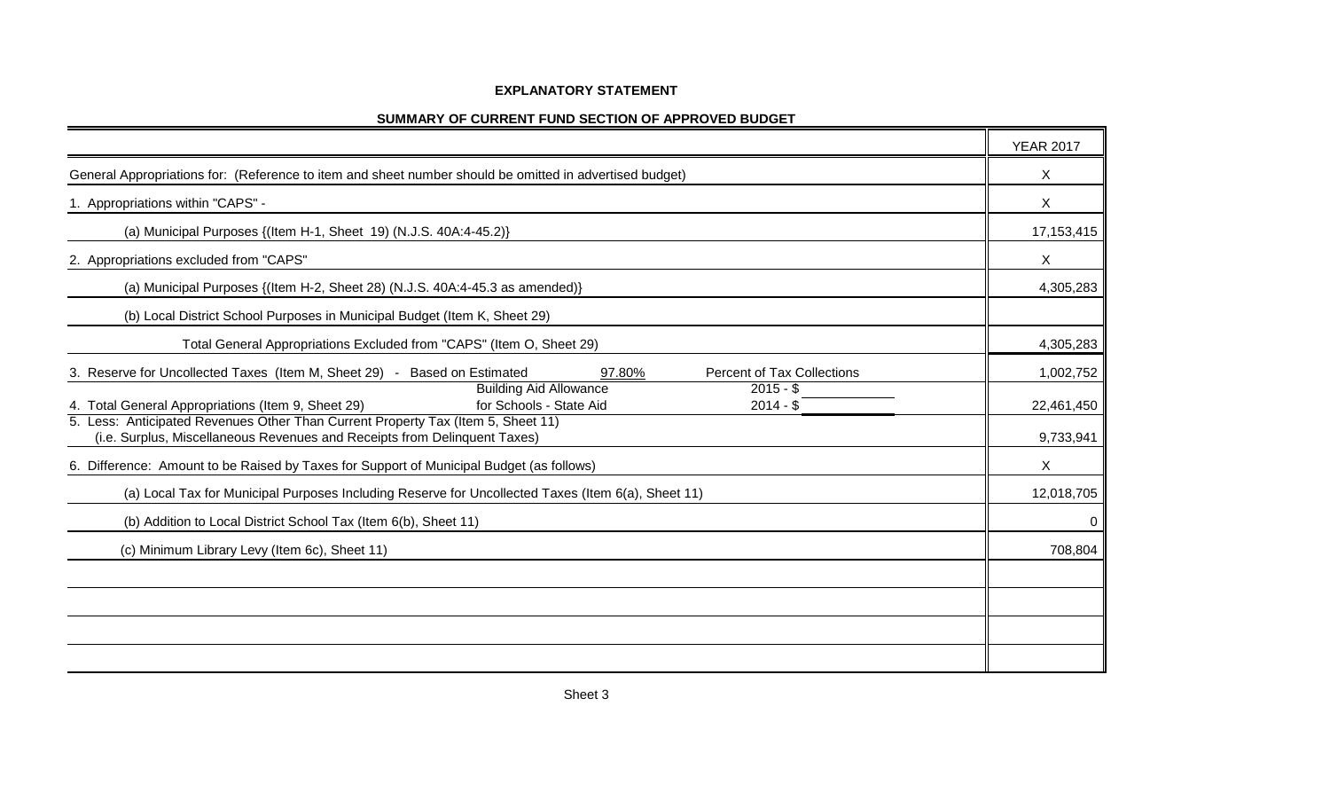**EXPLANATORY STATEMENT**

**SUMMARY OF CURRENT FUND SECTION OF APPROVED BUDGET**

| | YEAR 2017 |
|---|---|
| General Appropriations for: (Reference to item and sheet number should be omitted in advertised budget) | X |
| 1. Appropriations within "CAPS" - | X |
| (a) Municipal Purposes {(Item H-1, Sheet 19) (N.J.S. 40A:4-45.2)} | 17,153,415 |
| 2. Appropriations excluded from "CAPS" | X |
| (a) Municipal Purposes {(Item H-2, Sheet 28) (N.J.S. 40A:4-45.3 as amended)} | 4,305,283 |
| (b) Local District School Purposes in Municipal Budget (Item K, Sheet 29) | |
| Total General Appropriations Excluded from "CAPS" (Item O, Sheet 29) | 4,305,283 |
| 3. Reserve for Uncollected Taxes (Item M, Sheet 29) - Based on Estimated 97.80% Percent of Tax Collections | 1,002,752 |
| 4. Total General Appropriations (Item 9, Sheet 29) Building Aid Allowance for Schools - State Aid 2015 - $ 2014 - $ | 22,461,450 |
| 5. Less: Anticipated Revenues Other Than Current Property Tax (Item 5, Sheet 11) (i.e. Surplus, Miscellaneous Revenues and Receipts from Delinquent Taxes) | 9,733,941 |
| 6. Difference: Amount to be Raised by Taxes for Support of Municipal Budget (as follows) | X |
| (a) Local Tax for Municipal Purposes Including Reserve for Uncollected Taxes (Item 6(a), Sheet 11) | 12,018,705 |
| (b) Addition to Local District School Tax (Item 6(b), Sheet 11) | 0 |
| (c) Minimum Library Levy (Item 6c), Sheet 11) | 708,804 |
| | |
| | |
| | |
| | |

Sheet 3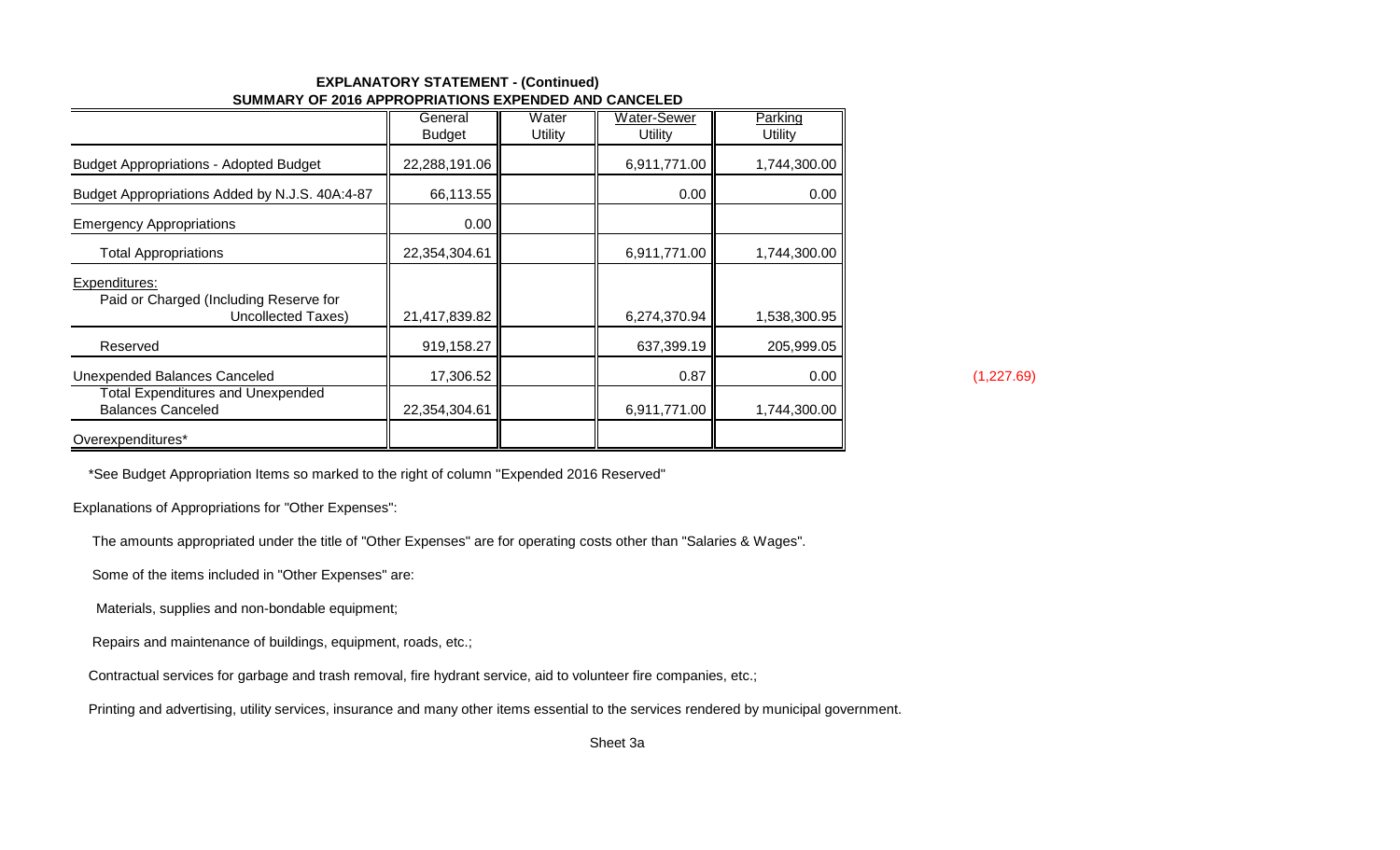**EXPLANATORY STATEMENT - (Continued)**
**SUMMARY OF 2016 APPROPRIATIONS EXPENDED AND CANCELED**

| | General Budget | Water Utility | Water-Sewer Utility | Parking Utility |
|---|---|---|---|---|
| Budget Appropriations - Adopted Budget | 22,288,191.06 | | 6,911,771.00 | 1,744,300.00 |
| Budget Appropriations Added by N.J.S. 40A:4-87 | 66,113.55 | | 0.00 | 0.00 |
| Emergency Appropriations | 0.00 | | | |
| Total Appropriations | 22,354,304.61 | | 6,911,771.00 | 1,744,300.00 |
| Expenditures: Paid or Charged (Including Reserve for Uncollected Taxes) | 21,417,839.82 | | 6,274,370.94 | 1,538,300.95 |
| Reserved | 919,158.27 | | 637,399.19 | 205,999.05 |
| Unexpended Balances Canceled | 17,306.52 | | 0.87 | 0.00 |
| Total Expenditures and Unexpended Balances Canceled | 22,354,304.61 | | 6,911,771.00 | 1,744,300.00 |
| Overexpenditures* | | | | |

(1,227.69)

*See Budget Appropriation Items so marked to the right of column "Expended 2016 Reserved"

Explanations of Appropriations for "Other Expenses":

The amounts appropriated under the title of "Other Expenses" are for operating costs other than "Salaries & Wages".

Some of the items included in "Other Expenses" are:

Materials, supplies and non-bondable equipment;

Repairs and maintenance of buildings, equipment, roads, etc.;

Contractual services for garbage and trash removal, fire hydrant service, aid to volunteer fire companies, etc.;

Printing and advertising, utility services, insurance and many other items essential to the services rendered by municipal government.

Sheet 3a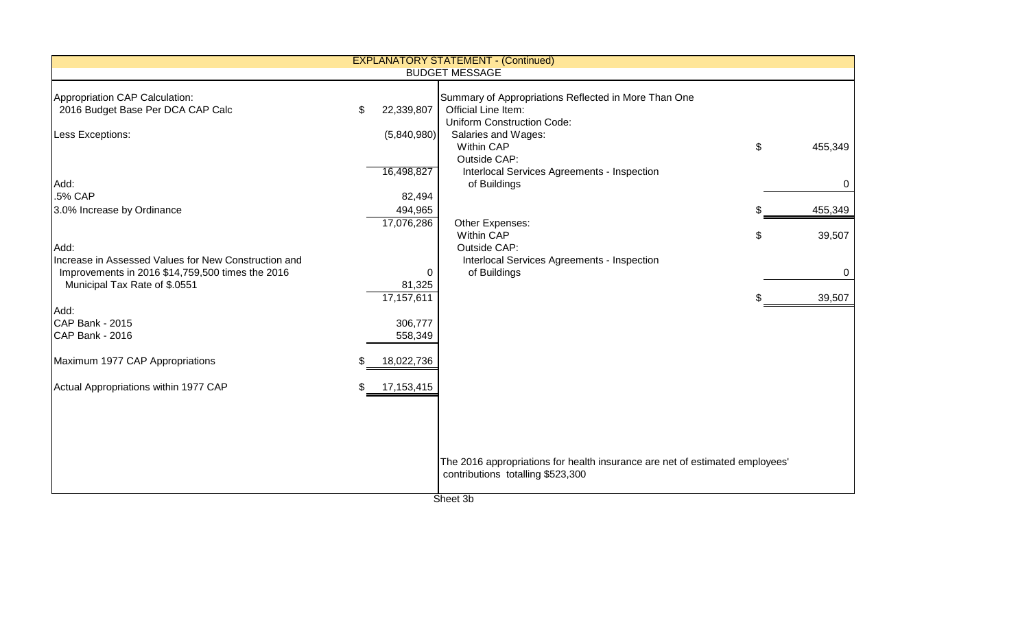## EXPLANATORY STATEMENT - (Continued)

### BUDGET MESSAGE

| Appropriation CAP Calculation: | | |
|---|---|---|
| 2016 Budget Base Per DCA CAP Calc | $ | 22,339,807 |
| Less Exceptions: | | (5,840,980) |
| | | 16,498,827 |
| Add: | | |
| .5% CAP | | 82,494 |
| 3.0% Increase by Ordinance | | 494,965 |
| | | 17,076,286 |
| Add: | | |
| Increase in Assessed Values for New Construction and Improvements in 2016 $14,759,500 times the 2016 Municipal Tax Rate of $.0551 | | 0 |
| | | 81,325 |
| | | 17,157,611 |
| Add: | | |
| CAP Bank - 2015 | | 306,777 |
| CAP Bank - 2016 | | 558,349 |
| Maximum 1977 CAP Appropriations | $ | 18,022,736 |
| Actual Appropriations within 1977 CAP | $ | 17,153,415 |

| Summary of Appropriations Reflected in More Than One Official Line Item: | | |
|---|---|---|
| Uniform Construction Code: | | |
| Salaries and Wages: | | |
| Within CAP | $ | 455,349 |
| Outside CAP: | | |
| Interlocal Services Agreements - Inspection of Buildings | | 0 |
| | $ | 455,349 |
| Other Expenses: | | |
| Within CAP | $ | 39,507 |
| Outside CAP: | | |
| Interlocal Services Agreements - Inspection of Buildings | | 0 |
| | $ | 39,507 |

The 2016 appropriations for health insurance are net of estimated employees' contributions totalling $523,300

Sheet 3b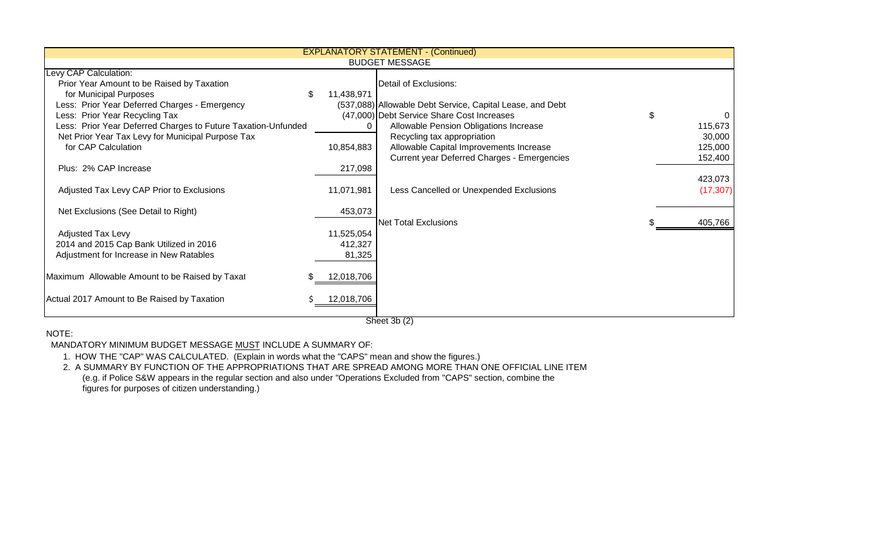## EXPLANATORY STATEMENT - (Continued)

### BUDGET MESSAGE

| Levy CAP Calculation: | | | Detail of Exclusions: | | |
|---|---|---|---|---|---|
| Prior Year Amount to be Raised by Taxation for Municipal Purposes | $ | 11,438,971 | | | |
| Less: Prior Year Deferred Charges - Emergency | | (537,088) | Allowable Debt Service, Capital Lease, and Debt Debt Service Share Cost Increases | $ | 0 |
| Less: Prior Year Recycling Tax | | (47,000) | Allowable Pension Obligations Increase | | 115,673 |
| Less: Prior Year Deferred Charges to Future Taxation-Unfunded | | 0 | Recycling tax appropriation | | 30,000 |
| Net Prior Year Tax Levy for Municipal Purpose Tax for CAP Calculation | | 10,854,883 | Allowable Capital Improvements Increase | | 125,000 |
| | | | Current year Deferred Charges - Emergencies | | 152,400 |
| Plus: 2% CAP Increase | | 217,098 | | | 423,073 |
| Adjusted Tax Levy CAP Prior to Exclusions | | 11,071,981 | Less Cancelled or Unexpended Exclusions | | (17,307) |
| Net Exclusions (See Detail to Right) | | 453,073 | Net Total Exclusions | $ | 405,766 |
| Adjusted Tax Levy | | 11,525,054 | | | |
| 2014 and 2015 Cap Bank Utilized in 2016 | | 412,327 | | | |
| Adjustment for Increase in New Ratables | | 81,325 | | | |
| Maximum Allowable Amount to be Raised by Taxat | $ | 12,018,706 | | | |
| Actual 2017 Amount to Be Raised by Taxation | $ | 12,018,706 | | | |

Sheet 3b (2)

NOTE:

MANDATORY MINIMUM BUDGET MESSAGE MUST INCLUDE A SUMMARY OF:

1. HOW THE "CAP" WAS CALCULATED. (Explain in words what the "CAPS" mean and show the figures.)
2. A SUMMARY BY FUNCTION OF THE APPROPRIATIONS THAT ARE SPREAD AMONG MORE THAN ONE OFFICIAL LINE ITEM (e.g. if Police S&W appears in the regular section and also under "Operations Excluded from "CAPS" section, combine the figures for purposes of citizen understanding.)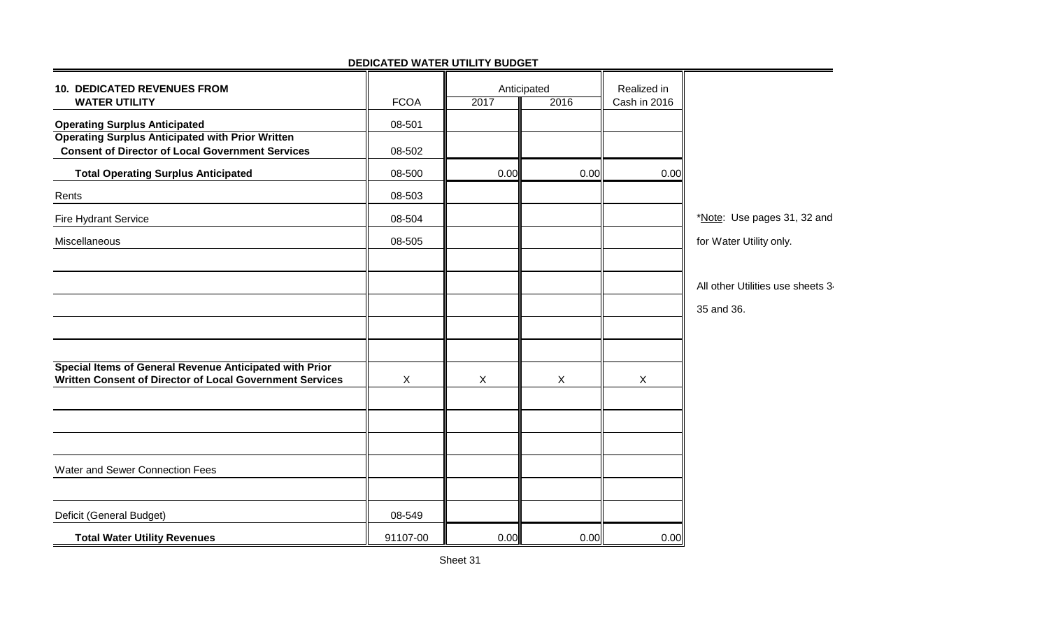## DEDICATED WATER UTILITY BUDGET

| 10. DEDICATED REVENUES FROM WATER UTILITY | FCOA | Anticipated 2017 | Anticipated 2016 | Realized in Cash in 2016 |
|---|---|---|---|---|
| **Operating Surplus Anticipated** | 08-501 | | | |
| **Operating Surplus Anticipated with Prior Written Consent of Director of Local Government Services** | 08-502 | | | |
| **Total Operating Surplus Anticipated** | 08-500 | 0.00 | 0.00 | 0.00 |
| Rents | 08-503 | | | |
| Fire Hydrant Service | 08-504 | | | |
| Miscellaneous | 08-505 | | | |
| | | | | |
| | | | | |
| | | | | |
| | | | | |
| | | | | |
| **Special Items of General Revenue Anticipated with Prior Written Consent of Director of Local Government Services** | X | X | X | X |
| | | | | |
| | | | | |
| | | | | |
| Water and Sewer Connection Fees | | | | |
| | | | | |
| Deficit (General Budget) | 08-549 | | | |
| **Total Water Utility Revenues** | 91107-00 | 0.00 | 0.00 | 0.00 |

*Note: Use pages 31, 32 and for Water Utility only.

All other Utilities use sheets 34 35 and 36.

Sheet 31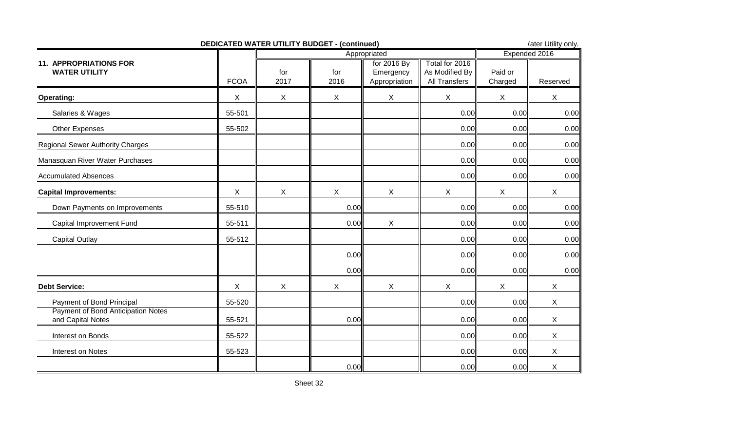## DEDICATED WATER UTILITY BOARD - (continued)

/ater Utility only.

| 11. APPROPRIATIONS FOR WATER UTILITY | FCOA | Appropriated | | | | Expended 2016 | |
|---|---|---|---|---|---|---|---|
| | | for 2017 | for 2016 | for 2016 By Emergency Appropriation | Total for 2016 As Modified By All Transfers | Paid or Charged | Reserved |
| **Operating:** | X | X | X | X | X | X | X |
| Salaries & Wages | 55-501 | | | | 0.00 | 0.00 | 0.00 |
| Other Expenses | 55-502 | | | | 0.00 | 0.00 | 0.00 |
| Regional Sewer Authority Charges | | | | | 0.00 | 0.00 | 0.00 |
| Manasquan River Water Purchases | | | | | 0.00 | 0.00 | 0.00 |
| Accumulated Absences | | | | | 0.00 | 0.00 | 0.00 |
| **Capital Improvements:** | X | X | X | X | X | X | X |
| Down Payments on Improvements | 55-510 | | 0.00 | | 0.00 | 0.00 | 0.00 |
| Capital Improvement Fund | 55-511 | | 0.00 | X | 0.00 | 0.00 | 0.00 |
| Capital Outlay | 55-512 | | | | 0.00 | 0.00 | 0.00 |
| | | | 0.00 | | 0.00 | 0.00 | 0.00 |
| | | | 0.00 | | 0.00 | 0.00 | 0.00 |
| **Debt Service:** | X | X | X | X | X | X | X |
| Payment of Bond Principal | 55-520 | | | | 0.00 | 0.00 | X |
| Payment of Bond Anticipation Notes and Capital Notes | 55-521 | | 0.00 | | 0.00 | 0.00 | X |
| Interest on Bonds | 55-522 | | | | 0.00 | 0.00 | X |
| Interest on Notes | 55-523 | | | | 0.00 | 0.00 | X |
| | | | 0.00 | | 0.00 | 0.00 | X |

Sheet 32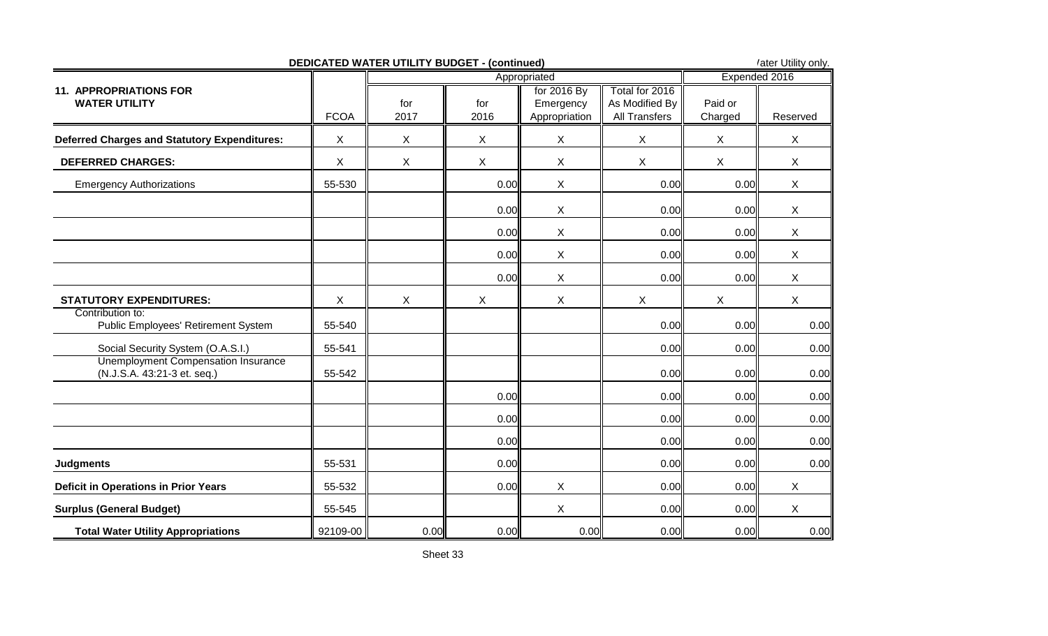**DEDICATED WATER UTILITY BUDGET - (continued)**

/ater Utility only.

| 11. APPROPRIATIONS FOR WATER UTILITY | FCOA | Appropriated | | | | Expended 2016 | |
|---|---|---|---|---|---|---|---|
| | | for 2017 | for 2016 | for 2016 By Emergency Appropriation | Total for 2016 As Modified By All Transfers | Paid or Charged | Reserved |
| **Deferred Charges and Statutory Expenditures:** | X | X | X | X | X | X | X |
| **DEFERRED CHARGES:** | X | X | X | X | X | X | X |
| Emergency Authorizations | 55-530 | | 0.00 | X | 0.00 | 0.00 | X |
| | | | 0.00 | X | 0.00 | 0.00 | X |
| | | | 0.00 | X | 0.00 | 0.00 | X |
| | | | 0.00 | X | 0.00 | 0.00 | X |
| | | | 0.00 | X | 0.00 | 0.00 | X |
| **STATUTORY EXPENDITURES:** | X | X | X | X | X | X | X |
| Contribution to: Public Employees' Retirement System | 55-540 | | | | 0.00 | 0.00 | 0.00 |
| Social Security System (O.A.S.I.) | 55-541 | | | | 0.00 | 0.00 | 0.00 |
| Unemployment Compensation Insurance (N.J.S.A. 43:21-3 et. seq.) | 55-542 | | | | 0.00 | 0.00 | 0.00 |
| | | | 0.00 | | 0.00 | 0.00 | 0.00 |
| | | | 0.00 | | 0.00 | 0.00 | 0.00 |
| | | | 0.00 | | 0.00 | 0.00 | 0.00 |
| **Judgments** | 55-531 | | 0.00 | | 0.00 | 0.00 | 0.00 |
| **Deficit in Operations in Prior Years** | 55-532 | | 0.00 | X | 0.00 | 0.00 | X |
| **Surplus (General Budget)** | 55-545 | | | X | 0.00 | 0.00 | X |
| **Total Water Utility Appropriations** | 92109-00 | 0.00 | 0.00 | 0.00 | 0.00 | 0.00 | 0.00 |

Sheet 33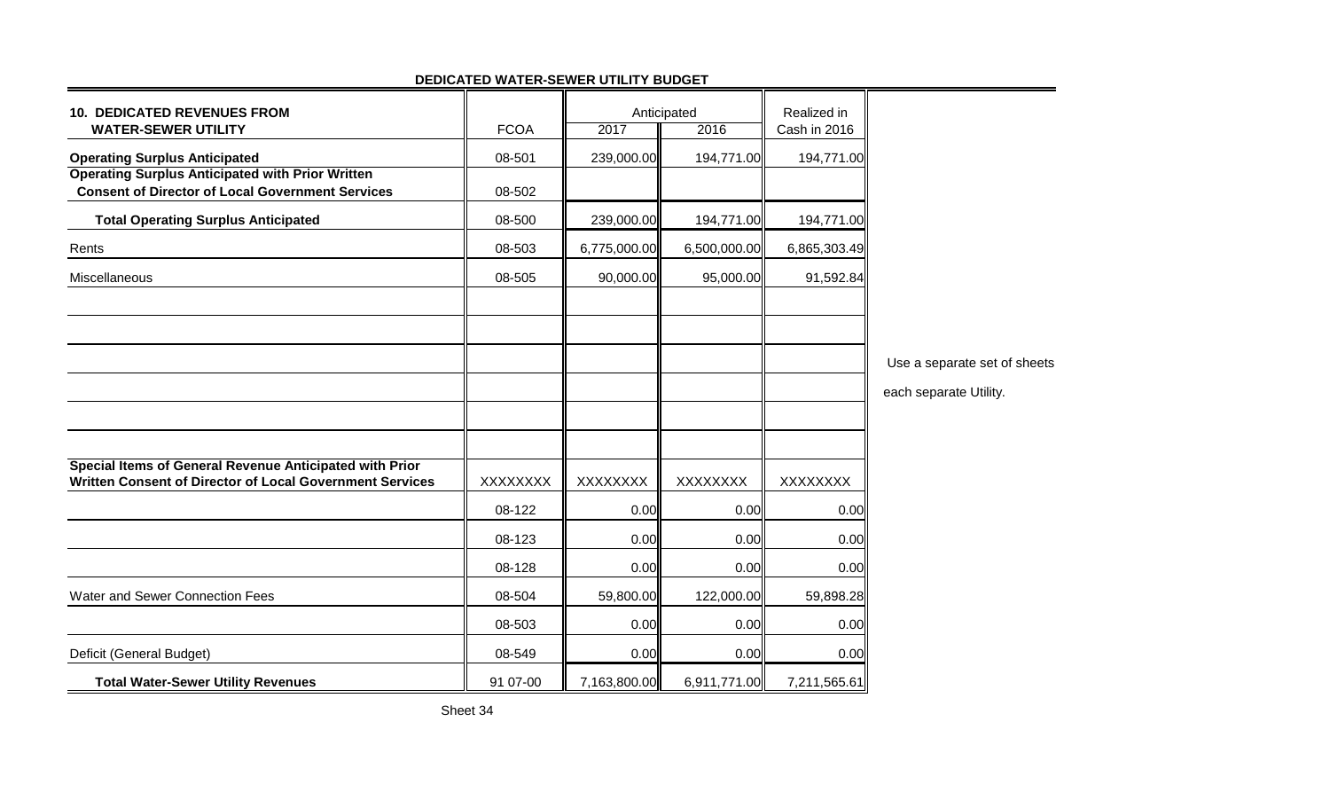## DEDICATED WATER-SEWER UTILITY BUDGET

| 10. DEDICATED REVENUES FROM WATER-SEWER UTILITY | FCOA | Anticipated 2017 | Anticipated 2016 | Realized in Cash in 2016 |
|---|---|---|---|---|
| **Operating Surplus Anticipated** | 08-501 | 239,000.00 | 194,771.00 | 194,771.00 |
| **Operating Surplus Anticipated with Prior Written Consent of Director of Local Government Services** | 08-502 | | | |
| **Total Operating Surplus Anticipated** | 08-500 | 239,000.00 | 194,771.00 | 194,771.00 |
| Rents | 08-503 | 6,775,000.00 | 6,500,000.00 | 6,865,303.49 |
| Miscellaneous | 08-505 | 90,000.00 | 95,000.00 | 91,592.84 |
| | | | | |
| | | | | |
| | | | | |
| | | | | |
| | | | | |
| | | | | |
| **Special Items of General Revenue Anticipated with Prior Written Consent of Director of Local Government Services** | XXXXXXXX | XXXXXXXX | XXXXXXXX | XXXXXXXX |
| | 08-122 | 0.00 | 0.00 | 0.00 |
| | 08-123 | 0.00 | 0.00 | 0.00 |
| | 08-128 | 0.00 | 0.00 | 0.00 |
| Water and Sewer Connection Fees | 08-504 | 59,800.00 | 122,000.00 | 59,898.28 |
| | 08-503 | 0.00 | 0.00 | 0.00 |
| Deficit (General Budget) | 08-549 | 0.00 | 0.00 | 0.00 |
| **Total Water-Sewer Utility Revenues** | 91 07-00 | 7,163,800.00 | 6,911,771.00 | 7,211,565.61 |

Use a separate set of sheets each separate Utility.

Sheet 34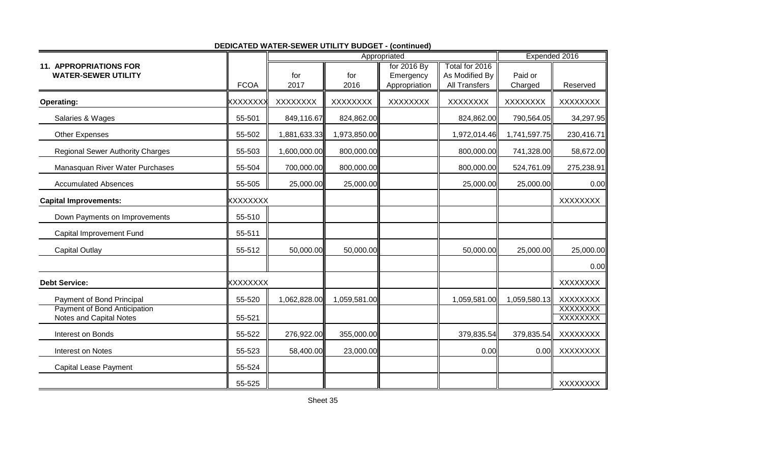## DEDICATED WATER-SEWER UTILITY BUDGET - (continued)

| 11. APPROPRIATIONS FOR WATER-SEWER UTILITY | FCOA | Appropriated for 2017 | Appropriated for 2016 | for 2016 By Emergency Appropriation | Total for 2016 As Modified By All Transfers | Expended 2016 Paid or Charged | Expended 2016 Reserved |
|---|---|---|---|---|---|---|---|
| **Operating:** | XXXXXXXX | XXXXXXXX | XXXXXXXX | XXXXXXXX | XXXXXXXX | XXXXXXXX | XXXXXXXX |
| Salaries & Wages | 55-501 | 849,116.67 | 824,862.00 | | 824,862.00 | 790,564.05 | 34,297.95 |
| Other Expenses | 55-502 | 1,881,633.33 | 1,973,850.00 | | 1,972,014.46 | 1,741,597.75 | 230,416.71 |
| Regional Sewer Authority Charges | 55-503 | 1,600,000.00 | 800,000.00 | | 800,000.00 | 741,328.00 | 58,672.00 |
| Manasquan River Water Purchases | 55-504 | 700,000.00 | 800,000.00 | | 800,000.00 | 524,761.09 | 275,238.91 |
| Accumulated Absences | 55-505 | 25,000.00 | 25,000.00 | | 25,000.00 | 25,000.00 | 0.00 |
| **Capital Improvements:** | XXXXXXXX | | | | | | XXXXXXXX |
| Down Payments on Improvements | 55-510 | | | | | | |
| Capital Improvement Fund | 55-511 | | | | | | |
| Capital Outlay | 55-512 | 50,000.00 | 50,000.00 | | 50,000.00 | 25,000.00 | 25,000.00 |
| | | | | | | | 0.00 |
| **Debt Service:** | XXXXXXXX | | | | | | XXXXXXXX |
| Payment of Bond Principal | 55-520 | 1,062,828.00 | 1,059,581.00 | | 1,059,581.00 | 1,059,580.13 | XXXXXXXX |
| Payment of Bond Anticipation Notes and Capital Notes | 55-521 | | | | | | XXXXXXXX XXXXXXXX |
| Interest on Bonds | 55-522 | 276,922.00 | 355,000.00 | | 379,835.54 | 379,835.54 | XXXXXXXX |
| Interest on Notes | 55-523 | 58,400.00 | 23,000.00 | | 0.00 | 0.00 | XXXXXXXX |
| Capital Lease Payment | 55-524 | | | | | | |
| | 55-525 | | | | | | XXXXXXXX |

Sheet 35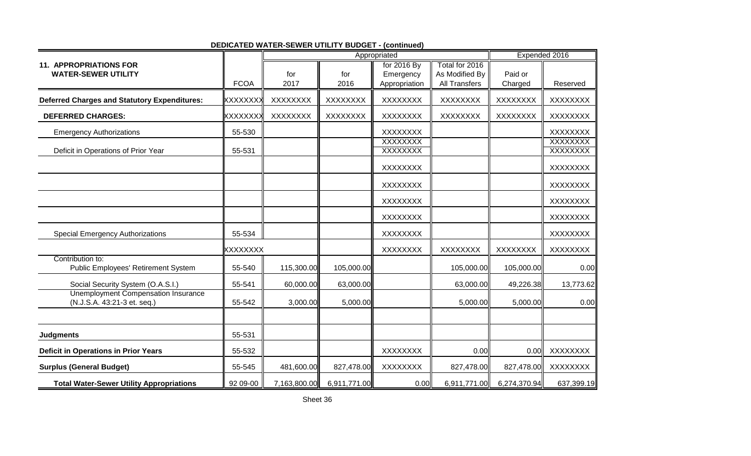**DEDICATED WATER-SEWER UTILITY BUDGET - (continued)**

| 11. APPROPRIATIONS FOR WATER-SEWER UTILITY | FCOA | Appropriated for 2017 | for 2016 | for 2016 By Emergency Appropriation | Total for 2016 As Modified By All Transfers | Expended 2016 Paid or Charged | Reserved |
|---|---|---|---|---|---|---|---|
| **Deferred Charges and Statutory Expenditures:** | XXXXXXXX | XXXXXXXX | XXXXXXXX | XXXXXXXX | XXXXXXXX | XXXXXXXX | XXXXXXXX |
| **DEFERRED CHARGES:** | XXXXXXXX | XXXXXXXX | XXXXXXXX | XXXXXXXX | XXXXXXXX | XXXXXXXX | XXXXXXXX |
| Emergency Authorizations | 55-530 | | | XXXXXXXX | | | XXXXXXXX |
| | | | | XXXXXXXX | | | XXXXXXXX |
| Deficit in Operations of Prior Year | 55-531 | | | XXXXXXXX | | | XXXXXXXX |
| | | | | XXXXXXXX | | | XXXXXXXX |
| | | | | XXXXXXXX | | | XXXXXXXX |
| | | | | XXXXXXXX | | | XXXXXXXX |
| | | | | XXXXXXXX | | | XXXXXXXX |
| Special Emergency Authorizations | 55-534 | | | XXXXXXXX | | | XXXXXXXX |
| | XXXXXXXX | | | XXXXXXXX | XXXXXXXX | XXXXXXXX | XXXXXXXX |
| Contribution to: Public Employees' Retirement System | 55-540 | 115,300.00 | 105,000.00 | | 105,000.00 | 105,000.00 | 0.00 |
| Social Security System (O.A.S.I.) | 55-541 | 60,000.00 | 63,000.00 | | 63,000.00 | 49,226.38 | 13,773.62 |
| Unemployment Compensation Insurance (N.J.S.A. 43:21-3 et. seq.) | 55-542 | 3,000.00 | 5,000.00 | | 5,000.00 | 5,000.00 | 0.00 |
| | | | | | | | |
| **Judgments** | 55-531 | | | | | | |
| **Deficit in Operations in Prior Years** | 55-532 | | | XXXXXXXX | 0.00 | 0.00 | XXXXXXXX |
| **Surplus (General Budget)** | 55-545 | 481,600.00 | 827,478.00 | XXXXXXXX | 827,478.00 | 827,478.00 | XXXXXXXX |
| **Total Water-Sewer Utility Appropriations** | 92 09-00 | 7,163,800.00 | 6,911,771.00 | 0.00 | 6,911,771.00 | 6,274,370.94 | 637,399.19 |

Sheet 36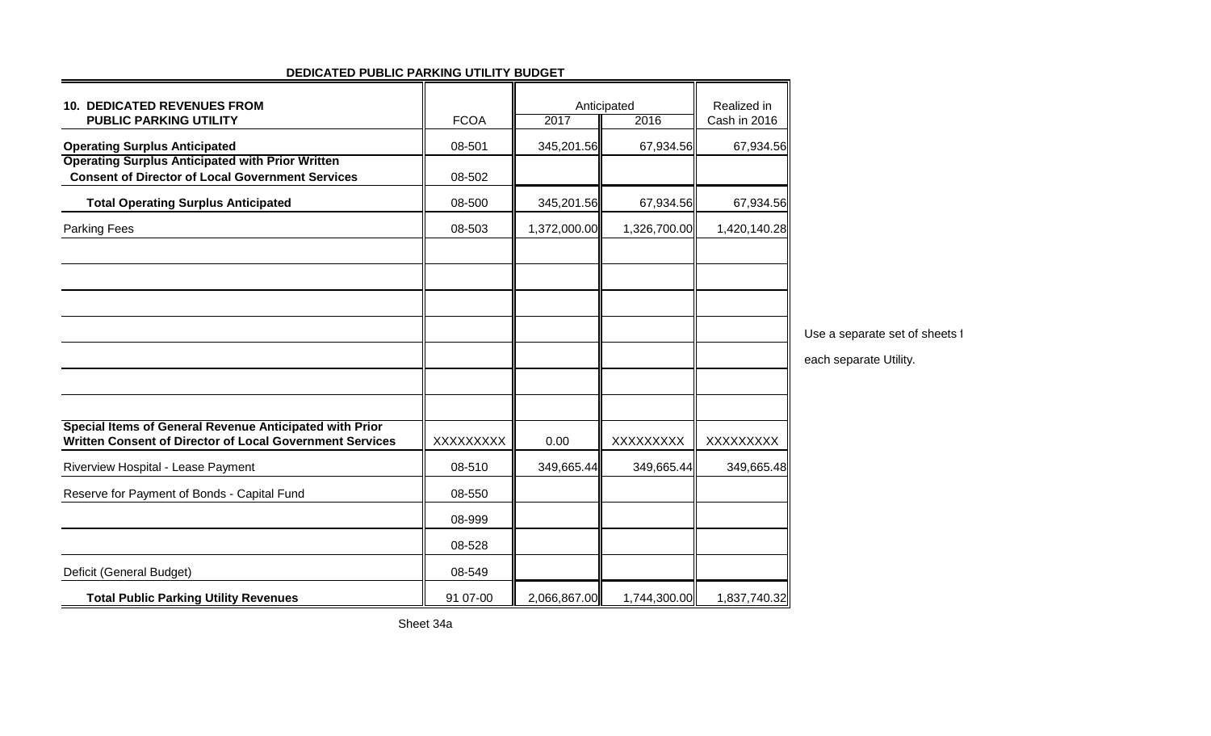## DEDICATED PUBLIC PARKING UTILITY BUDGET

| **10. DEDICATED REVENUES FROM PUBLIC PARKING UTILITY** | FCOA | Anticipated 2017 | Anticipated 2016 | Realized in Cash in 2016 |
|---|---|---|---|---|
| **Operating Surplus Anticipated** | 08-501 | 345,201.56 | 67,934.56 | 67,934.56 |
| **Operating Surplus Anticipated with Prior Written Consent of Director of Local Government Services** | 08-502 | | | |
| **Total Operating Surplus Anticipated** | 08-500 | 345,201.56 | 67,934.56 | 67,934.56 |
| Parking Fees | 08-503 | 1,372,000.00 | 1,326,700.00 | 1,420,140.28 |
| | | | | |
| | | | | |
| | | | | |
| | | | | |
| | | | | |
| | | | | |
| | | | | |
| **Special Items of General Revenue Anticipated with Prior Written Consent of Director of Local Government Services** | XXXXXXXXX | 0.00 | XXXXXXXXX | XXXXXXXXX |
| Riverview Hospital - Lease Payment | 08-510 | 349,665.44 | 349,665.44 | 349,665.48 |
| Reserve for Payment of Bonds - Capital Fund | 08-550 | | | |
| | 08-999 | | | |
| | 08-528 | | | |
| Deficit (General Budget) | 08-549 | | | |
| **Total Public Parking Utility Revenues** | 91 07-00 | 2,066,867.00 | 1,744,300.00 | 1,837,740.32 |

Use a separate set of sheets f

each separate Utility.

Sheet 34a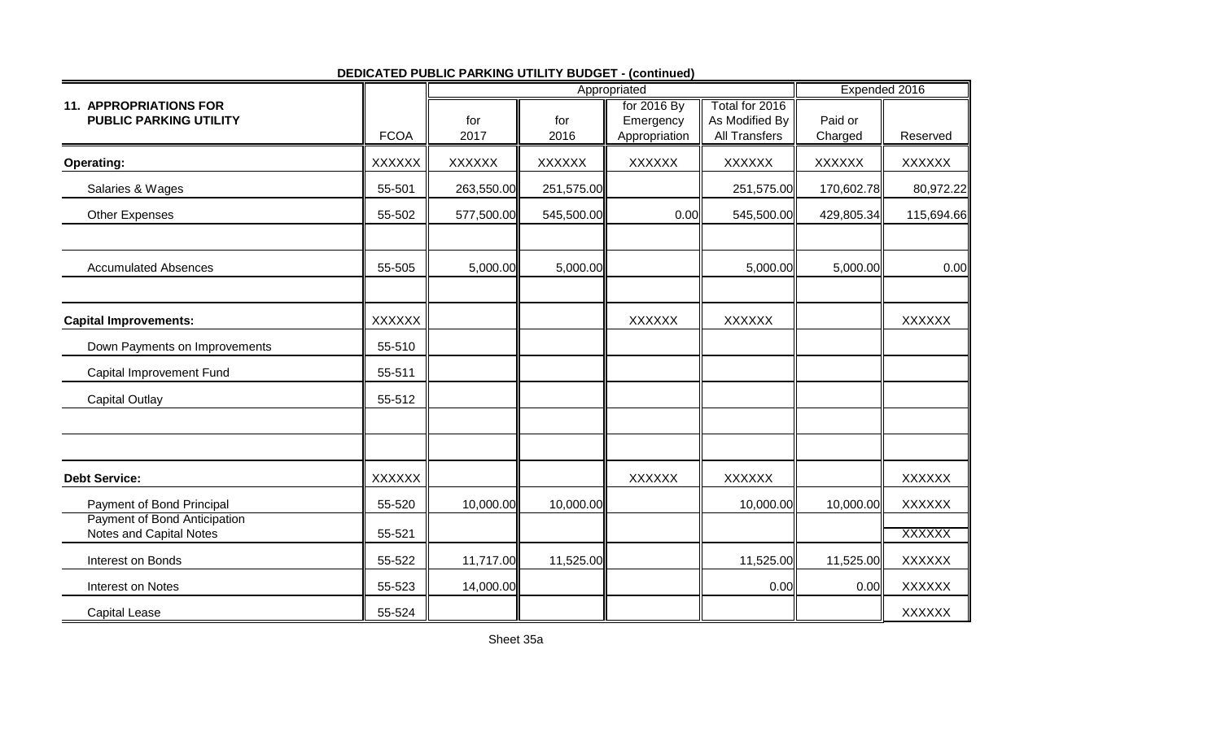**DEDICATED PUBLIC PARKING UTILITY BUDGET - (continued)**

| 11. APPROPRIATIONS FOR PUBLIC PARKING UTILITY | FCOA | Appropriated | | | | Expended 2016 | |
|---|---|---|---|---|---|---|---|
| | | for 2017 | for 2016 | for 2016 By Emergency Appropriation | Total for 2016 As Modified By All Transfers | Paid or Charged | Reserved |
| **Operating:** | XXXXXX | XXXXXX | XXXXXX | XXXXXX | XXXXXX | XXXXXX | XXXXXX |
| Salaries & Wages | 55-501 | 263,550.00 | 251,575.00 | | 251,575.00 | 170,602.78 | 80,972.22 |
| Other Expenses | 55-502 | 577,500.00 | 545,500.00 | 0.00 | 545,500.00 | 429,805.34 | 115,694.66 |
| | | | | | | | |
| Accumulated Absences | 55-505 | 5,000.00 | 5,000.00 | | 5,000.00 | 5,000.00 | 0.00 |
| | | | | | | | |
| **Capital Improvements:** | XXXXXX | | | XXXXXX | XXXXXX | | XXXXXX |
| Down Payments on Improvements | 55-510 | | | | | | |
| Capital Improvement Fund | 55-511 | | | | | | |
| Capital Outlay | 55-512 | | | | | | |
| | | | | | | | |
| | | | | | | | |
| **Debt Service:** | XXXXXX | | | XXXXXX | XXXXXX | | XXXXXX |
| Payment of Bond Principal | 55-520 | 10,000.00 | 10,000.00 | | 10,000.00 | 10,000.00 | XXXXXX |
| Payment of Bond Anticipation Notes and Capital Notes | 55-521 | | | | | | XXXXXX |
| Interest on Bonds | 55-522 | 11,717.00 | 11,525.00 | | 11,525.00 | 11,525.00 | XXXXXX |
| Interest on Notes | 55-523 | 14,000.00 | | | 0.00 | 0.00 | XXXXXX |
| Capital Lease | 55-524 | | | | | | XXXXXX |

Sheet 35a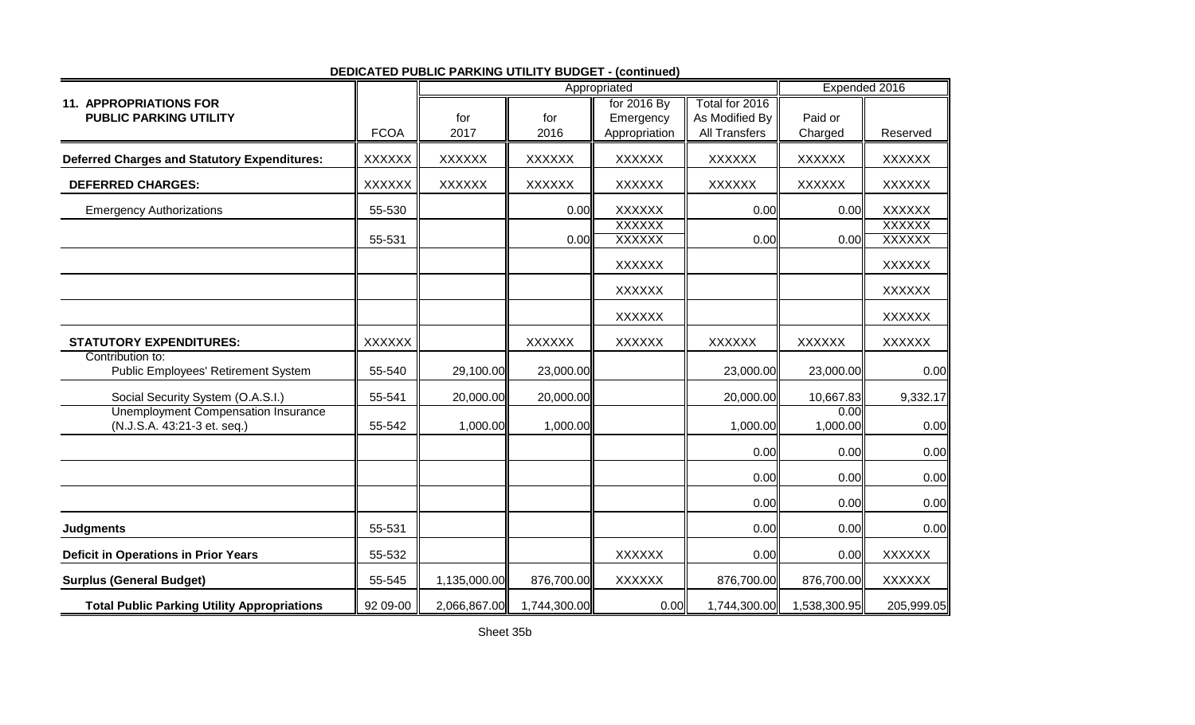**DEDICATED PUBLIC PARKING UTILITY BUDGET - (continued)**

| 11. APPROPRIATIONS FOR PUBLIC PARKING UTILITY | FCOA | Appropriated for 2017 | Appropriated for 2016 | Appropriated for 2016 By Emergency Appropriation | Appropriated Total for 2016 As Modified By All Transfers | Expended 2016 Paid or Charged | Expended 2016 Reserved |
|---|---|---|---|---|---|---|---|
| **Deferred Charges and Statutory Expenditures:** | XXXXXX | XXXXXX | XXXXXX | XXXXXX | XXXXXX | XXXXXX | XXXXXX |
| **DEFERRED CHARGES:** | XXXXXX | XXXXXX | XXXXXX | XXXXXX | XXXXXX | XXXXXX | XXXXXX |
| Emergency Authorizations | 55-530 | | 0.00 | XXXXXX | 0.00 | 0.00 | XXXXXX |
| | 55-531 | | 0.00 | XXXXXX XXXXXX | 0.00 | 0.00 | XXXXXX XXXXXX |
| | | | | XXXXXX | | | XXXXXX |
| | | | | XXXXXX | | | XXXXXX |
| | | | | XXXXXX | | | XXXXXX |
| **STATUTORY EXPENDITURES:** | XXXXXX | | XXXXXX | XXXXXX | XXXXXX | XXXXXX | XXXXXX |
| Contribution to: Public Employees' Retirement System | 55-540 | 29,100.00 | 23,000.00 | | 23,000.00 | 23,000.00 | 0.00 |
| Social Security System (O.A.S.I.) | 55-541 | 20,000.00 | 20,000.00 | | 20,000.00 | 10,667.83 | 9,332.17 |
| Unemployment Compensation Insurance (N.J.S.A. 43:21-3 et. seq.) | 55-542 | 1,000.00 | 1,000.00 | | 1,000.00 | 0.00 1,000.00 | 0.00 |
| | | | | | 0.00 | 0.00 | 0.00 |
| | | | | | 0.00 | 0.00 | 0.00 |
| | | | | | 0.00 | 0.00 | 0.00 |
| **Judgments** | 55-531 | | | | 0.00 | 0.00 | 0.00 |
| **Deficit in Operations in Prior Years** | 55-532 | | | XXXXXX | 0.00 | 0.00 | XXXXXX |
| **Surplus (General Budget)** | 55-545 | 1,135,000.00 | 876,700.00 | XXXXXX | 876,700.00 | 876,700.00 | XXXXXX |
| **Total Public Parking Utility Appropriations** | 92 09-00 | 2,066,867.00 | 1,744,300.00 | 0.00 | 1,744,300.00 | 1,538,300.95 | 205,999.05 |

Sheet 35b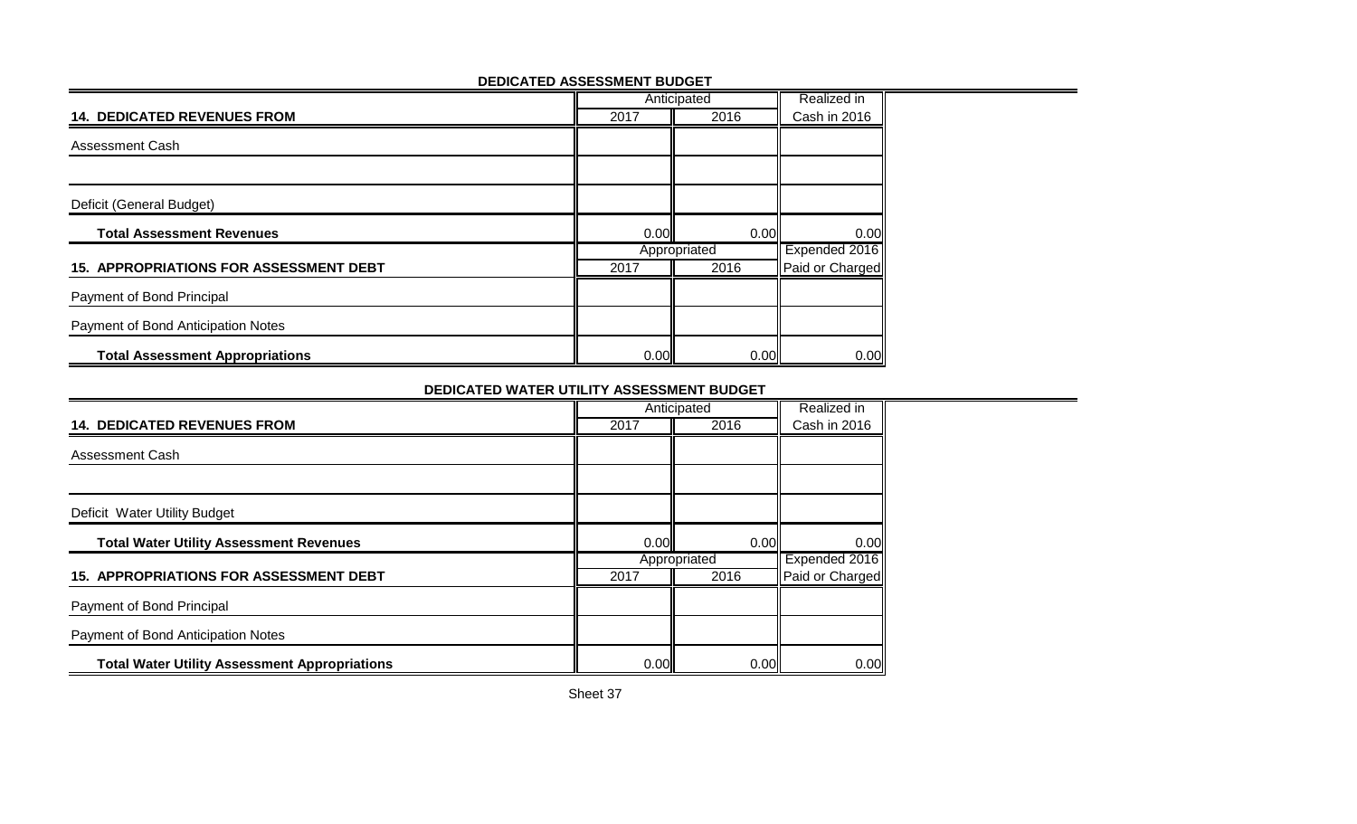## DEDICATED ASSESSMENT BUDGET

| 14. DEDICATED REVENUES FROM | Anticipated 2017 | Anticipated 2016 | Realized in Cash in 2016 |
|---|---|---|---|
| Assessment Cash | | | |
| | | | |
| Deficit (General Budget) | | | |
| **Total Assessment Revenues** | 0.00 | 0.00 | 0.00 |

| 15. APPROPRIATIONS FOR ASSESSMENT DEBT | Appropriated 2017 | Appropriated 2016 | Expended 2016 Paid or Charged |
|---|---|---|---|
| Payment of Bond Principal | | | |
| Payment of Bond Anticipation Notes | | | |
| **Total Assessment Appropriations** | 0.00 | 0.00 | 0.00 |

## DEDICATED WATER UTILITY ASSESSMENT BUDGET

| 14. DEDICATED REVENUES FROM | Anticipated 2017 | Anticipated 2016 | Realized in Cash in 2016 |
|---|---|---|---|
| Assessment Cash | | | |
| | | | |
| Deficit Water Utility Budget | | | |
| **Total Water Utility Assessment Revenues** | 0.00 | 0.00 | 0.00 |

| 15. APPROPRIATIONS FOR ASSESSMENT DEBT | Appropriated 2017 | Appropriated 2016 | Expended 2016 Paid or Charged |
|---|---|---|---|
| Payment of Bond Principal | | | |
| Payment of Bond Anticipation Notes | | | |
| **Total Water Utility Assessment Appropriations** | 0.00 | 0.00 | 0.00 |

Sheet 37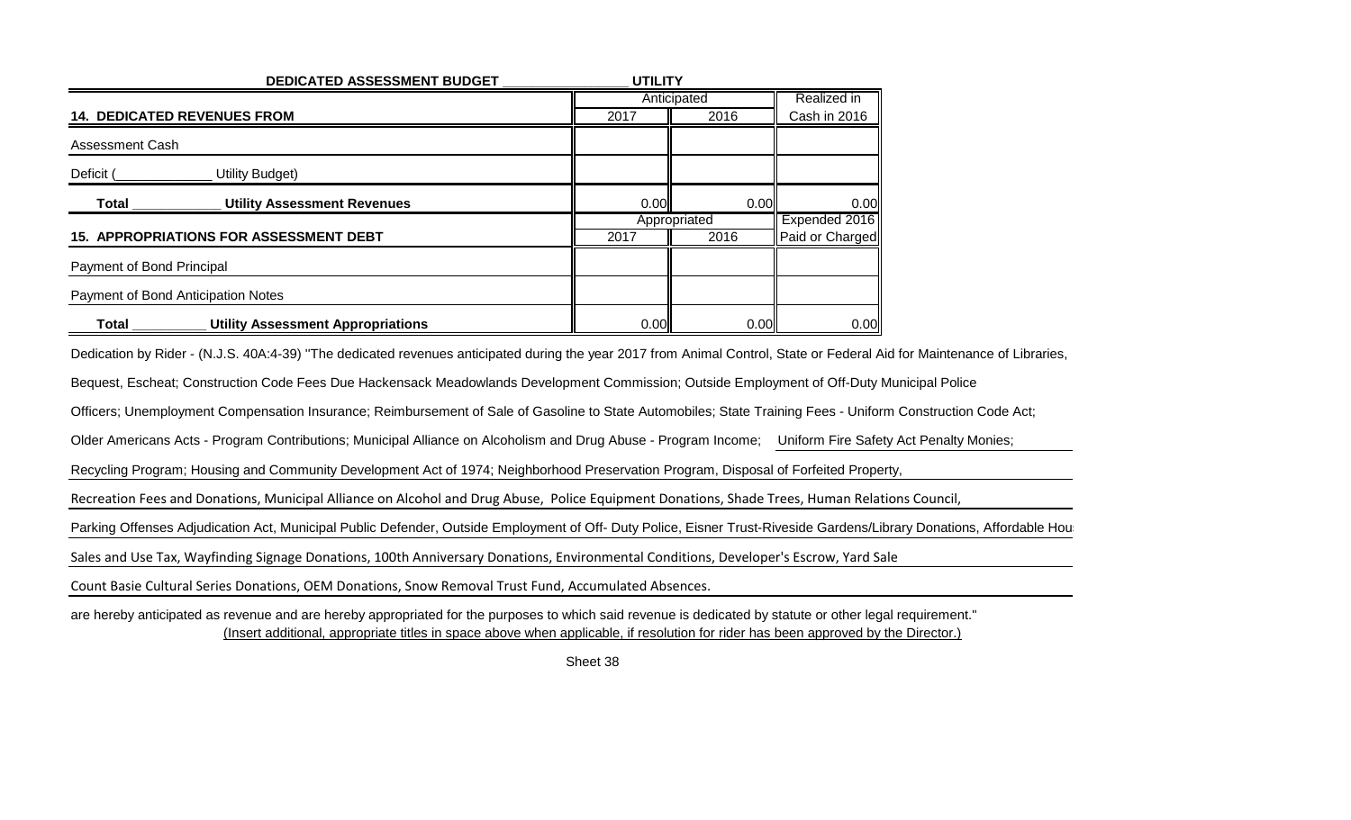**DEDICATED ASSESSMENT BUDGET ________________ UTILITY**

| 14. DEDICATED REVENUES FROM | Anticipated 2017 | Anticipated 2016 | Realized in Cash in 2016 |
|---|---|---|---|
| Assessment Cash | | | |
| Deficit (_____________ Utility Budget) | | | |
| **Total ____________ Utility Assessment Revenues** | 0.00 | 0.00 | 0.00 |

| 15. APPROPRIATIONS FOR ASSESSMENT DEBT | Appropriated 2017 | Appropriated 2016 | Expended 2016 Paid or Charged |
|---|---|---|---|
| Payment of Bond Principal | | | |
| Payment of Bond Anticipation Notes | | | |
| **Total __________ Utility Assessment Appropriations** | 0.00 | 0.00 | 0.00 |

Dedication by Rider - (N.J.S. 40A:4-39) "The dedicated revenues anticipated during the year 2017 from Animal Control, State or Federal Aid for Maintenance of Libraries,

Bequest, Escheat; Construction Code Fees Due Hackensack Meadowlands Development Commission; Outside Employment of Off-Duty Municipal Police

Officers; Unemployment Compensation Insurance; Reimbursement of Sale of Gasoline to State Automobiles; State Training Fees - Uniform Construction Code Act;

Older Americans Acts - Program Contributions; Municipal Alliance on Alcoholism and Drug Abuse - Program Income; Uniform Fire Safety Act Penalty Monies;

Recycling Program; Housing and Community Development Act of 1974; Neighborhood Preservation Program, Disposal of Forfeited Property,

Recreation Fees and Donations, Municipal Alliance on Alcohol and Drug Abuse, Police Equipment Donations, Shade Trees, Human Relations Council,

Parking Offenses Adjudication Act, Municipal Public Defender, Outside Employment of Off- Duty Police, Eisner Trust-Riveside Gardens/Library Donations, Affordable Hou

Sales and Use Tax, Wayfinding Signage Donations, 100th Anniversary Donations, Environmental Conditions, Developer's Escrow, Yard Sale

Count Basie Cultural Series Donations, OEM Donations, Snow Removal Trust Fund, Accumulated Absences.

are hereby anticipated as revenue and are hereby appropriated for the purposes to which said revenue is dedicated by statute or other legal requirement."

(Insert additional, appropriate titles in space above when applicable, if resolution for rider has been approved by the Director.)

Sheet 38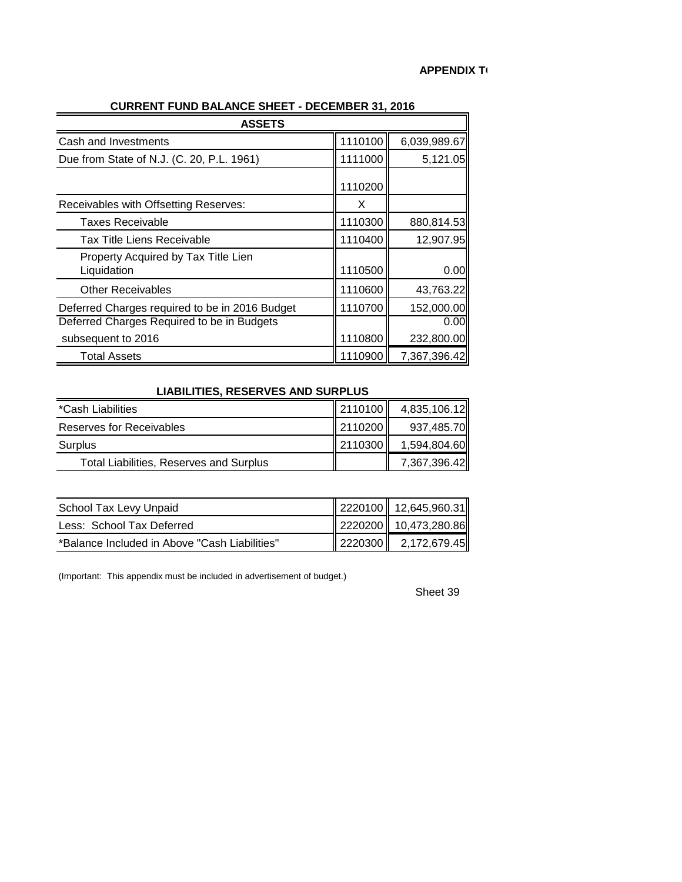**APPENDIX T**

## CURRENT FUND BALANCE SHEET - DECEMBER 31, 2016

| ASSETS | | |
|---|---|---|
| Cash and Investments | 1110100 | 6,039,989.67 |
| Due from State of N.J. (C. 20, P.L. 1961) | 1111000 | 5,121.05 |
| | 1110200 | |
| Receivables with Offsetting Reserves: | X | |
| Taxes Receivable | 1110300 | 880,814.53 |
| Tax Title Liens Receivable | 1110400 | 12,907.95 |
| Property Acquired by Tax Title Lien Liquidation | 1110500 | 0.00 |
| Other Receivables | 1110600 | 43,763.22 |
| Deferred Charges required to be in 2016 Budget | 1110700 | 152,000.00 |
| Deferred Charges Required to be in Budgets | | 0.00 |
| subsequent to 2016 | 1110800 | 232,800.00 |
| Total Assets | 1110900 | 7,367,396.42 |

### LIABILITIES, RESERVES AND SURPLUS

| | | |
|---|---|---|
| *Cash Liabilities | 2110100 | 4,835,106.12 |
| Reserves for Receivables | 2110200 | 937,485.70 |
| Surplus | 2110300 | 1,594,804.60 |
| Total Liabilities, Reserves and Surplus | | 7,367,396.42 |

| | | |
|---|---|---|
| School Tax Levy Unpaid | 2220100 | 12,645,960.31 |
| Less: School Tax Deferred | 2220200 | 10,473,280.86 |
| *Balance Included in Above "Cash Liabilities" | 2220300 | 2,172,679.45 |

(Important: This appendix must be included in advertisement of budget.)

Sheet 39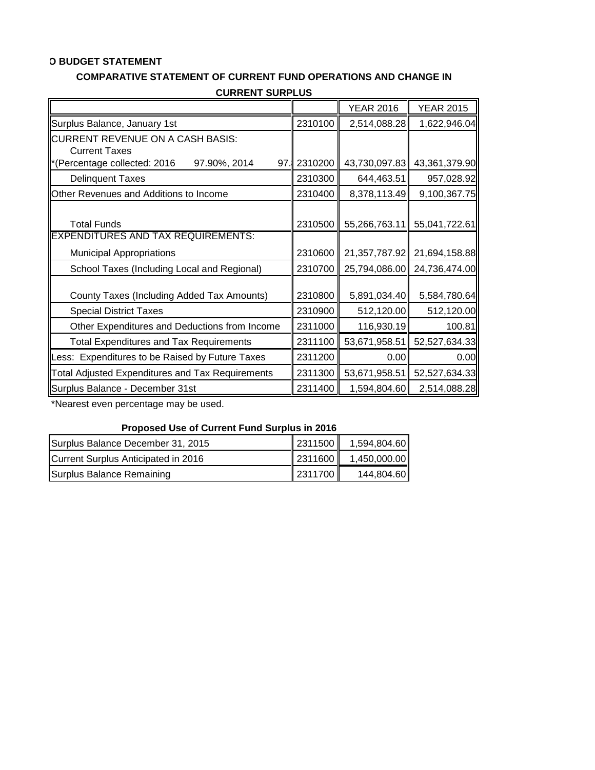**O BUDGET STATEMENT**

**COMPARATIVE STATEMENT OF CURRENT FUND OPERATIONS AND CHANGE IN CURRENT SURPLUS**

| | | YEAR 2016 | YEAR 2015 |
|---|---|---|---|
| Surplus Balance, January 1st | 2310100 | 2,514,088.28 | 1,622,946.04 |
| CURRENT REVENUE ON A CASH BASIS: Current Taxes *(Percentage collected: 2016 97.90%, 2014 97. | 2310200 | 43,730,097.83 | 43,361,379.90 |
| Delinquent Taxes | 2310300 | 644,463.51 | 957,028.92 |
| Other Revenues and Additions to Income | 2310400 | 8,378,113.49 | 9,100,367.75 |
| Total Funds | 2310500 | 55,266,763.11 | 55,041,722.61 |
| EXPENDITURES AND TAX REQUIREMENTS: | | | |
| Municipal Appropriations | 2310600 | 21,357,787.92 | 21,694,158.88 |
| School Taxes (Including Local and Regional) | 2310700 | 25,794,086.00 | 24,736,474.00 |
| County Taxes (Including Added Tax Amounts) | 2310800 | 5,891,034.40 | 5,584,780.64 |
| Special District Taxes | 2310900 | 512,120.00 | 512,120.00 |
| Other Expenditures and Deductions from Income | 2311000 | 116,930.19 | 100.81 |
| Total Expenditures and Tax Requirements | 2311100 | 53,671,958.51 | 52,527,634.33 |
| Less: Expenditures to be Raised by Future Taxes | 2311200 | 0.00 | 0.00 |
| Total Adjusted Expenditures and Tax Requirements | 2311300 | 53,671,958.51 | 52,527,634.33 |
| Surplus Balance - December 31st | 2311400 | 1,594,804.60 | 2,514,088.28 |

*Nearest even percentage may be used.

**Proposed Use of Current Fund Surplus in 2016**

| | | |
|---|---|---|
| Surplus Balance December 31, 2015 | 2311500 | 1,594,804.60 |
| Current Surplus Anticipated in 2016 | 2311600 | 1,450,000.00 |
| Surplus Balance Remaining | 2311700 | 144,804.60 |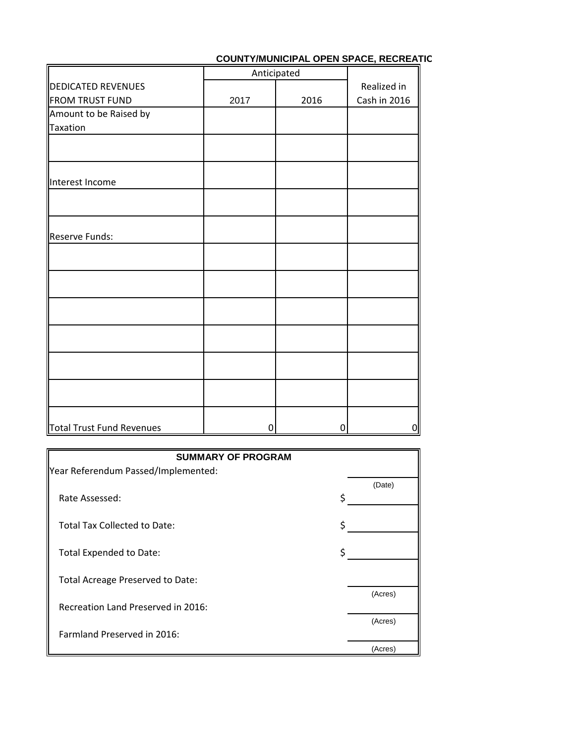**COUNTY/MUNICIPAL OPEN SPACE, RECREATIC**

| DEDICATED REVENUES FROM TRUST FUND | Anticipated 2017 | 2016 | Realized in Cash in 2016 |
|---|---|---|---|
| Amount to be Raised by Taxation | | | |
| | | | |
| Interest Income | | | |
| | | | |
| Reserve Funds: | | | |
| | | | |
| | | | |
| | | | |
| | | | |
| | | | |
| | | | |
| Total Trust Fund Revenues | 0 | 0 | 0 |

**SUMMARY OF PROGRAM**

Year Referendum Passed/Implemented: ____________ (Date)

Rate Assessed: $ ____________

Total Tax Collected to Date: $ ____________

Total Expended to Date: $ ____________

Total Acreage Preserved to Date: ____________ (Acres)

Recreation Land Preserved in 2016: ____________ (Acres)

Farmland Preserved in 2016: ____________ (Acres)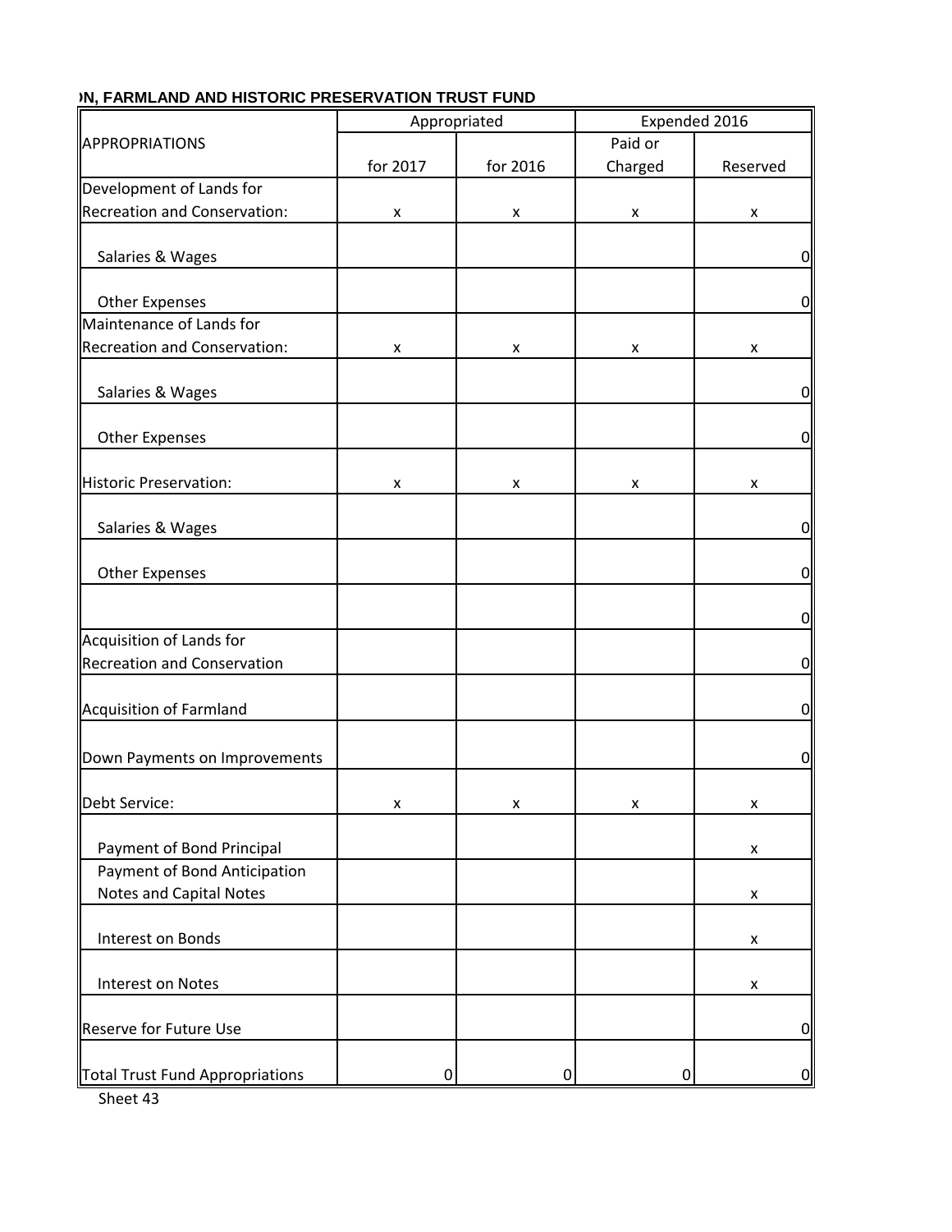**ON, FARMLAND AND HISTORIC PRESERVATION TRUST FUND**

| APPROPRIATIONS | Appropriated | | Expended 2016 | |
|---|---|---|---|---|
| | for 2017 | for 2016 | Paid or Charged | Reserved |
| Development of Lands for Recreation and Conservation: | x | x | x | x |
| Salaries & Wages | | | | 0 |
| Other Expenses | | | | 0 |
| Maintenance of Lands for Recreation and Conservation: | x | x | x | x |
| Salaries & Wages | | | | 0 |
| Other Expenses | | | | 0 |
| Historic Preservation: | x | x | x | x |
| Salaries & Wages | | | | 0 |
| Other Expenses | | | | 0 |
| | | | | 0 |
| Acquisition of Lands for Recreation and Conservation | | | | 0 |
| Acquisition of Farmland | | | | 0 |
| Down Payments on Improvements | | | | 0 |
| Debt Service: | x | x | x | x |
| Payment of Bond Principal | | | | x |
| Payment of Bond Anticipation Notes and Capital Notes | | | | x |
| Interest on Bonds | | | | x |
| Interest on Notes | | | | x |
| Reserve for Future Use | | | | 0 |
| Total Trust Fund Appropriations | 0 | 0 | 0 | 0 |

Sheet 43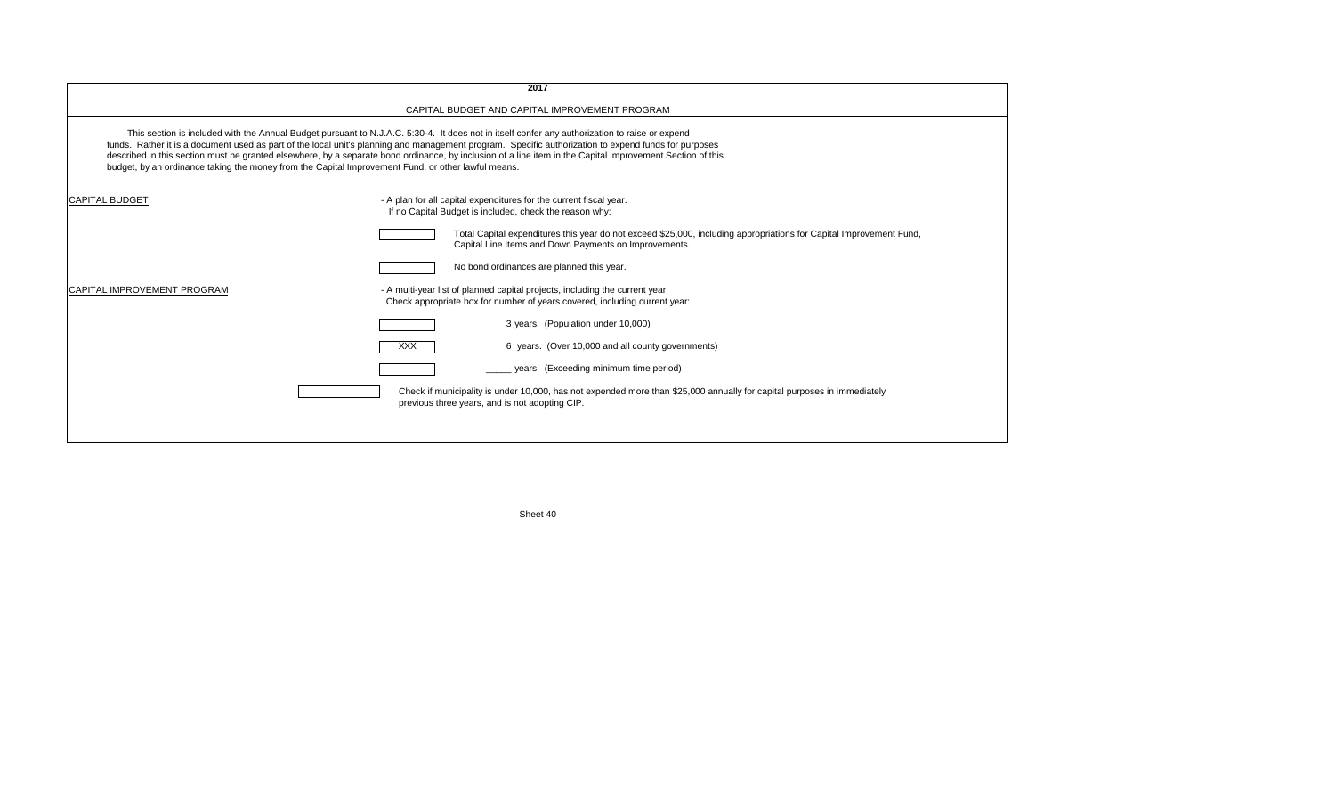# 2017

## CAPITAL BUDGET AND CAPITAL IMPROVEMENT PROGRAM

This section is included with the Annual Budget pursuant to N.J.A.C. 5:30-4. It does not in itself confer any authorization to raise or expend funds. Rather it is a document used as part of the local unit's planning and management program. Specific authorization to expend funds for purposes described in this section must be granted elsewhere, by a separate bond ordinance, by inclusion of a line item in the Capital Improvement Section of this budget, by an ordinance taking the money from the Capital Improvement Fund, or other lawful means.

**CAPITAL BUDGET** - A plan for all capital expenditures for the current fiscal year. If no Capital Budget is included, check the reason why:

- [ ] Total Capital expenditures this year do not exceed $25,000, including appropriations for Capital Improvement Fund, Capital Line Items and Down Payments on Improvements.
- [ ] No bond ordinances are planned this year.

**CAPITAL IMPROVEMENT PROGRAM** - A multi-year list of planned capital projects, including the current year. Check appropriate box for number of years covered, including current year:

- [ ] 3 years. (Population under 10,000)
- [XXX] 6 years. (Over 10,000 and all county governments)
- [ ] _____ years. (Exceeding minimum time period)

- [ ] Check if municipality is under 10,000, has not expended more than $25,000 annually for capital purposes in immediately previous three years, and is not adopting CIP.

Sheet 40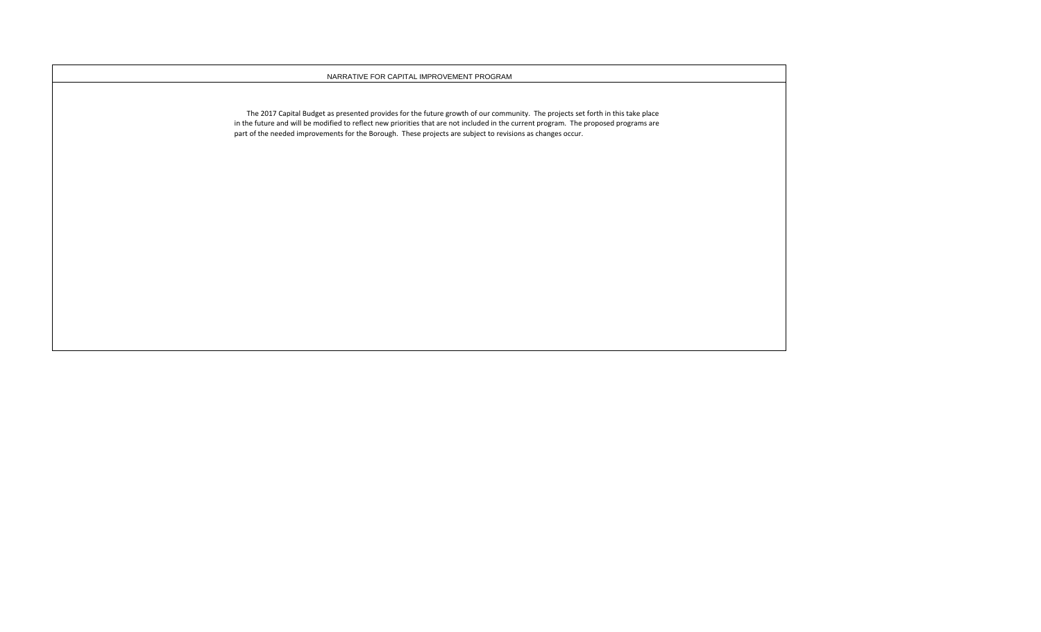## NARRATIVE FOR CAPITAL IMPROVEMENT PROGRAM

The 2017 Capital Budget as presented provides for the future growth of our community. The projects set forth in this take place in the future and will be modified to reflect new priorities that are not included in the current program. The proposed programs are part of the needed improvements for the Borough. These projects are subject to revisions as changes occur.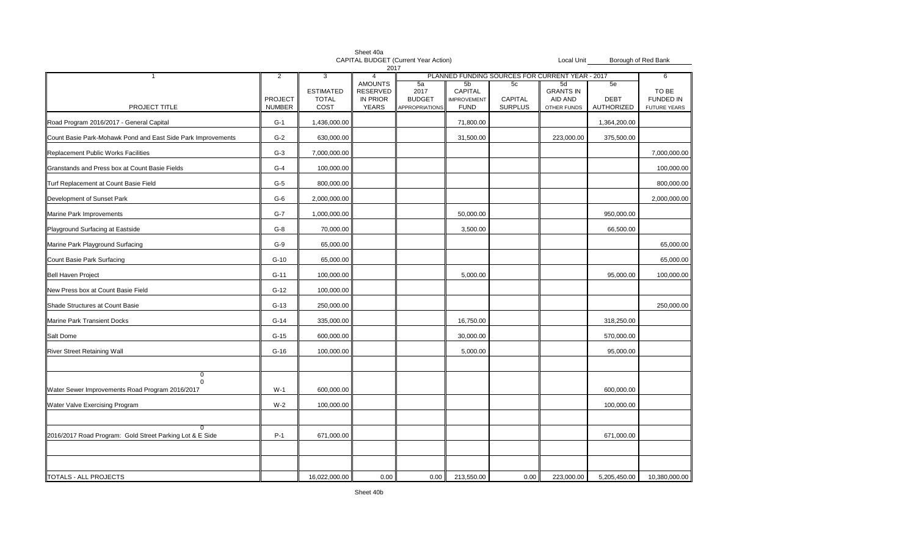Sheet 40a
CAPITAL BUDGET (Current Year Action)
2017

Local Unit Borough of Red Bank

| 1 | 2 | 3 | 4 | PLANNED FUNDING SOURCES FOR CURRENT YEAR - 2017 | | | | | 6 |
|---|---|---|---|---|---|---|---|---|---|
| PROJECT TITLE | PROJECT NUMBER | ESTIMATED TOTAL COST | AMOUNTS RESERVED IN PRIOR YEARS | 5a 2017 BUDGET APPROPRIATIONS | 5b CAPITAL IMPROVEMENT FUND | 5c CAPITAL SURPLUS | 5d GRANTS IN AID AND OTHER FUNDS | 5e DEBT AUTHORIZED | TO BE FUNDED IN FUTURE YEARS |
| Road Program 2016/2017 - General Capital | G-1 | 1,436,000.00 | | | 71,800.00 | | | 1,364,200.00 | |
| Count Basie Park-Mohawk Pond and East Side Park Improvements | G-2 | 630,000.00 | | | 31,500.00 | | 223,000.00 | 375,500.00 | |
| Replacement Public Works Facilities | G-3 | 7,000,000.00 | | | | | | | 7,000,000.00 |
| Granstands and Press box at Count Basie Fields | G-4 | 100,000.00 | | | | | | | 100,000.00 |
| Turf Replacement at Count Basie Field | G-5 | 800,000.00 | | | | | | | 800,000.00 |
| Development of Sunset Park | G-6 | 2,000,000.00 | | | | | | | 2,000,000.00 |
| Marine Park Improvements | G-7 | 1,000,000.00 | | | 50,000.00 | | | 950,000.00 | |
| Playground Surfacing at Eastside | G-8 | 70,000.00 | | | 3,500.00 | | | 66,500.00 | |
| Marine Park Playground Surfacing | G-9 | 65,000.00 | | | | | | | 65,000.00 |
| Count Basie Park Surfacing | G-10 | 65,000.00 | | | | | | | 65,000.00 |
| Bell Haven Project | G-11 | 100,000.00 | | | 5,000.00 | | | 95,000.00 | 100,000.00 |
| New Press box at Count Basie Field | G-12 | 100,000.00 | | | | | | | |
| Shade Structures at Count Basie | G-13 | 250,000.00 | | | | | | | 250,000.00 |
| Marine Park Transient Docks | G-14 | 335,000.00 | | | 16,750.00 | | | 318,250.00 | |
| Salt Dome | G-15 | 600,000.00 | | | 30,000.00 | | | 570,000.00 | |
| River Street Retaining Wall | G-16 | 100,000.00 | | | 5,000.00 | | | 95,000.00 | |
| | | | | | | | | | |
| 0<br>0<br>Water Sewer Improvements Road Program 2016/2017 | W-1 | 600,000.00 | | | | | | 600,000.00 | |
| Water Valve Exercising Program | W-2 | 100,000.00 | | | | | | 100,000.00 | |
| | | | | | | | | | |
| 0<br>2016/2017 Road Program: Gold Street Parking Lot & E Side | P-1 | 671,000.00 | | | | | | 671,000.00 | |
| | | | | | | | | | |
| | | | | | | | | | |
| TOTALS - ALL PROJECTS | | 16,022,000.00 | 0.00 | 0.00 | 213,550.00 | 0.00 | 223,000.00 | 5,205,450.00 | 10,380,000.00 |

Sheet 40b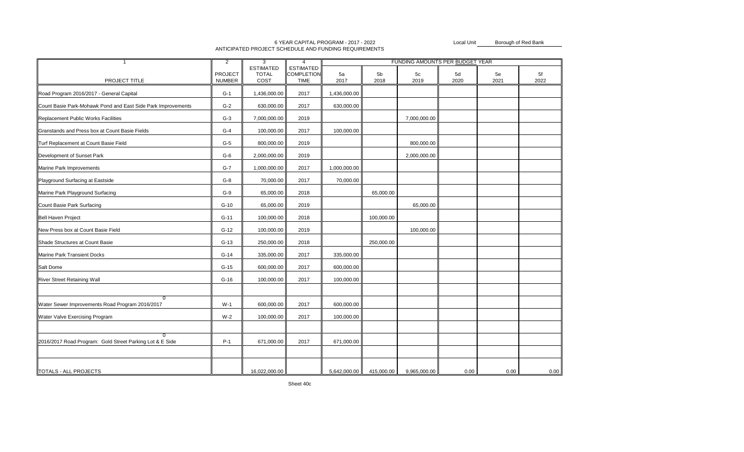6 YEAR CAPITAL PROGRAM - 2017 - 2022
ANTICIPATED PROJECT SCHEDULE AND FUNDING REQUIREMENTS

Local Unit Borough of Red Bank

| 1 | 2 | 3 | 4 | FUNDING AMOUNTS PER BUDGET YEAR | | | | | |
|---|---|---|---|---|---|---|---|---|---|
| PROJECT TITLE | PROJECT NUMBER | ESTIMATED TOTAL COST | ESTIMATED COMPLETION TIME | 5a 2017 | 5b 2018 | 5c 2019 | 5d 2020 | 5e 2021 | 5f 2022 |
| Road Program 2016/2017 - General Capital | G-1 | 1,436,000.00 | 2017 | 1,436,000.00 | | | | | |
| Count Basie Park-Mohawk Pond and East Side Park Improvements | G-2 | 630,000.00 | 2017 | 630,000.00 | | | | | |
| Replacement Public Works Facilities | G-3 | 7,000,000.00 | 2019 | | | 7,000,000.00 | | | |
| Granstands and Press box at Count Basie Fields | G-4 | 100,000.00 | 2017 | 100,000.00 | | | | | |
| Turf Replacement at Count Basie Field | G-5 | 800,000.00 | 2019 | | | 800,000.00 | | | |
| Development of Sunset Park | G-6 | 2,000,000.00 | 2019 | | | 2,000,000.00 | | | |
| Marine Park Improvements | G-7 | 1,000,000.00 | 2017 | 1,000,000.00 | | | | | |
| Playground Surfacing at Eastside | G-8 | 70,000.00 | 2017 | 70,000.00 | | | | | |
| Marine Park Playground Surfacing | G-9 | 65,000.00 | 2018 | | 65,000.00 | | | | |
| Count Basie Park Surfacing | G-10 | 65,000.00 | 2019 | | | 65,000.00 | | | |
| Bell Haven Project | G-11 | 100,000.00 | 2018 | | 100,000.00 | | | | |
| New Press box at Count Basie Field | G-12 | 100,000.00 | 2019 | | | 100,000.00 | | | |
| Shade Structures at Count Basie | G-13 | 250,000.00 | 2018 | | 250,000.00 | | | | |
| Marine Park Transient Docks | G-14 | 335,000.00 | 2017 | 335,000.00 | | | | | |
| Salt Dome | G-15 | 600,000.00 | 2017 | 600,000.00 | | | | | |
| River Street Retaining Wall | G-16 | 100,000.00 | 2017 | 100,000.00 | | | | | |
| | | | | | | | | | |
| 0<br>Water Sewer Improvements Road Program 2016/2017 | W-1 | 600,000.00 | 2017 | 600,000.00 | | | | | |
| Water Valve Exercising Program | W-2 | 100,000.00 | 2017 | 100,000.00 | | | | | |
| | | | | | | | | | |
| 0<br>2016/2017 Road Program: Gold Street Parking Lot & E Side | P-1 | 671,000.00 | 2017 | 671,000.00 | | | | | |
| | | | | | | | | | |
| TOTALS - ALL PROJECTS | | 16,022,000.00 | | 5,642,000.00 | 415,000.00 | 9,965,000.00 | 0.00 | 0.00 | 0.00 |

Sheet 40c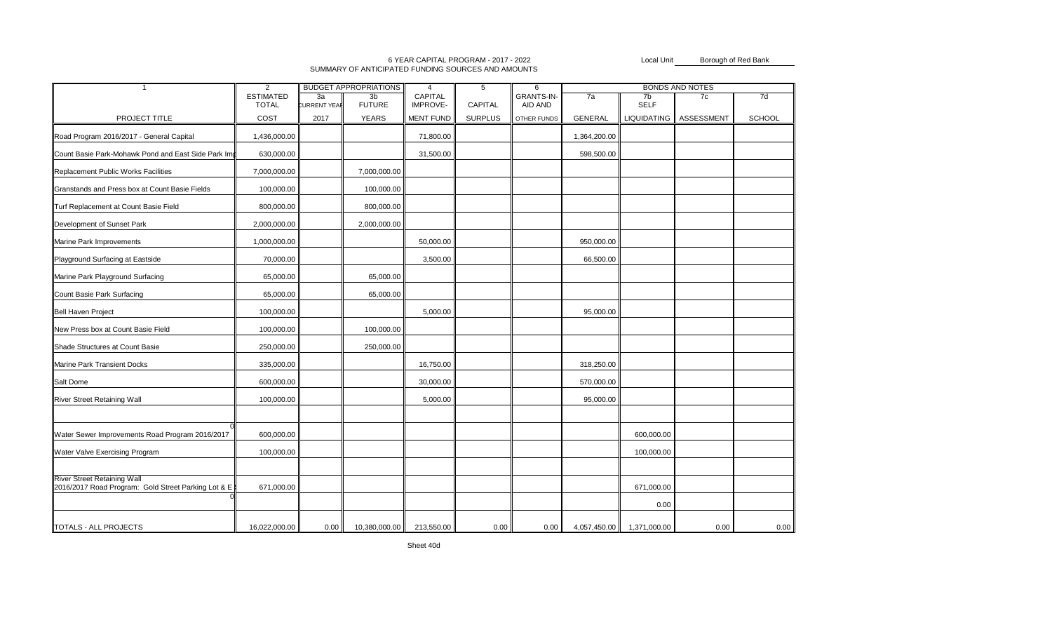6 YEAR CAPITAL PROGRAM - 2017 - 2022
SUMMARY OF ANTICIPATED FUNDING SOURCES AND AMOUNTS

Local Unit Borough of Red Bank

| 1 | 2 | BUDGET APPROPRIATIONS | | 4 | 5 | 6 | BONDS AND NOTES | | | |
|---|---|---|---|---|---|---|---|---|---|---|
| | ESTIMATED TOTAL | 3a CURRENT YEAR | 3b FUTURE | CAPITAL IMPROVE- | CAPITAL | GRANTS-IN-AID AND | 7a | 7b SELF | 7c | 7d |
| PROJECT TITLE | COST | 2017 | YEARS | MENT FUND | SURPLUS | OTHER FUNDS | GENERAL | LIQUIDATING | ASSESSMENT | SCHOOL |
| Road Program 2016/2017 - General Capital | 1,436,000.00 | | | 71,800.00 | | | 1,364,200.00 | | | |
| Count Basie Park-Mohawk Pond and East Side Park Imp | 630,000.00 | | | 31,500.00 | | | 598,500.00 | | | |
| Replacement Public Works Facilities | 7,000,000.00 | | 7,000,000.00 | | | | | | | |
| Granstands and Press box at Count Basie Fields | 100,000.00 | | 100,000.00 | | | | | | | |
| Turf Replacement at Count Basie Field | 800,000.00 | | 800,000.00 | | | | | | | |
| Development of Sunset Park | 2,000,000.00 | | 2,000,000.00 | | | | | | | |
| Marine Park Improvements | 1,000,000.00 | | | 50,000.00 | | | 950,000.00 | | | |
| Playground Surfacing at Eastside | 70,000.00 | | | 3,500.00 | | | 66,500.00 | | | |
| Marine Park Playground Surfacing | 65,000.00 | | 65,000.00 | | | | | | | |
| Count Basie Park Surfacing | 65,000.00 | | 65,000.00 | | | | | | | |
| Bell Haven Project | 100,000.00 | | | 5,000.00 | | | 95,000.00 | | | |
| New Press box at Count Basie Field | 100,000.00 | | 100,000.00 | | | | | | | |
| Shade Structures at Count Basie | 250,000.00 | | 250,000.00 | | | | | | | |
| Marine Park Transient Docks | 335,000.00 | | | 16,750.00 | | | 318,250.00 | | | |
| Salt Dome | 600,000.00 | | | 30,000.00 | | | 570,000.00 | | | |
| River Street Retaining Wall | 100,000.00 | | | 5,000.00 | | | 95,000.00 | | | |
| | | | | | | | | | | |
| 0<br>Water Sewer Improvements Road Program 2016/2017 | 600,000.00 | | | | | | | 600,000.00 | | |
| Water Valve Exercising Program | 100,000.00 | | | | | | | 100,000.00 | | |
| | | | | | | | | | | |
| River Street Retaining Wall<br>2016/2017 Road Program: Gold Street Parking Lot & E | 671,000.00 | | | | | | | 671,000.00 | | |
| 0 | | | | | | | | 0.00 | | |
| TOTALS - ALL PROJECTS | 16,022,000.00 | 0.00 | 10,380,000.00 | 213,550.00 | 0.00 | 0.00 | 4,057,450.00 | 1,371,000.00 | 0.00 | 0.00 |

Sheet 40d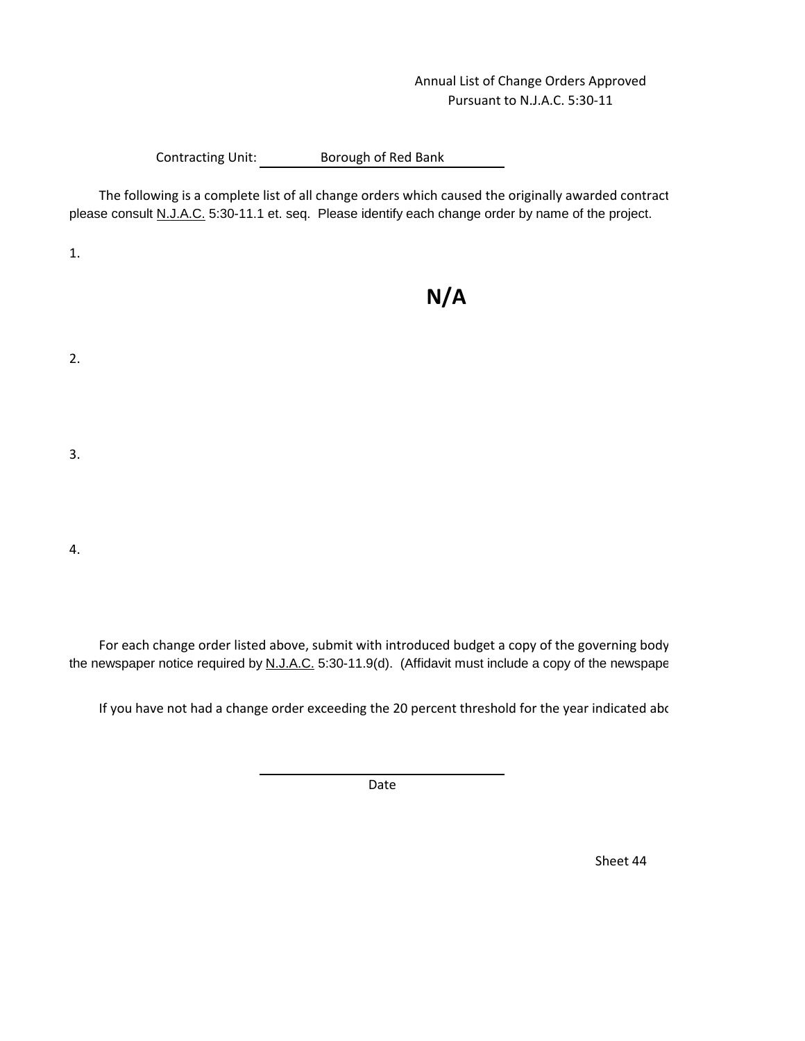Annual List of Change Orders Approved
Pursuant to N.J.A.C. 5:30-11

Contracting Unit: Borough of Red Bank

The following is a complete list of all change orders which caused the originally awarded contract
please consult N.J.A.C. 5:30-11.1 et. seq. Please identify each change order by name of the project.

1.

**N/A**

2.

3.

4.

For each change order listed above, submit with introduced budget a copy of the governing body
the newspaper notice required by N.J.A.C. 5:30-11.9(d). (Affidavit must include a copy of the newspape

If you have not had a change order exceeding the 20 percent threshold for the year indicated abo

Date

Sheet 44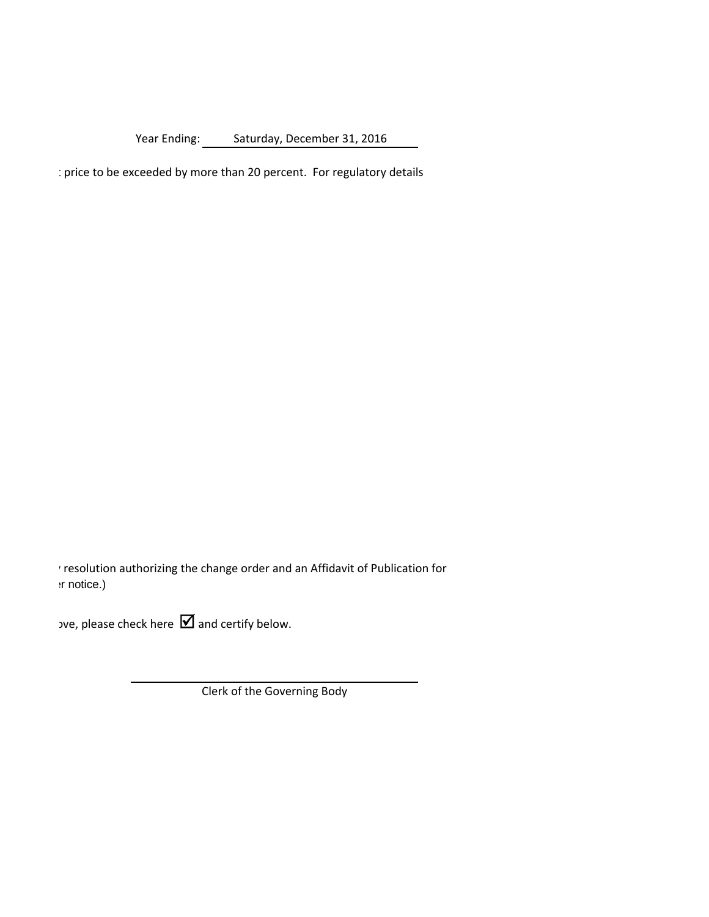Year Ending: Saturday, December 31, 2016

: price to be exceeded by more than 20 percent. For regulatory details

' resolution authorizing the change order and an Affidavit of Publication for
:r notice.)

ɔve, please check here ☑ and certify below.

Clerk of the Governing Body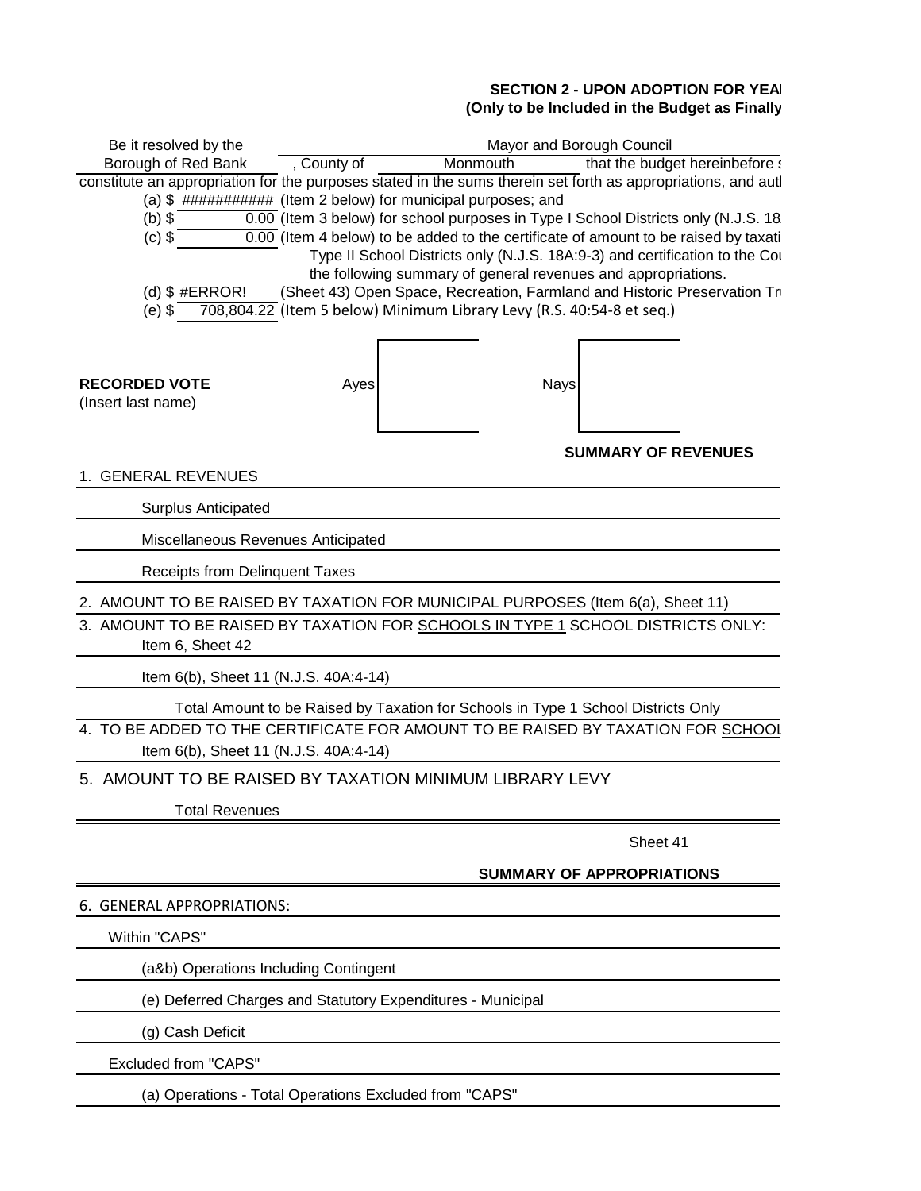**SECTION 2 - UPON ADOPTION FOR YEAI**
**(Only to be Included in the Budget as Finally**

Be it resolved by the Mayor and Borough Council
Borough of Red Bank , County of Monmouth that the budget hereinbefore s
constitute an appropriation for the purposes stated in the sums therein set forth as appropriations, and autl

(a) $ ########### (Item 2 below) for municipal purposes; and
(b) $ 0.00 (Item 3 below) for school purposes in Type I School Districts only (N.J.S. 18
(c) $ 0.00 (Item 4 below) to be added to the certificate of amount to be raised by taxati
Type II School Districts only (N.J.S. 18A:9-3) and certification to the Cou
the following summary of general revenues and appropriations.
(d) $ #ERROR! (Sheet 43) Open Space, Recreation, Farmland and Historic Preservation Tr
(e) $ 708,804.22 (Item 5 below) Minimum Library Levy (R.S. 40:54-8 et seq.)

**RECORDED VOTE**
(Insert last name)

| Ayes | Nays |
|---|---|
| | |

**SUMMARY OF REVENUES**

1. GENERAL REVENUES
   - Surplus Anticipated
   - Miscellaneous Revenues Anticipated
   - Receipts from Delinquent Taxes
2. AMOUNT TO BE RAISED BY TAXATION FOR MUNICIPAL PURPOSES (Item 6(a), Sheet 11)
3. AMOUNT TO BE RAISED BY TAXATION FOR SCHOOLS IN TYPE 1 SCHOOL DISTRICTS ONLY:
   - Item 6, Sheet 42
   - Item 6(b), Sheet 11 (N.J.S. 40A:4-14)
   - Total Amount to be Raised by Taxation for Schools in Type 1 School Districts Only
4. TO BE ADDED TO THE CERTIFICATE FOR AMOUNT TO BE RAISED BY TAXATION FOR SCHOOL
   - Item 6(b), Sheet 11 (N.J.S. 40A:4-14)
5. AMOUNT TO BE RAISED BY TAXATION MINIMUM LIBRARY LEVY
   - Total Revenues

Sheet 41

**SUMMARY OF APPROPRIATIONS**

6. GENERAL APPROPRIATIONS:
   - Within "CAPS"
     - (a&b) Operations Including Contingent
     - (e) Deferred Charges and Statutory Expenditures - Municipal
     - (g) Cash Deficit
   - Excluded from "CAPS"
     - (a) Operations - Total Operations Excluded from "CAPS"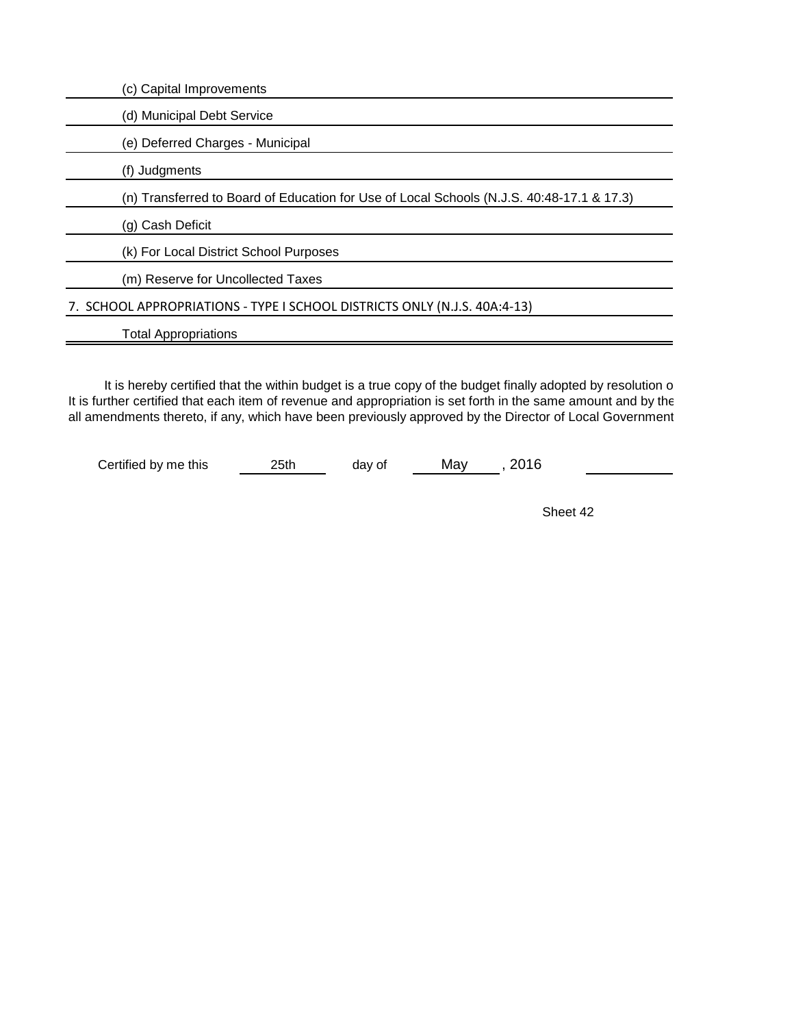(c) Capital Improvements

(d) Municipal Debt Service

(e) Deferred Charges - Municipal

(f) Judgments

(n) Transferred to Board of Education for Use of Local Schools (N.J.S. 40:48-17.1 & 17.3)

(g) Cash Deficit

(k) For Local District School Purposes

(m) Reserve for Uncollected Taxes

7. SCHOOL APPROPRIATIONS - TYPE I SCHOOL DISTRICTS ONLY (N.J.S. 40A:4-13)

Total Appropriations

It is hereby certified that the within budget is a true copy of the budget finally adopted by resolution o
It is further certified that each item of revenue and appropriation is set forth in the same amount and by the
all amendments thereto, if any, which have been previously approved by the Director of Local Government

Certified by me this 25th day of May, 2016 ____________

Sheet 42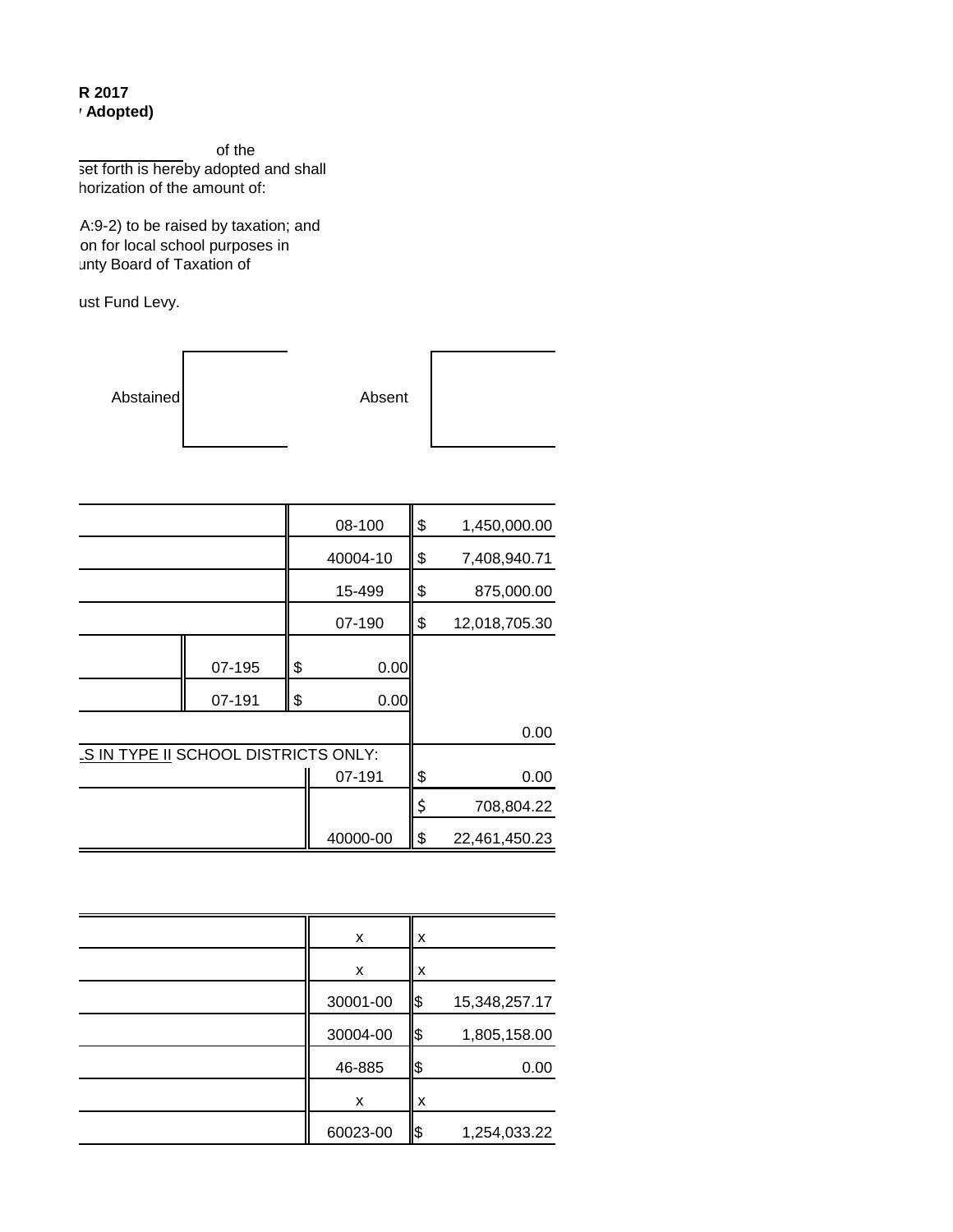**R 2017**
**' Adopted)**

of the
set forth is hereby adopted and shall
horization of the amount of:

A:9-2) to be raised by taxation; and
on for local school purposes in
unty Board of Taxation of

ust Fund Levy.

| Abstained | | Absent | |
|---|---|---|---|

| | | | | |
|---|---|---|---|---|
| | | 08-100 | $ | 1,450,000.00 |
| | | 40004-10 | $ | 7,408,940.71 |
| | | 15-499 | $ | 875,000.00 |
| | | 07-190 | $ | 12,018,705.30 |
| 07-195 | $ | 0.00 | | |
| 07-191 | $ | 0.00 | | |
| | | | | 0.00 |
| .S IN TYPE II SCHOOL DISTRICTS ONLY: | | | | |
| | | 07-191 | $ | 0.00 |
| | | | $ | 708,804.22 |
| | | 40000-00 | $ | 22,461,450.23 |

| | | |
|---|---|---|
| x | x | |
| x | x | |
| 30001-00 | $ | 15,348,257.17 |
| 30004-00 | $ | 1,805,158.00 |
| 46-885 | $ | 0.00 |
| x | x | |
| 60023-00 | $ | 1,254,033.22 |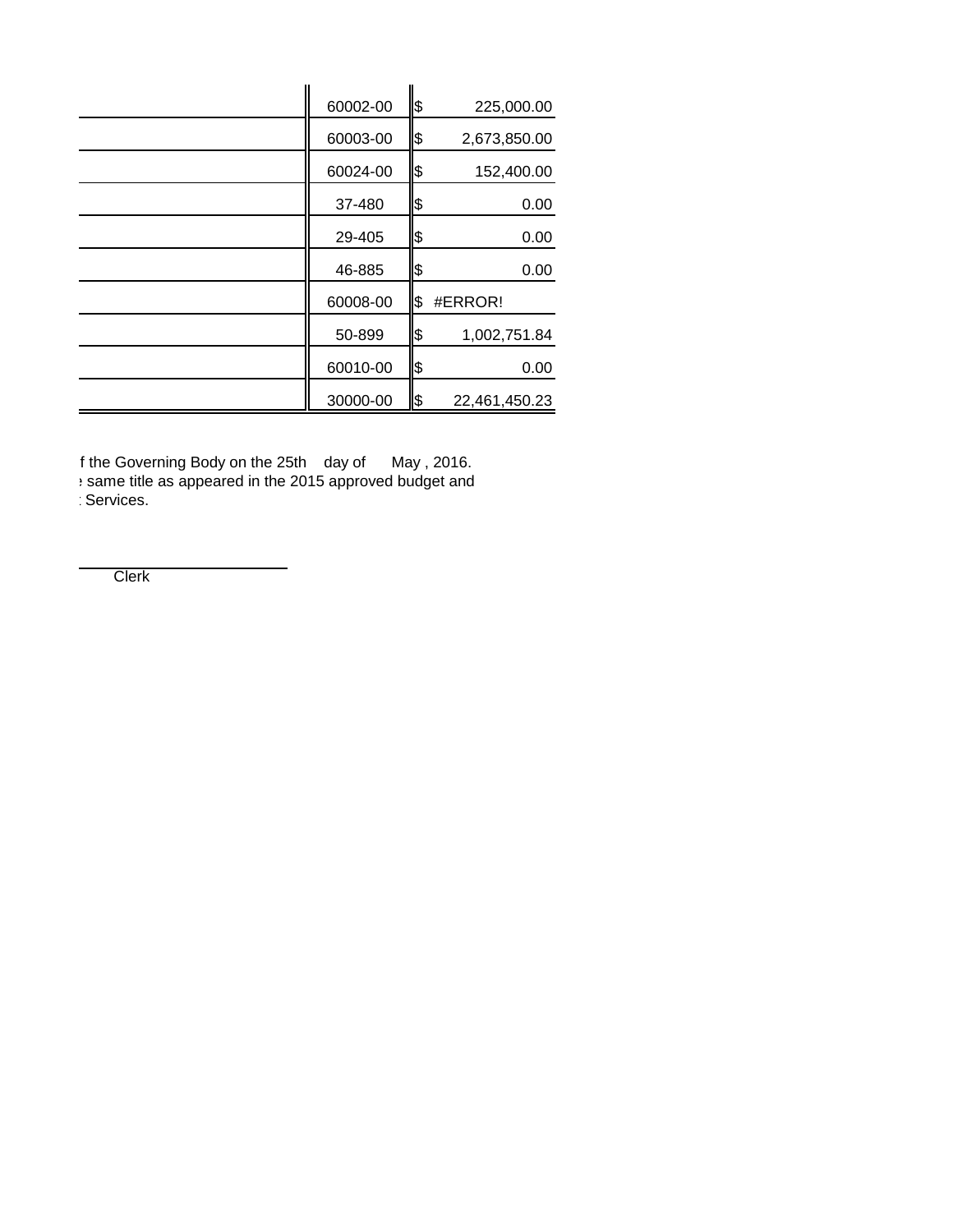| | | |
|---|---|---|
| | 60002-00 | $ 225,000.00 |
| | 60003-00 | $ 2,673,850.00 |
| | 60024-00 | $ 152,400.00 |
| | 37-480 | $ 0.00 |
| | 29-405 | $ 0.00 |
| | 46-885 | $ 0.00 |
| | 60008-00 | $ #ERROR! |
| | 50-899 | $ 1,002,751.84 |
| | 60010-00 | $ 0.00 |
| | 30000-00 | $ 22,461,450.23 |

f the Governing Body on the 25th day of May , 2016.
: same title as appeared in the 2015 approved budget and
: Services.

Clerk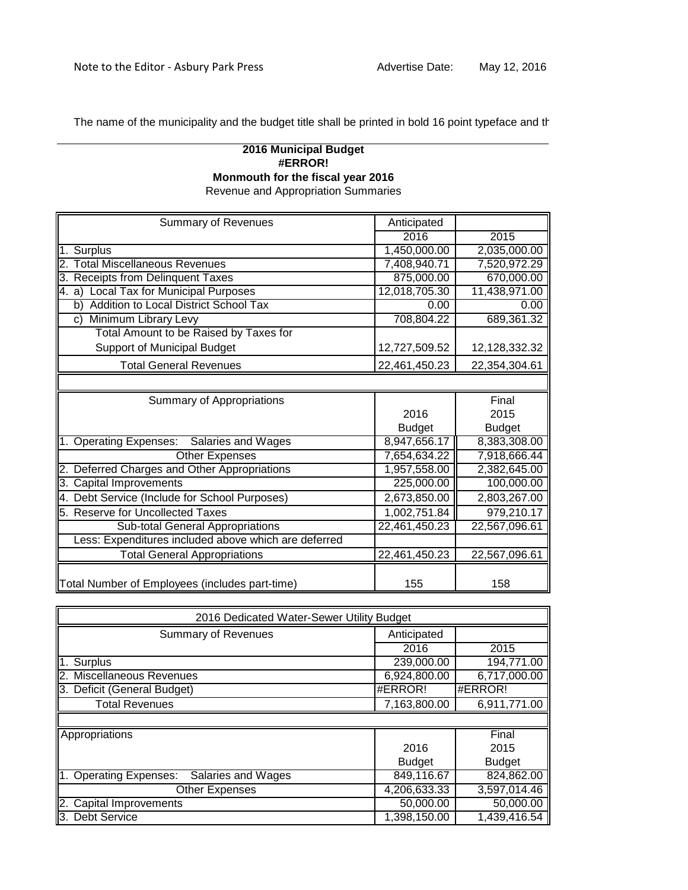Note to the Editor - Asbury Park Press

Advertise Date: May 12, 2016

The name of the municipality and the budget title shall be printed in bold 16 point typeface and th

**2016 Municipal Budget**
**#ERROR!**
**Monmouth for the fiscal year 2016**
Revenue and Appropriation Summaries

| Summary of Revenues | Anticipated 2016 | 2015 |
|---|---|---|
| 1. Surplus | 1,450,000.00 | 2,035,000.00 |
| 2. Total Miscellaneous Revenues | 7,408,940.71 | 7,520,972.29 |
| 3. Receipts from Delinquent Taxes | 875,000.00 | 670,000.00 |
| 4. a) Local Tax for Municipal Purposes | 12,018,705.30 | 11,438,971.00 |
| b) Addition to Local District School Tax | 0.00 | 0.00 |
| c) Minimum Library Levy | 708,804.22 | 689,361.32 |
| Total Amount to be Raised by Taxes for Support of Municipal Budget | 12,727,509.52 | 12,128,332.32 |
| Total General Revenues | 22,461,450.23 | 22,354,304.61 |

| Summary of Appropriations | 2016 Budget | Final 2015 Budget |
|---|---|---|
| 1. Operating Expenses: Salaries and Wages | 8,947,656.17 | 8,383,308.00 |
| Other Expenses | 7,654,634.22 | 7,918,666.44 |
| 2. Deferred Charges and Other Appropriations | 1,957,558.00 | 2,382,645.00 |
| 3. Capital Improvements | 225,000.00 | 100,000.00 |
| 4. Debt Service (Include for School Purposes) | 2,673,850.00 | 2,803,267.00 |
| 5. Reserve for Uncollected Taxes | 1,002,751.84 | 979,210.17 |
| Sub-total General Appropriations | 22,461,450.23 | 22,567,096.61 |
| Less: Expenditures included above which are deferred | | |
| Total General Appropriations | 22,461,450.23 | 22,567,096.61 |
| Total Number of Employees (includes part-time) | 155 | 158 |

| 2016 Dedicated Water-Sewer Utility Budget | | |
|---|---|---|
| Summary of Revenues | Anticipated 2016 | 2015 |
| 1. Surplus | 239,000.00 | 194,771.00 |
| 2. Miscellaneous Revenues | 6,924,800.00 | 6,717,000.00 |
| 3. Deficit (General Budget) | #ERROR! | #ERROR! |
| Total Revenues | 7,163,800.00 | 6,911,771.00 |

| Appropriations | 2016 Budget | Final 2015 Budget |
|---|---|---|
| 1. Operating Expenses: Salaries and Wages | 849,116.67 | 824,862.00 |
| Other Expenses | 4,206,633.33 | 3,597,014.46 |
| 2. Capital Improvements | 50,000.00 | 50,000.00 |
| 3. Debt Service | 1,398,150.00 | 1,439,416.54 |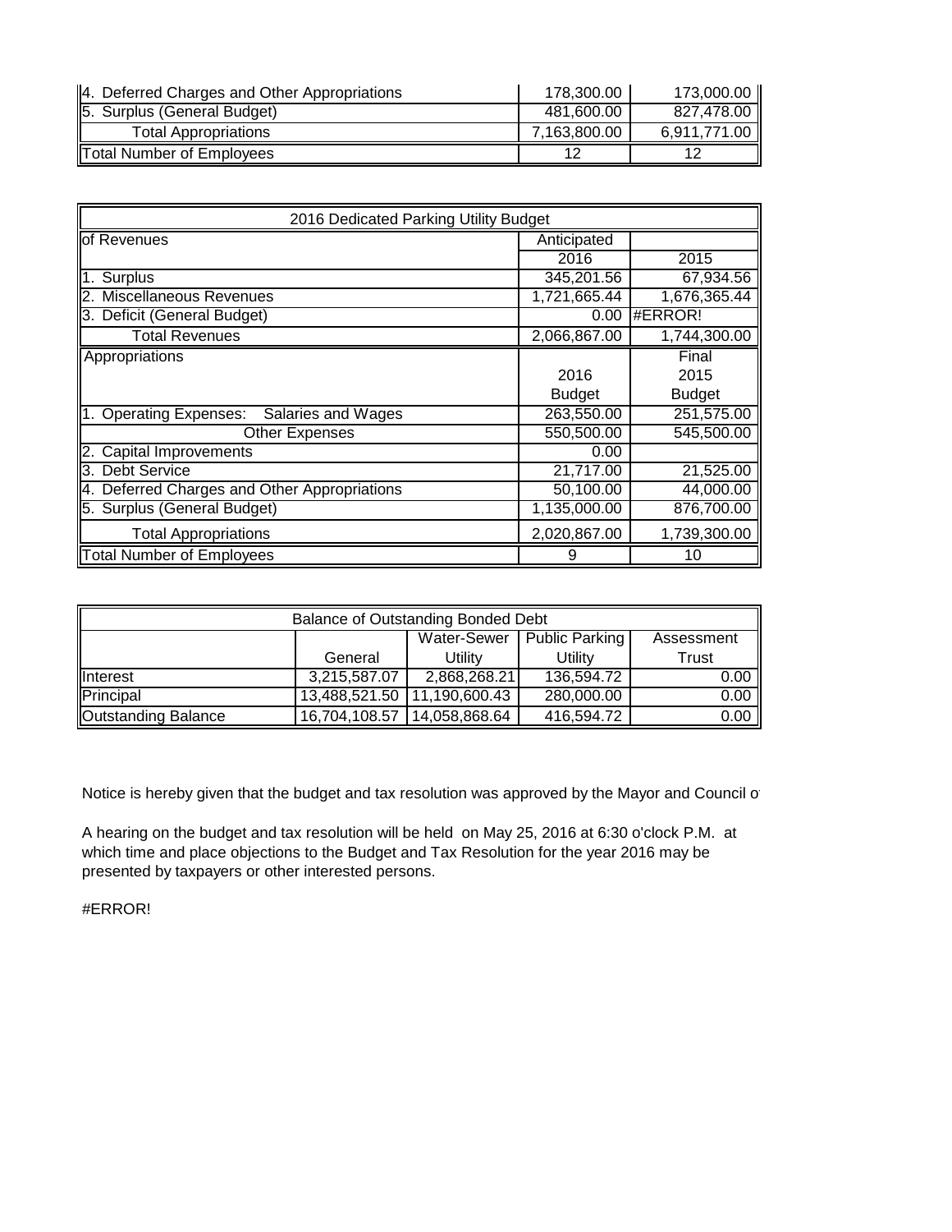| | | |
|---|---|---|
| 4. Deferred Charges and Other Appropriations | 178,300.00 | 173,000.00 |
| 5. Surplus (General Budget) | 481,600.00 | 827,478.00 |
| Total Appropriations | 7,163,800.00 | 6,911,771.00 |
| Total Number of Employees | 12 | 12 |

| 2016 Dedicated Parking Utility Budget | | |
|---|---|---|
| of Revenues | Anticipated | |
| | 2016 | 2015 |
| 1. Surplus | 345,201.56 | 67,934.56 |
| 2. Miscellaneous Revenues | 1,721,665.44 | 1,676,365.44 |
| 3. Deficit (General Budget) | 0.00 | #ERROR! |
| Total Revenues | 2,066,867.00 | 1,744,300.00 |
| Appropriations | 2016 Budget | Final 2015 Budget |
| 1. Operating Expenses: Salaries and Wages | 263,550.00 | 251,575.00 |
| Other Expenses | 550,500.00 | 545,500.00 |
| 2. Capital Improvements | 0.00 | |
| 3. Debt Service | 21,717.00 | 21,525.00 |
| 4. Deferred Charges and Other Appropriations | 50,100.00 | 44,000.00 |
| 5. Surplus (General Budget) | 1,135,000.00 | 876,700.00 |
| Total Appropriations | 2,020,867.00 | 1,739,300.00 |
| Total Number of Employees | 9 | 10 |

| Balance of Outstanding Bonded Debt | | | | |
|---|---|---|---|---|
| | General | Water-Sewer Utility | Public Parking Utility | Assessment Trust |
| Interest | 3,215,587.07 | 2,868,268.21 | 136,594.72 | 0.00 |
| Principal | 13,488,521.50 | 11,190,600.43 | 280,000.00 | 0.00 |
| Outstanding Balance | 16,704,108.57 | 14,058,868.64 | 416,594.72 | 0.00 |

Notice is hereby given that the budget and tax resolution was approved by the Mayor and Council o

A hearing on the budget and tax resolution will be held on May 25, 2016 at 6:30 o'clock P.M. at which time and place objections to the Budget and Tax Resolution for the year 2016 may be presented by taxpayers or other interested persons.

#ERROR!